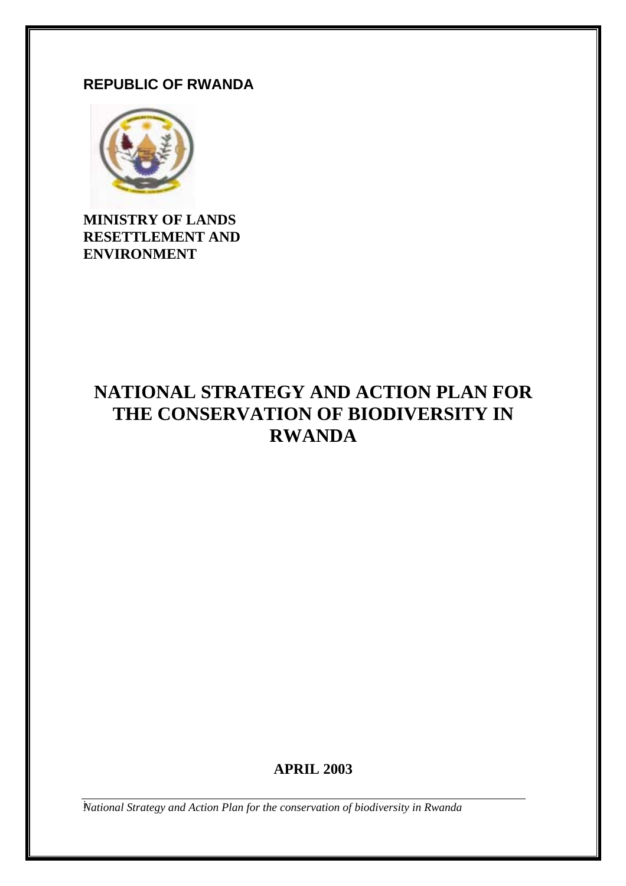**REPUBLIC OF RWANDA**

**MINISTRY OF LANDS RESETTLEMENT AND ENVIRONMENT**

# NATIONAL STRATEGY AND ACTION PLAN FOR THE CONSERVATION OF BIODIVERSITY IN RWANDA

**APRIL 2003**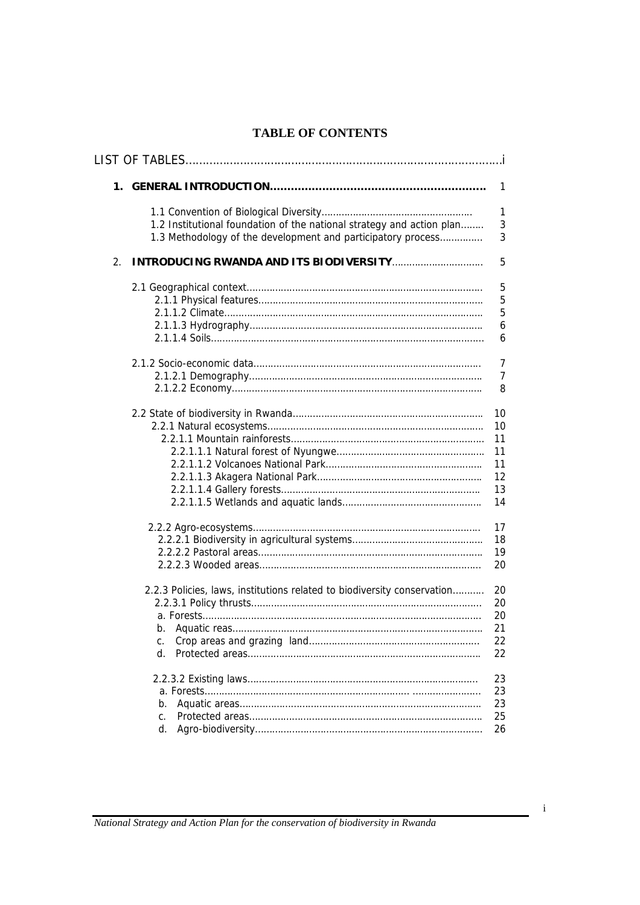# TABLE OF CONTENTS

| | |
|---|---|
| LIST OF TABLES | i |
| **1. GENERAL INTRODUCTION** | 1 |
| 1.1 Convention of Biological Diversity | 1 |
| 1.2 Institutional foundation of the national strategy and action plan | 3 |
| 1.3 Methodology of the development and participatory process | 3 |
| **2. INTRODUCING RWANDA AND ITS BIODIVERSITY** | 5 |
| 2.1 Geographical context | 5 |
| 2.1.1 Physical features | 5 |
| 2.1.1.2 Climate | 5 |
| 2.1.1.3 Hydrography | 6 |
| 2.1.1.4 Soils | 6 |
| 2.1.2 Socio-economic data | 7 |
| 2.1.2.1 Demography | 7 |
| 2.1.2.2 Economy | 8 |
| 2.2 State of biodiversity in Rwanda | 10 |
| 2.2.1 Natural ecosystems | 10 |
| 2.2.1.1 Mountain rainforests | 11 |
| 2.2.1.1.1 Natural forest of Nyungwe | 11 |
| 2.2.1.1.2 Volcanoes National Park | 11 |
| 2.2.1.1.3 Akagera National Park | 12 |
| 2.2.1.1.4 Gallery forests | 13 |
| 2.2.1.1.5 Wetlands and aquatic lands | 14 |
| 2.2.2 Agro-ecosystems | 17 |
| 2.2.2.1 Biodiversity in agricultural systems | 18 |
| 2.2.2.2 Pastoral areas | 19 |
| 2.2.2.3 Wooded areas | 20 |
| 2.2.3 Policies, laws, institutions related to biodiversity conservation | 20 |
| 2.2.3.1 Policy thrusts | 20 |
| a. Forests | 20 |
| b. Aquatic reas | 21 |
| c. Crop areas and grazing land | 22 |
| d. Protected areas | 22 |
| 2.2.3.2 Existing laws | 23 |
| a. Forests | 23 |
| b. Aquatic areas | 23 |
| c. Protected areas | 25 |
| d. Agro-biodiversity | 26 |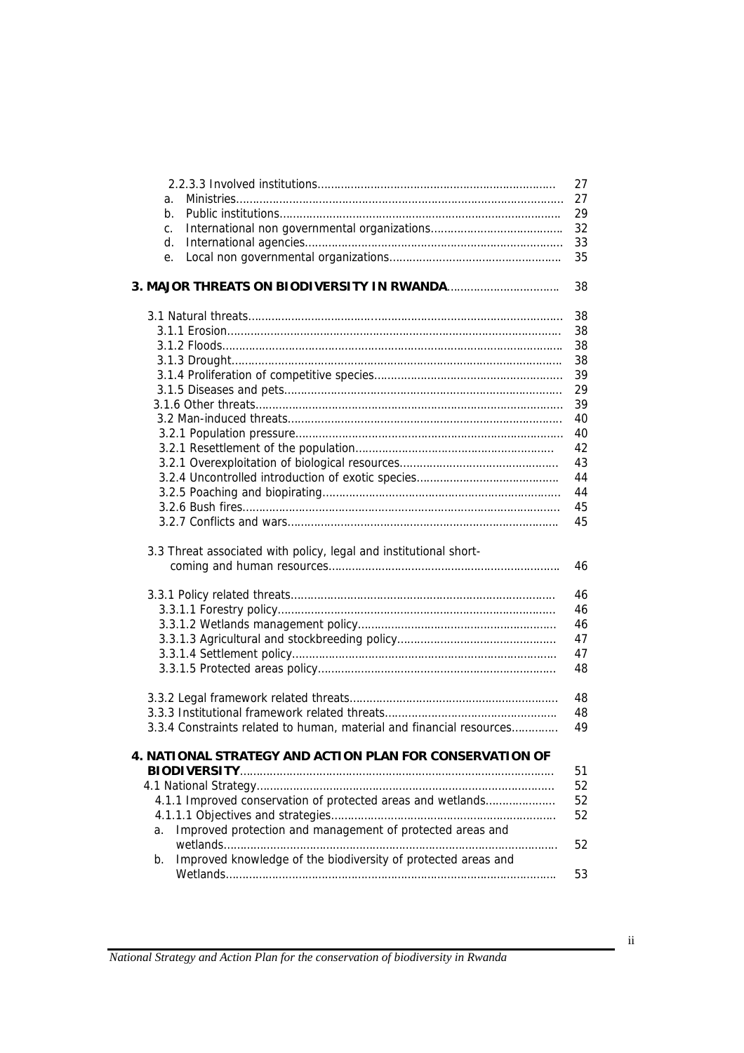| | |
|---|---|
| 2.2.3.3 Involved institutions | 27 |
| a. Ministries | 27 |
| b. Public institutions | 29 |
| c. International non governmental organizations | 32 |
| d. International agencies | 33 |
| e. Local non governmental organizations | 35 |
| **3. MAJOR THREATS ON BIODIVERSITY IN RWANDA** | 38 |
| 3.1 Natural threats | 38 |
| 3.1.1 Erosion | 38 |
| 3.1.2 Floods | 38 |
| 3.1.3 Drought | 38 |
| 3.1.4 Proliferation of competitive species | 39 |
| 3.1.5 Diseases and pets | 29 |
| 3.1.6 Other threats | 39 |
| 3.2 Man-induced threats | 40 |
| 3.2.1 Population pressure | 40 |
| 3.2.1 Resettlement of the population | 42 |
| 3.2.1 Overexploitation of biological resources | 43 |
| 3.2.4 Uncontrolled introduction of exotic species | 44 |
| 3.2.5 Poaching and biopirating | 44 |
| 3.2.6 Bush fires | 45 |
| 3.2.7 Conflicts and wars | 45 |
| 3.3 Threat associated with policy, legal and institutional short-coming and human resources | 46 |
| 3.3.1 Policy related threats | 46 |
| 3.3.1.1 Forestry policy | 46 |
| 3.3.1.2 Wetlands management policy | 46 |
| 3.3.1.3 Agricultural and stockbreeding policy | 47 |
| 3.3.1.4 Settlement policy | 47 |
| 3.3.1.5 Protected areas policy | 48 |
| 3.3.2 Legal framework related threats | 48 |
| 3.3.3 Institutional framework related threats | 48 |
| 3.3.4 Constraints related to human, material and financial resources | 49 |
| **4. NATIONAL STRATEGY AND ACTION PLAN FOR CONSERVATION OF BIODIVERSITY** | 51 |
| 4.1 National Strategy | 52 |
| 4.1.1 Improved conservation of protected areas and wetlands | 52 |
| 4.1.1.1 Objectives and strategies | 52 |
| a. Improved protection and management of protected areas and wetlands | 52 |
| b. Improved knowledge of the biodiversity of protected areas and Wetlands | 53 |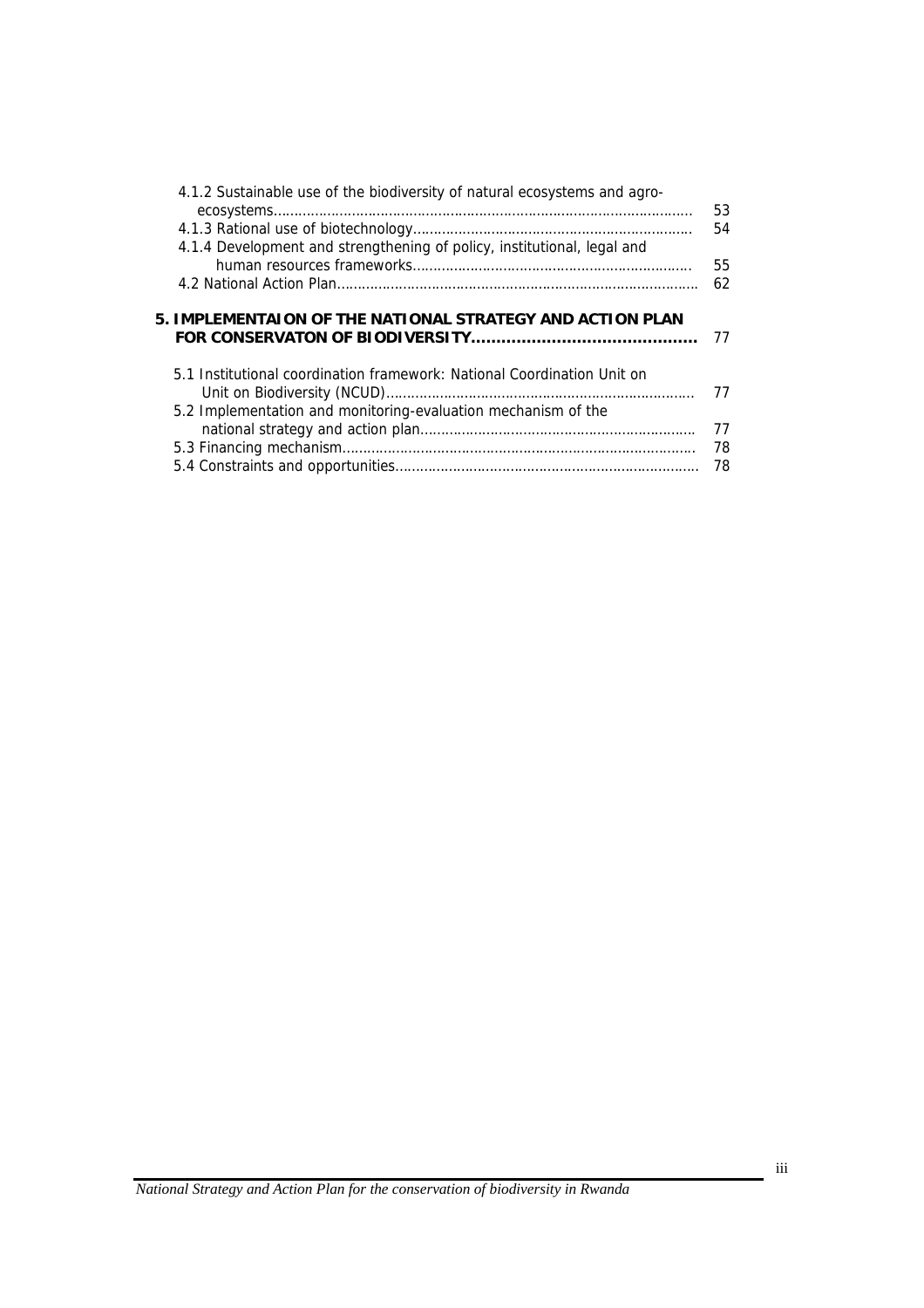4.1.2 Sustainable use of the biodiversity of natural ecosystems and agro-ecosystems........ 53

4.1.3 Rational use of biotechnology........ 54

4.1.4 Development and strengthening of policy, institutional, legal and human resources frameworks........ 55

4.2 National Action Plan........ 62

**5. IMPLEMENTAION OF THE NATIONAL STRATEGY AND ACTION PLAN FOR CONSERVATON OF BIODIVERSITY........ 77**

5.1 Institutional coordination framework: National Coordination Unit on Unit on Biodiversity (NCUD)........ 77

5.2 Implementation and monitoring-evaluation mechanism of the national strategy and action plan........ 77

5.3 Financing mechanism........ 78

5.4 Constraints and opportunities........ 78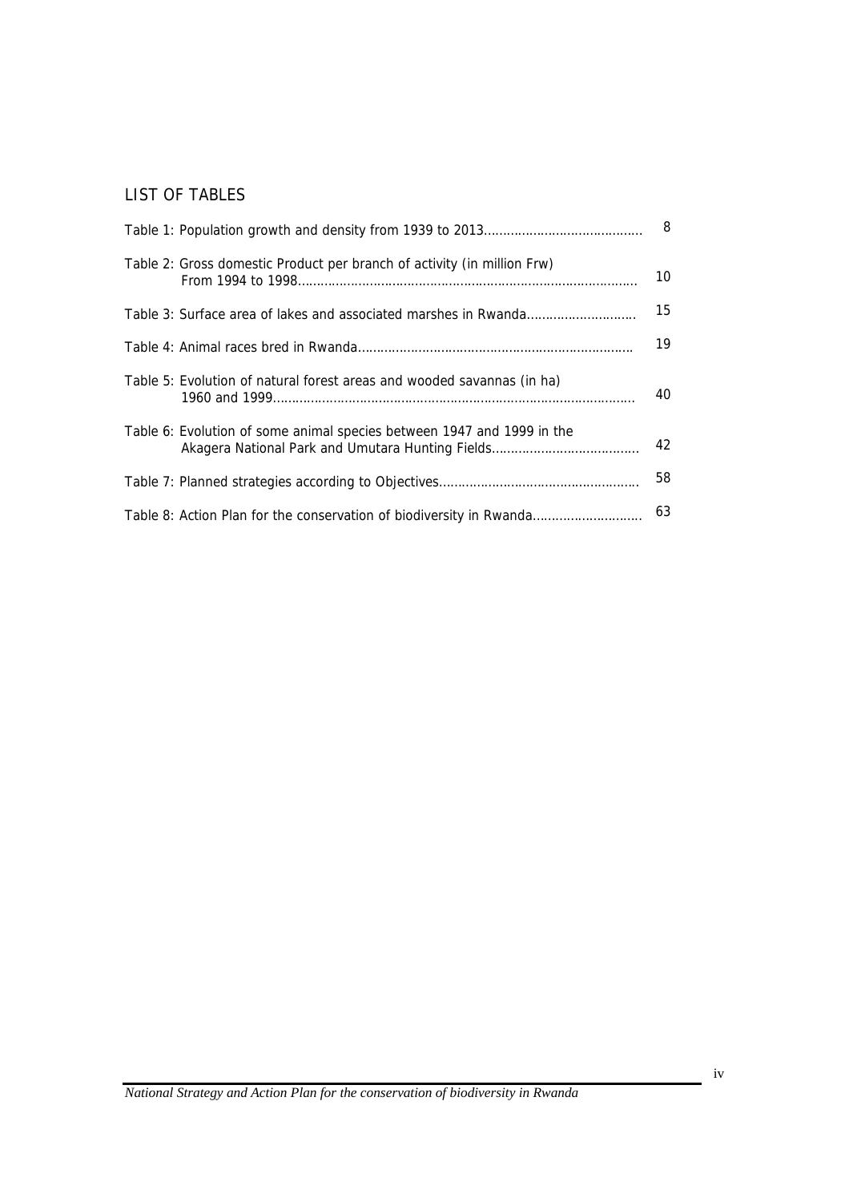## LIST OF TABLES

| | |
|---|---|
| Table 1: Population growth and density from 1939 to 2013 | 8 |
| Table 2: Gross domestic Product per branch of activity (in million Frw) From 1994 to 1998 | 10 |
| Table 3: Surface area of lakes and associated marshes in Rwanda | 15 |
| Table 4: Animal races bred in Rwanda | 19 |
| Table 5: Evolution of natural forest areas and wooded savannas (in ha) 1960 and 1999 | 40 |
| Table 6: Evolution of some animal species between 1947 and 1999 in the Akagera National Park and Umutara Hunting Fields | 42 |
| Table 7: Planned strategies according to Objectives | 58 |
| Table 8: Action Plan for the conservation of biodiversity in Rwanda | 63 |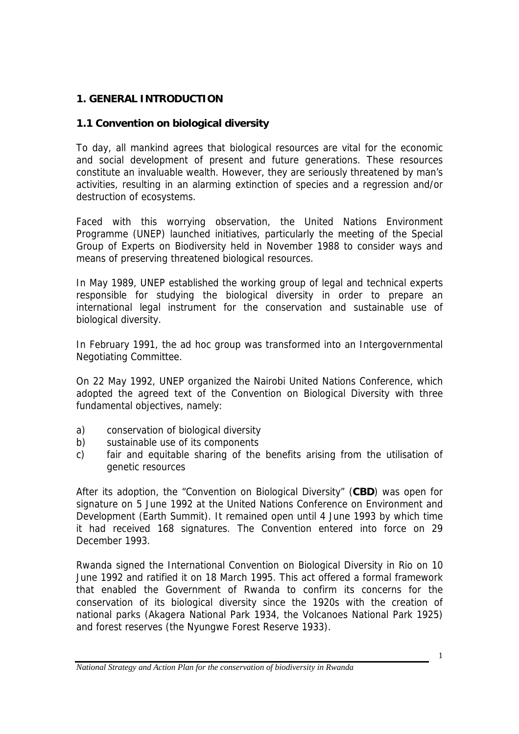# 1. GENERAL INTRODUCTION

## 1.1 Convention on biological diversity

To day, all mankind agrees that biological resources are vital for the economic and social development of present and future generations. These resources constitute an invaluable wealth. However, they are seriously threatened by man's activities, resulting in an alarming extinction of species and a regression and/or destruction of ecosystems.

Faced with this worrying observation, the United Nations Environment Programme (UNEP) launched initiatives, particularly the meeting of the Special Group of Experts on Biodiversity held in November 1988 to consider ways and means of preserving threatened biological resources.

In May 1989, UNEP established the working group of legal and technical experts responsible for studying the biological diversity in order to prepare an international legal instrument for the conservation and sustainable use of biological diversity.

In February 1991, the ad hoc group was transformed into an Intergovernmental Negotiating Committee.

On 22 May 1992, UNEP organized the Nairobi United Nations Conference, which adopted the agreed text of the Convention on Biological Diversity with three fundamental objectives, namely:

a) conservation of biological diversity
b) sustainable use of its components
c) fair and equitable sharing of the benefits arising from the utilisation of genetic resources

After its adoption, the "Convention on Biological Diversity" (**CBD**) was open for signature on 5 June 1992 at the United Nations Conference on Environment and Development (Earth Summit). It remained open until 4 June 1993 by which time it had received 168 signatures. The Convention entered into force on 29 December 1993.

Rwanda signed the International Convention on Biological Diversity in Rio on 10 June 1992 and ratified it on 18 March 1995. This act offered a formal framework that enabled the Government of Rwanda to confirm its concerns for the conservation of its biological diversity since the 1920s with the creation of national parks (Akagera National Park 1934, the Volcanoes National Park 1925) and forest reserves (the Nyungwe Forest Reserve 1933).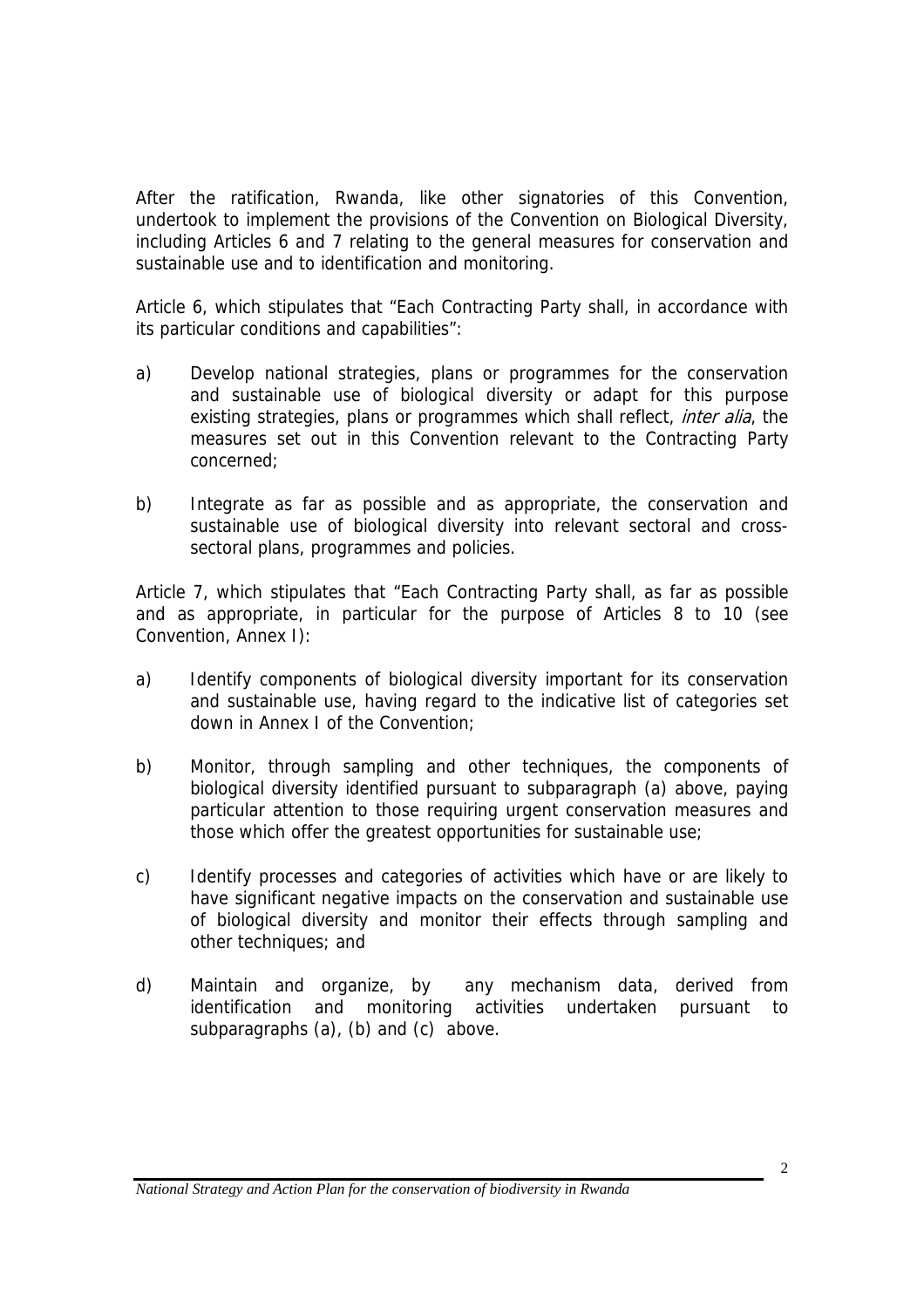After the ratification, Rwanda, like other signatories of this Convention, undertook to implement the provisions of the Convention on Biological Diversity, including Articles 6 and 7 relating to the general measures for conservation and sustainable use and to identification and monitoring.

Article 6, which stipulates that "Each Contracting Party shall, in accordance with its particular conditions and capabilities":

a) Develop national strategies, plans or programmes for the conservation and sustainable use of biological diversity or adapt for this purpose existing strategies, plans or programmes which shall reflect, *inter alia*, the measures set out in this Convention relevant to the Contracting Party concerned;

b) Integrate as far as possible and as appropriate, the conservation and sustainable use of biological diversity into relevant sectoral and cross-sectoral plans, programmes and policies.

Article 7, which stipulates that "Each Contracting Party shall, as far as possible and as appropriate, in particular for the purpose of Articles 8 to 10 (see Convention, Annex I):

a) Identify components of biological diversity important for its conservation and sustainable use, having regard to the indicative list of categories set down in Annex I of the Convention;

b) Monitor, through sampling and other techniques, the components of biological diversity identified pursuant to subparagraph (a) above, paying particular attention to those requiring urgent conservation measures and those which offer the greatest opportunities for sustainable use;

c) Identify processes and categories of activities which have or are likely to have significant negative impacts on the conservation and sustainable use of biological diversity and monitor their effects through sampling and other techniques; and

d) Maintain and organize, by any mechanism data, derived from identification and monitoring activities undertaken pursuant to subparagraphs (a), (b) and (c) above.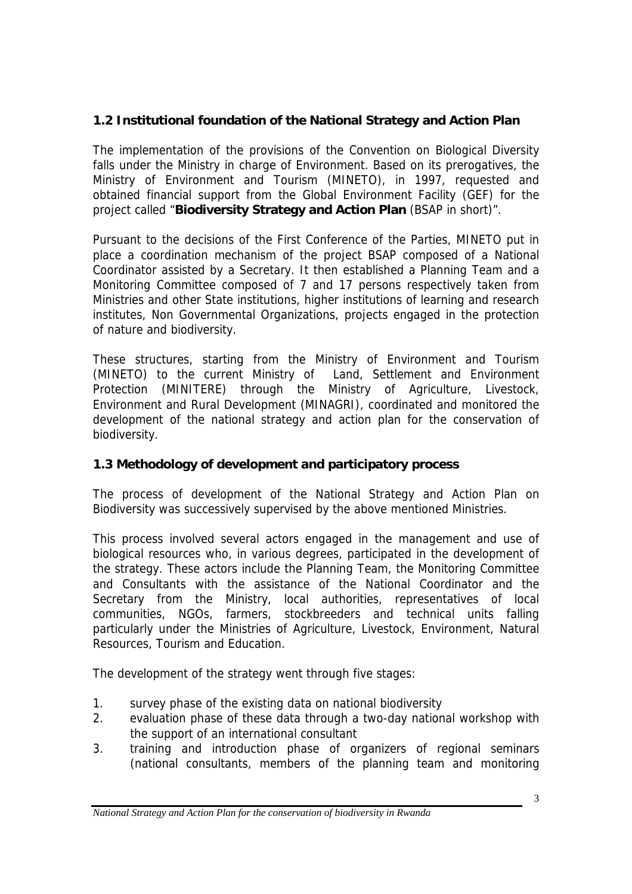## 1.2 Institutional foundation of the National Strategy and Action Plan

The implementation of the provisions of the Convention on Biological Diversity falls under the Ministry in charge of Environment. Based on its prerogatives, the Ministry of Environment and Tourism (MINETO), in 1997, requested and obtained financial support from the Global Environment Facility (GEF) for the project called "**Biodiversity Strategy and Action Plan** (BSAP in short)".

Pursuant to the decisions of the First Conference of the Parties, MINETO put in place a coordination mechanism of the project BSAP composed of a National Coordinator assisted by a Secretary. It then established a Planning Team and a Monitoring Committee composed of 7 and 17 persons respectively taken from Ministries and other State institutions, higher institutions of learning and research institutes, Non Governmental Organizations, projects engaged in the protection of nature and biodiversity.

These structures, starting from the Ministry of Environment and Tourism (MINETO) to the current Ministry of Land, Settlement and Environment Protection (MINITERE) through the Ministry of Agriculture, Livestock, Environment and Rural Development (MINAGRI), coordinated and monitored the development of the national strategy and action plan for the conservation of biodiversity.

## 1.3 Methodology of development and participatory process

The process of development of the National Strategy and Action Plan on Biodiversity was successively supervised by the above mentioned Ministries.

This process involved several actors engaged in the management and use of biological resources who, in various degrees, participated in the development of the strategy. These actors include the Planning Team, the Monitoring Committee and Consultants with the assistance of the National Coordinator and the Secretary from the Ministry, local authorities, representatives of local communities, NGOs, farmers, stockbreeders and technical units falling particularly under the Ministries of Agriculture, Livestock, Environment, Natural Resources, Tourism and Education.

The development of the strategy went through five stages:

1. survey phase of the existing data on national biodiversity
2. evaluation phase of these data through a two-day national workshop with the support of an international consultant
3. training and introduction phase of organizers of regional seminars (national consultants, members of the planning team and monitoring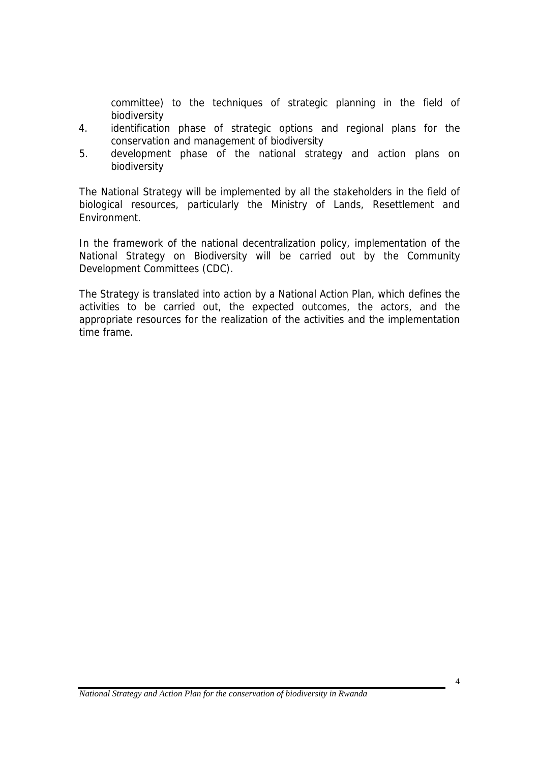committee) to the techniques of strategic planning in the field of biodiversity

4. identification phase of strategic options and regional plans for the conservation and management of biodiversity
5. development phase of the national strategy and action plans on biodiversity

The National Strategy will be implemented by all the stakeholders in the field of biological resources, particularly the Ministry of Lands, Resettlement and Environment.

In the framework of the national decentralization policy, implementation of the National Strategy on Biodiversity will be carried out by the Community Development Committees (CDC).

The Strategy is translated into action by a National Action Plan, which defines the activities to be carried out, the expected outcomes, the actors, and the appropriate resources for the realization of the activities and the implementation time frame.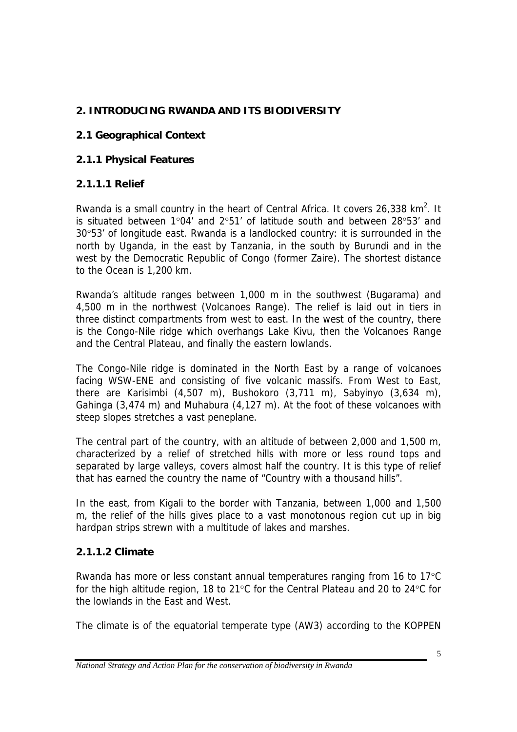## 2. INTRODUCING RWANDA AND ITS BIODIVERSITY

### 2.1 Geographical Context

#### 2.1.1 Physical Features

##### 2.1.1.1 Relief

Rwanda is a small country in the heart of Central Africa. It covers 26,338 $km^2$. It is situated between 1°04' and 2°51' of latitude south and between 28°53' and 30°53' of longitude east. Rwanda is a landlocked country: it is surrounded in the north by Uganda, in the east by Tanzania, in the south by Burundi and in the west by the Democratic Republic of Congo (former Zaire). The shortest distance to the Ocean is 1,200 km.

Rwanda's altitude ranges between 1,000 m in the southwest (Bugarama) and 4,500 m in the northwest (Volcanoes Range). The relief is laid out in tiers in three distinct compartments from west to east. In the west of the country, there is the Congo-Nile ridge which overhangs Lake Kivu, then the Volcanoes Range and the Central Plateau, and finally the eastern lowlands.

The Congo-Nile ridge is dominated in the North East by a range of volcanoes facing WSW-ENE and consisting of five volcanic massifs. From West to East, there are Karisimbi (4,507 m), Bushokoro (3,711 m), Sabyinyo (3,634 m), Gahinga (3,474 m) and Muhabura (4,127 m). At the foot of these volcanoes with steep slopes stretches a vast peneplane.

The central part of the country, with an altitude of between 2,000 and 1,500 m, characterized by a relief of stretched hills with more or less round tops and separated by large valleys, covers almost half the country. It is this type of relief that has earned the country the name of "Country with a thousand hills".

In the east, from Kigali to the border with Tanzania, between 1,000 and 1,500 m, the relief of the hills gives place to a vast monotonous region cut up in big hardpan strips strewn with a multitude of lakes and marshes.

##### 2.1.1.2 Climate

Rwanda has more or less constant annual temperatures ranging from 16 to 17°C for the high altitude region, 18 to 21°C for the Central Plateau and 20 to 24°C for the lowlands in the East and West.

The climate is of the equatorial temperate type (AW3) according to the KOPPEN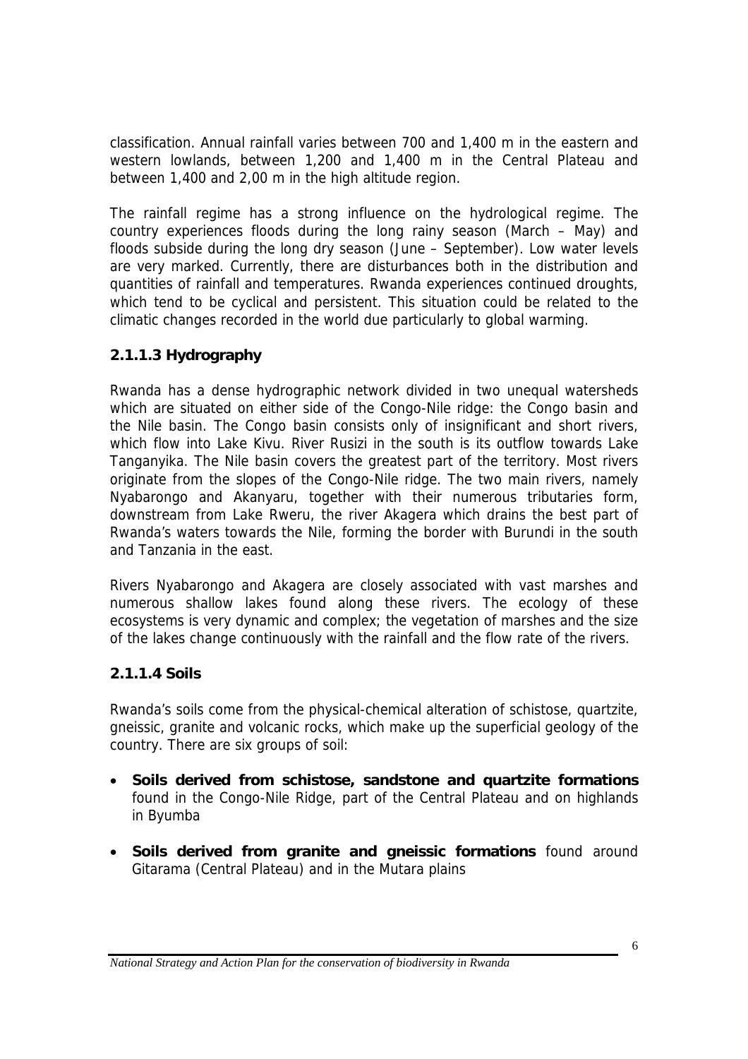classification. Annual rainfall varies between 700 and 1,400 m in the eastern and western lowlands, between 1,200 and 1,400 m in the Central Plateau and between 1,400 and 2,00 m in the high altitude region.

The rainfall regime has a strong influence on the hydrological regime. The country experiences floods during the long rainy season (March – May) and floods subside during the long dry season (June – September). Low water levels are very marked. Currently, there are disturbances both in the distribution and quantities of rainfall and temperatures. Rwanda experiences continued droughts, which tend to be cyclical and persistent. This situation could be related to the climatic changes recorded in the world due particularly to global warming.

#### 2.1.1.3 Hydrography

Rwanda has a dense hydrographic network divided in two unequal watersheds which are situated on either side of the Congo-Nile ridge: the Congo basin and the Nile basin. The Congo basin consists only of insignificant and short rivers, which flow into Lake Kivu. River Rusizi in the south is its outflow towards Lake Tanganyika. The Nile basin covers the greatest part of the territory. Most rivers originate from the slopes of the Congo-Nile ridge. The two main rivers, namely Nyabarongo and Akanyaru, together with their numerous tributaries form, downstream from Lake Rweru, the river Akagera which drains the best part of Rwanda's waters towards the Nile, forming the border with Burundi in the south and Tanzania in the east.

Rivers Nyabarongo and Akagera are closely associated with vast marshes and numerous shallow lakes found along these rivers. The ecology of these ecosystems is very dynamic and complex; the vegetation of marshes and the size of the lakes change continuously with the rainfall and the flow rate of the rivers.

#### 2.1.1.4 Soils

Rwanda's soils come from the physical-chemical alteration of schistose, quartzite, gneissic, granite and volcanic rocks, which make up the superficial geology of the country. There are six groups of soil:

- **Soils derived from schistose, sandstone and quartzite formations** found in the Congo-Nile Ridge, part of the Central Plateau and on highlands in Byumba
- **Soils derived from granite and gneissic formations** found around Gitarama (Central Plateau) and in the Mutara plains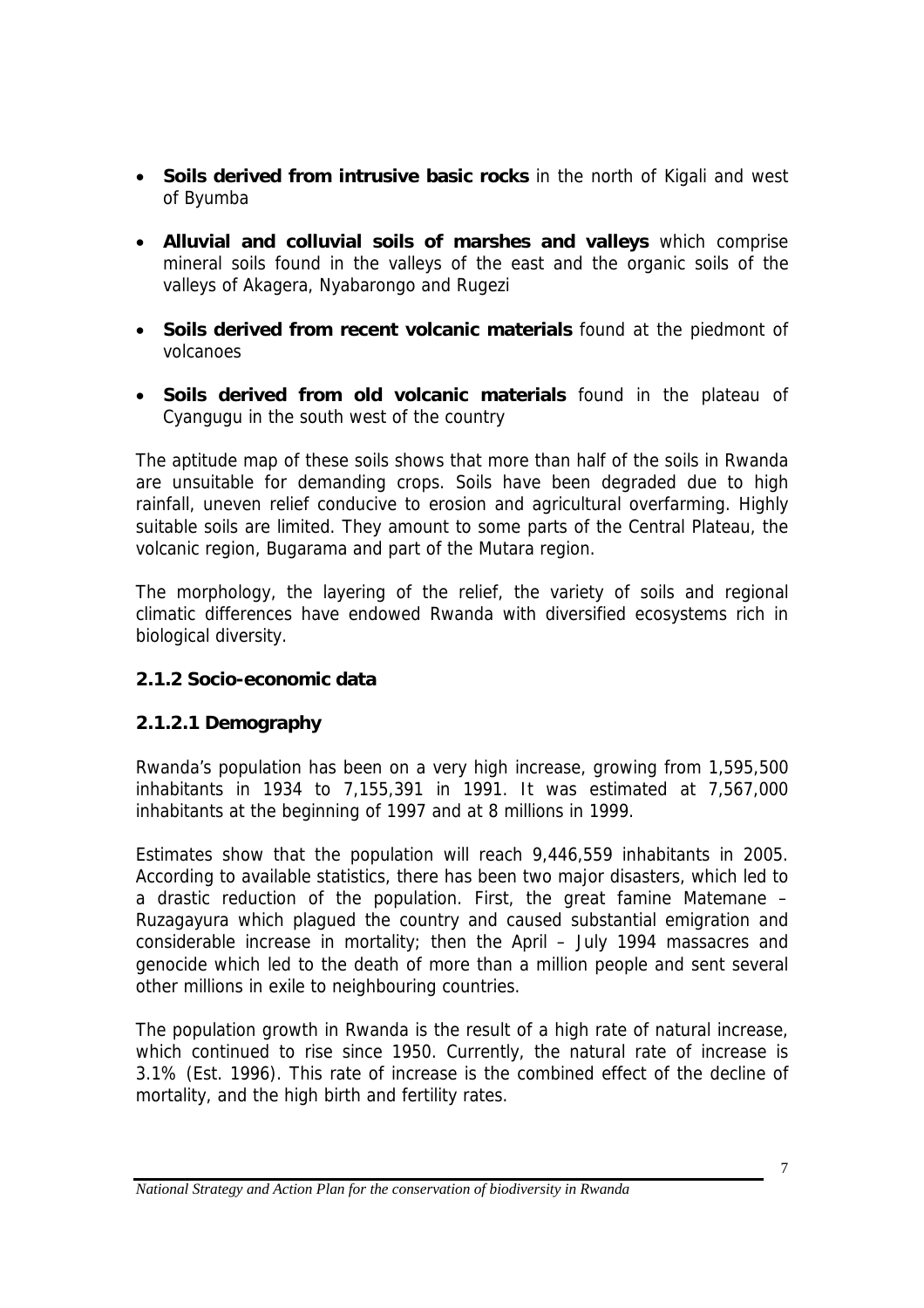- **Soils derived from intrusive basic rocks** in the north of Kigali and west of Byumba

- **Alluvial and colluvial soils of marshes and valleys** which comprise mineral soils found in the valleys of the east and the organic soils of the valleys of Akagera, Nyabarongo and Rugezi

- **Soils derived from recent volcanic materials** found at the piedmont of volcanoes

- **Soils derived from old volcanic materials** found in the plateau of Cyangugu in the south west of the country

The aptitude map of these soils shows that more than half of the soils in Rwanda are unsuitable for demanding crops. Soils have been degraded due to high rainfall, uneven relief conducive to erosion and agricultural overfarming. Highly suitable soils are limited. They amount to some parts of the Central Plateau, the volcanic region, Bugarama and part of the Mutara region.

The morphology, the layering of the relief, the variety of soils and regional climatic differences have endowed Rwanda with diversified ecosystems rich in biological diversity.

### 2.1.2 Socio-economic data

#### 2.1.2.1 Demography

Rwanda's population has been on a very high increase, growing from 1,595,500 inhabitants in 1934 to 7,155,391 in 1991. It was estimated at 7,567,000 inhabitants at the beginning of 1997 and at 8 millions in 1999.

Estimates show that the population will reach 9,446,559 inhabitants in 2005. According to available statistics, there has been two major disasters, which led to a drastic reduction of the population. First, the great famine Matemane – Ruzagayura which plagued the country and caused substantial emigration and considerable increase in mortality; then the April – July 1994 massacres and genocide which led to the death of more than a million people and sent several other millions in exile to neighbouring countries.

The population growth in Rwanda is the result of a high rate of natural increase, which continued to rise since 1950. Currently, the natural rate of increase is 3.1% (Est. 1996). This rate of increase is the combined effect of the decline of mortality, and the high birth and fertility rates.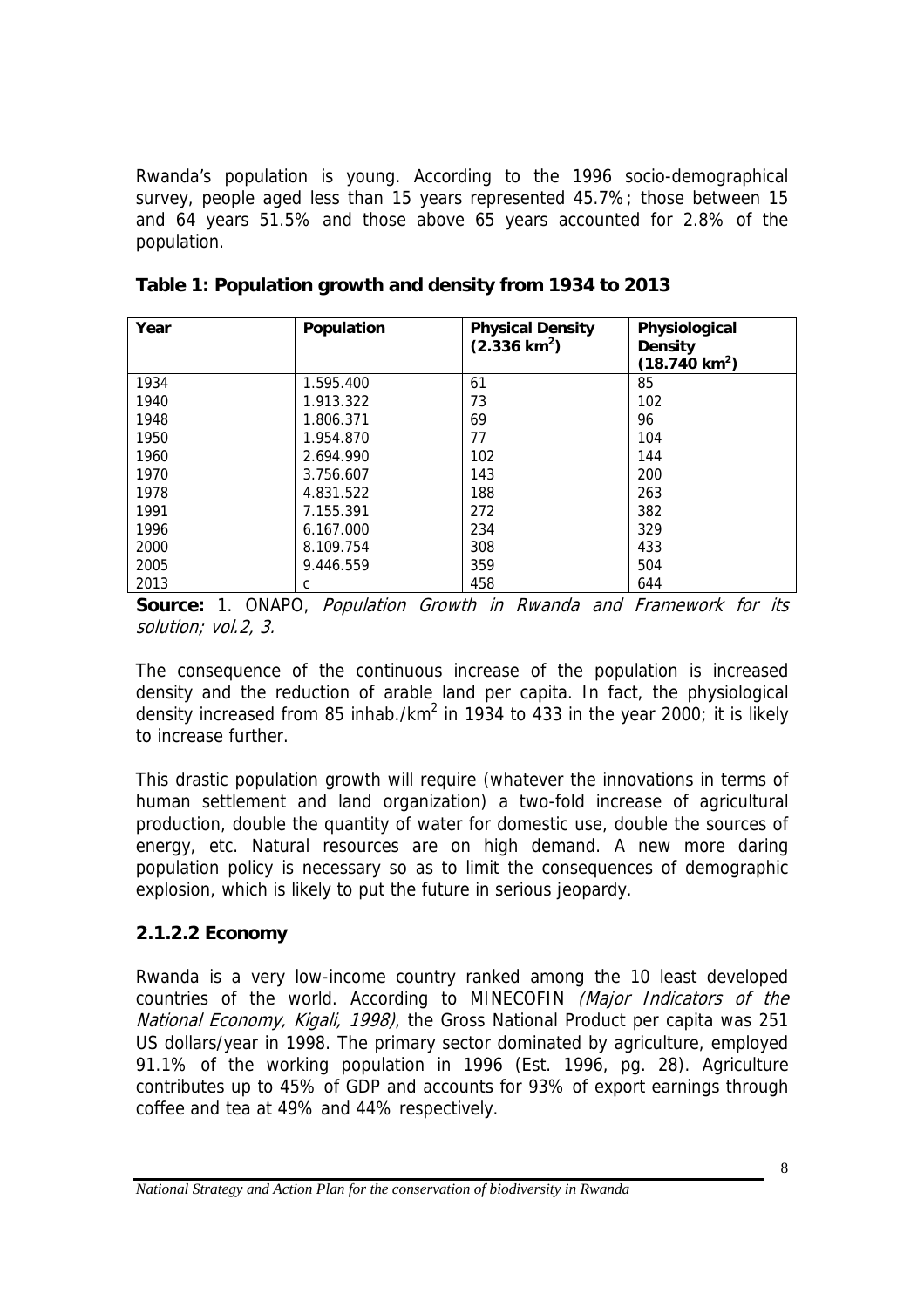Rwanda's population is young. According to the 1996 socio-demographical survey, people aged less than 15 years represented 45.7%; those between 15 and 64 years 51.5% and those above 65 years accounted for 2.8% of the population.

**Table 1: Population growth and density from 1934 to 2013**

| Year | Population | Physical Density (2.336 km$^2$) | Physiological Density (18.740 km$^2$) |
|---|---|---|---|
| 1934 | 1.595.400 | 61 | 85 |
| 1940 | 1.913.322 | 73 | 102 |
| 1948 | 1.806.371 | 69 | 96 |
| 1950 | 1.954.870 | 77 | 104 |
| 1960 | 2.694.990 | 102 | 144 |
| 1970 | 3.756.607 | 143 | 200 |
| 1978 | 4.831.522 | 188 | 263 |
| 1991 | 7.155.391 | 272 | 382 |
| 1996 | 6.167.000 | 234 | 329 |
| 2000 | 8.109.754 | 308 | 433 |
| 2005 | 9.446.559 | 359 | 504 |
| 2013 | c | 458 | 644 |

**Source:** 1. ONAPO, *Population Growth in Rwanda and Framework for its solution; vol.2, 3.*

The consequence of the continuous increase of the population is increased density and the reduction of arable land per capita. In fact, the physiological density increased from 85 inhab./km$^2$ in 1934 to 433 in the year 2000; it is likely to increase further.

This drastic population growth will require (whatever the innovations in terms of human settlement and land organization) a two-fold increase of agricultural production, double the quantity of water for domestic use, double the sources of energy, etc. Natural resources are on high demand. A new more daring population policy is necessary so as to limit the consequences of demographic explosion, which is likely to put the future in serious jeopardy.

### 2.1.2.2 Economy

Rwanda is a very low-income country ranked among the 10 least developed countries of the world. According to MINECOFIN *(Major Indicators of the National Economy, Kigali, 1998)*, the Gross National Product per capita was 251 US dollars/year in 1998. The primary sector dominated by agriculture, employed 91.1% of the working population in 1996 (Est. 1996, pg. 28). Agriculture contributes up to 45% of GDP and accounts for 93% of export earnings through coffee and tea at 49% and 44% respectively.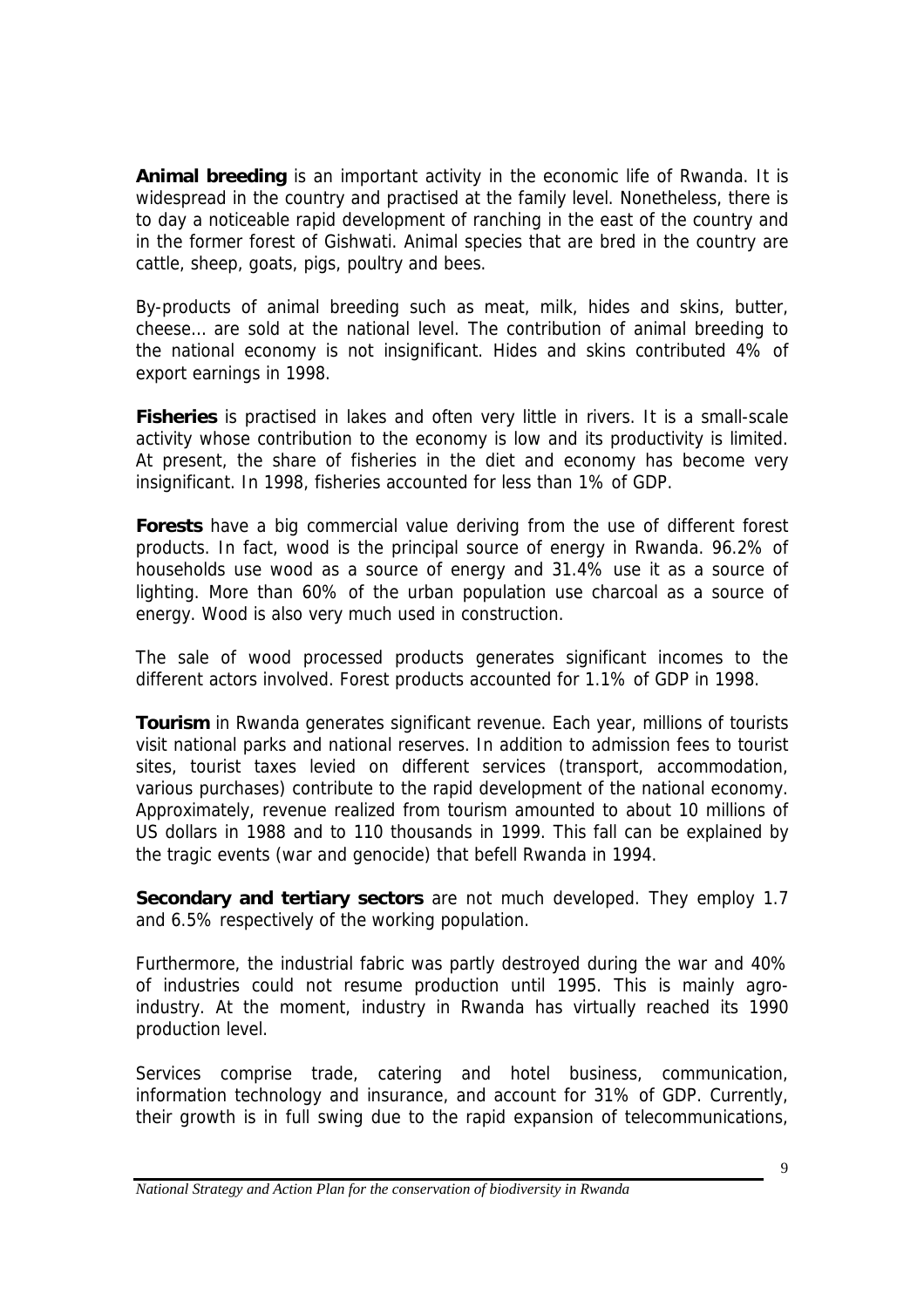**Animal breeding** is an important activity in the economic life of Rwanda. It is widespread in the country and practised at the family level. Nonetheless, there is to day a noticeable rapid development of ranching in the east of the country and in the former forest of Gishwati. Animal species that are bred in the country are cattle, sheep, goats, pigs, poultry and bees.

By-products of animal breeding such as meat, milk, hides and skins, butter, cheese… are sold at the national level. The contribution of animal breeding to the national economy is not insignificant. Hides and skins contributed 4% of export earnings in 1998.

**Fisheries** is practised in lakes and often very little in rivers. It is a small-scale activity whose contribution to the economy is low and its productivity is limited. At present, the share of fisheries in the diet and economy has become very insignificant. In 1998, fisheries accounted for less than 1% of GDP.

**Forests** have a big commercial value deriving from the use of different forest products. In fact, wood is the principal source of energy in Rwanda. 96.2% of households use wood as a source of energy and 31.4% use it as a source of lighting. More than 60% of the urban population use charcoal as a source of energy. Wood is also very much used in construction.

The sale of wood processed products generates significant incomes to the different actors involved. Forest products accounted for 1.1% of GDP in 1998.

**Tourism** in Rwanda generates significant revenue. Each year, millions of tourists visit national parks and national reserves. In addition to admission fees to tourist sites, tourist taxes levied on different services (transport, accommodation, various purchases) contribute to the rapid development of the national economy. Approximately, revenue realized from tourism amounted to about 10 millions of US dollars in 1988 and to 110 thousands in 1999. This fall can be explained by the tragic events (war and genocide) that befell Rwanda in 1994.

**Secondary and tertiary sectors** are not much developed. They employ 1.7 and 6.5% respectively of the working population.

Furthermore, the industrial fabric was partly destroyed during the war and 40% of industries could not resume production until 1995. This is mainly agro-industry. At the moment, industry in Rwanda has virtually reached its 1990 production level.

Services comprise trade, catering and hotel business, communication, information technology and insurance, and account for 31% of GDP. Currently, their growth is in full swing due to the rapid expansion of telecommunications,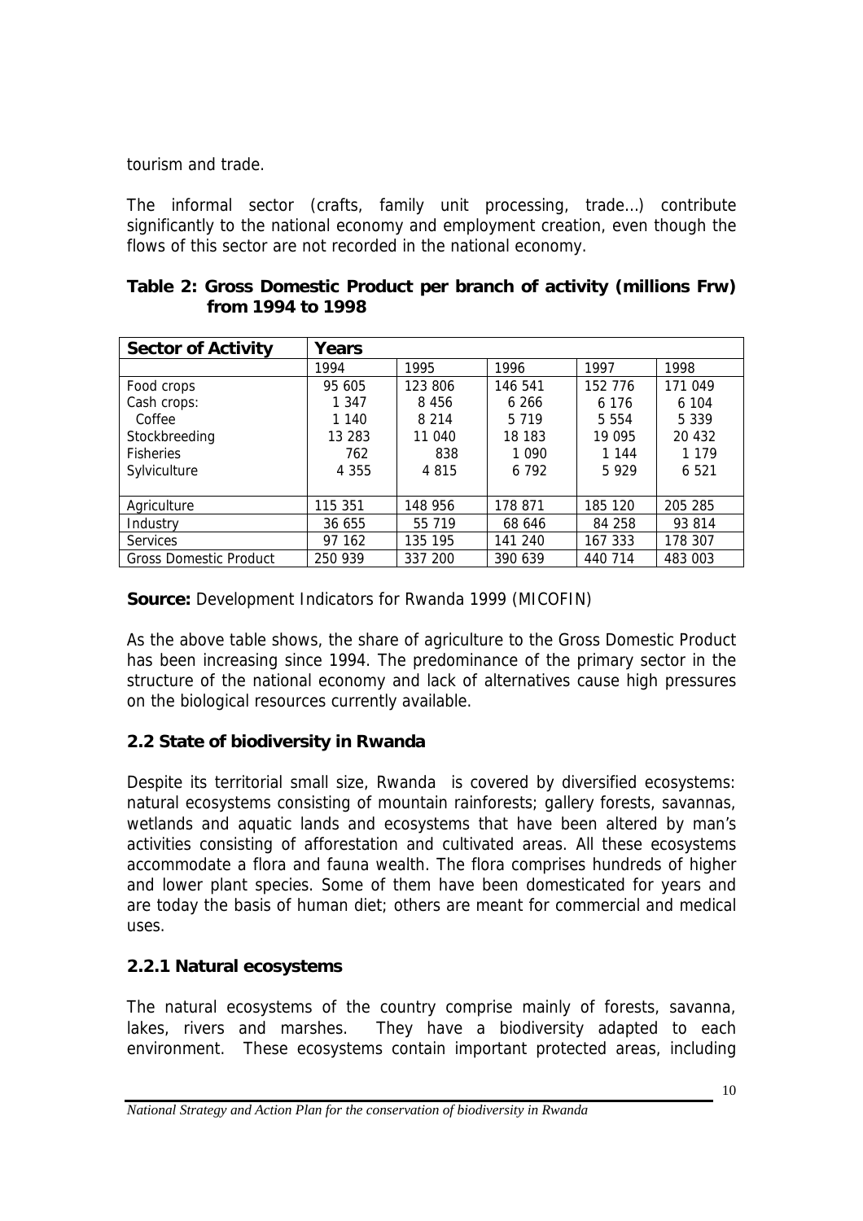tourism and trade.

The informal sector (crafts, family unit processing, trade…) contribute significantly to the national economy and employment creation, even though the flows of this sector are not recorded in the national economy.

**Table 2: Gross Domestic Product per branch of activity (millions Frw) from 1994 to 1998**

| Sector of Activity | Years | | | | |
|---|---|---|---|---|---|
| | 1994 | 1995 | 1996 | 1997 | 1998 |
| Food crops | 95 605 | 123 806 | 146 541 | 152 776 | 171 049 |
| Cash crops: | 1 347 | 8 456 | 6 266 | 6 176 | 6 104 |
| Coffee | 1 140 | 8 214 | 5 719 | 5 554 | 5 339 |
| Stockbreeding | 13 283 | 11 040 | 18 183 | 19 095 | 20 432 |
| Fisheries | 762 | 838 | 1 090 | 1 144 | 1 179 |
| Sylviculture | 4 355 | 4 815 | 6 792 | 5 929 | 6 521 |
| Agriculture | 115 351 | 148 956 | 178 871 | 185 120 | 205 285 |
| Industry | 36 655 | 55 719 | 68 646 | 84 258 | 93 814 |
| Services | 97 162 | 135 195 | 141 240 | 167 333 | 178 307 |
| Gross Domestic Product | 250 939 | 337 200 | 390 639 | 440 714 | 483 003 |

**Source:** Development Indicators for Rwanda 1999 (MICOFIN)

As the above table shows, the share of agriculture to the Gross Domestic Product has been increasing since 1994. The predominance of the primary sector in the structure of the national economy and lack of alternatives cause high pressures on the biological resources currently available.

## 2.2 State of biodiversity in Rwanda

Despite its territorial small size, Rwanda is covered by diversified ecosystems: natural ecosystems consisting of mountain rainforests; gallery forests, savannas, wetlands and aquatic lands and ecosystems that have been altered by man's activities consisting of afforestation and cultivated areas. All these ecosystems accommodate a flora and fauna wealth. The flora comprises hundreds of higher and lower plant species. Some of them have been domesticated for years and are today the basis of human diet; others are meant for commercial and medical uses.

### 2.2.1 Natural ecosystems

The natural ecosystems of the country comprise mainly of forests, savanna, lakes, rivers and marshes. They have a biodiversity adapted to each environment. These ecosystems contain important protected areas, including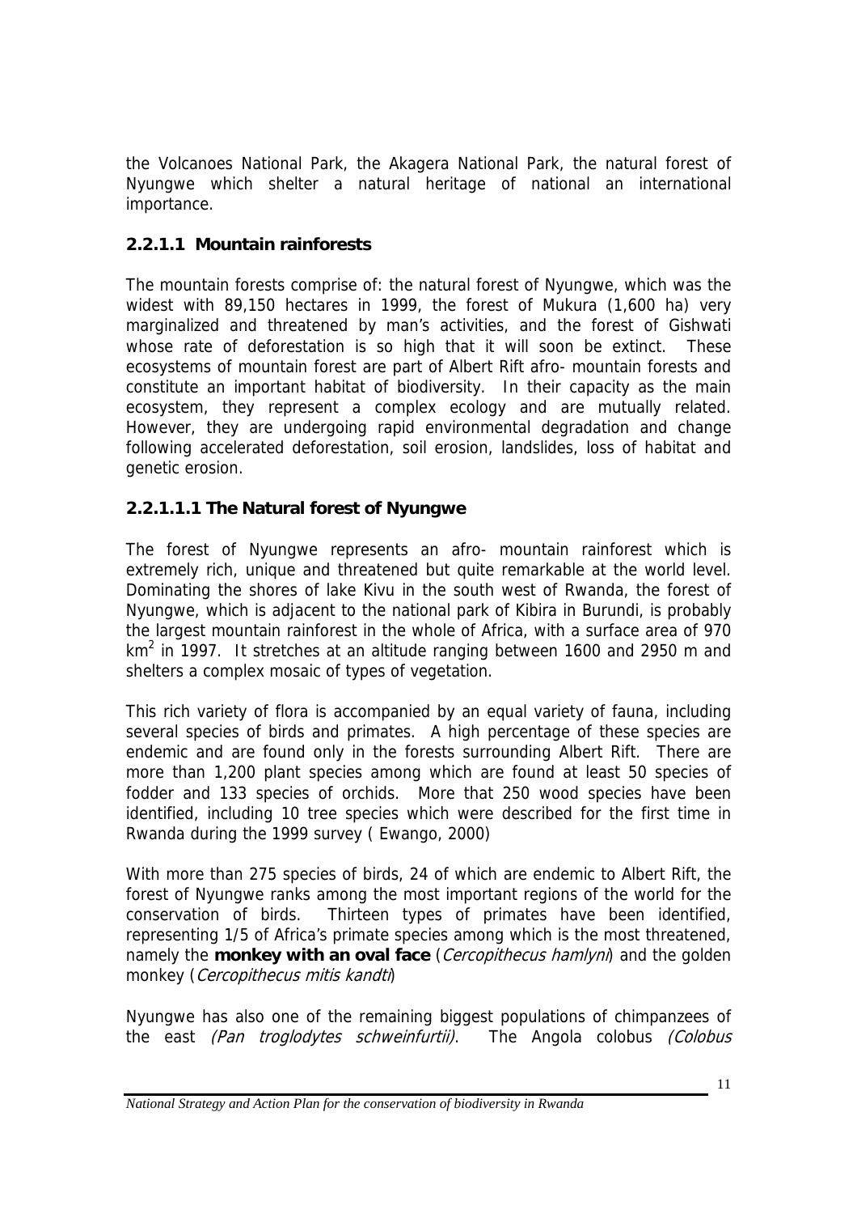the Volcanoes National Park, the Akagera National Park, the natural forest of Nyungwe which shelter a natural heritage of national an international importance.

### 2.2.1.1 Mountain rainforests

The mountain forests comprise of: the natural forest of Nyungwe, which was the widest with 89,150 hectares in 1999, the forest of Mukura (1,600 ha) very marginalized and threatened by man's activities, and the forest of Gishwati whose rate of deforestation is so high that it will soon be extinct. These ecosystems of mountain forest are part of Albert Rift afro- mountain forests and constitute an important habitat of biodiversity. In their capacity as the main ecosystem, they represent a complex ecology and are mutually related. However, they are undergoing rapid environmental degradation and change following accelerated deforestation, soil erosion, landslides, loss of habitat and genetic erosion.

#### 2.2.1.1.1 The Natural forest of Nyungwe

The forest of Nyungwe represents an afro- mountain rainforest which is extremely rich, unique and threatened but quite remarkable at the world level. Dominating the shores of lake Kivu in the south west of Rwanda, the forest of Nyungwe, which is adjacent to the national park of Kibira in Burundi, is probably the largest mountain rainforest in the whole of Africa, with a surface area of 970 $km^2$ in 1997. It stretches at an altitude ranging between 1600 and 2950 m and shelters a complex mosaic of types of vegetation.

This rich variety of flora is accompanied by an equal variety of fauna, including several species of birds and primates. A high percentage of these species are endemic and are found only in the forests surrounding Albert Rift. There are more than 1,200 plant species among which are found at least 50 species of fodder and 133 species of orchids. More that 250 wood species have been identified, including 10 tree species which were described for the first time in Rwanda during the 1999 survey ( Ewango, 2000)

With more than 275 species of birds, 24 of which are endemic to Albert Rift, the forest of Nyungwe ranks among the most important regions of the world for the conservation of birds. Thirteen types of primates have been identified, representing 1/5 of Africa's primate species among which is the most threatened, namely the **monkey with an oval face** (*Cercopithecus hamlyni*) and the golden monkey (*Cercopithecus mitis kandti*)

Nyungwe has also one of the remaining biggest populations of chimpanzees of the east *(Pan troglodytes schweinfurtii)*. The Angola colobus *(Colobus*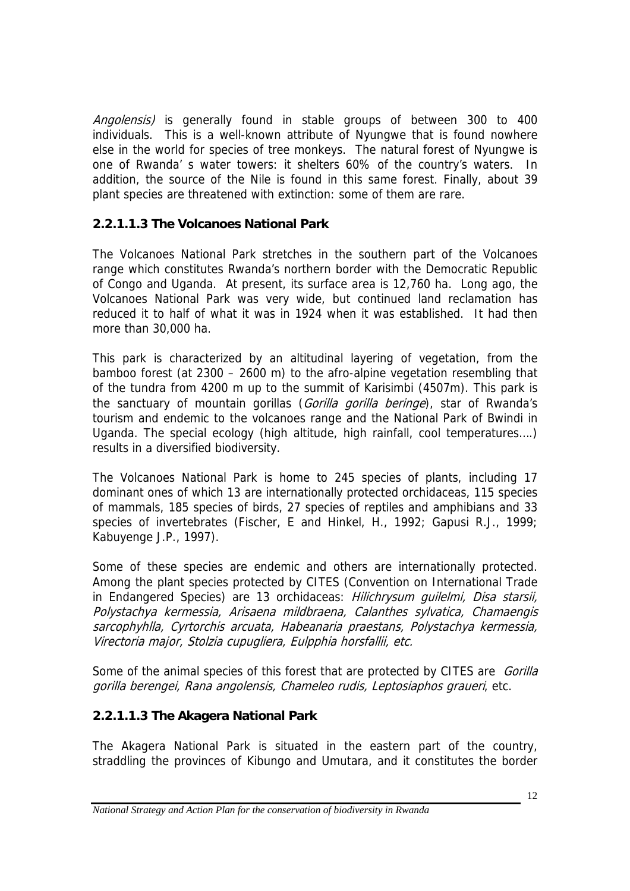*Angolensis)* is generally found in stable groups of between 300 to 400 individuals. This is a well-known attribute of Nyungwe that is found nowhere else in the world for species of tree monkeys. The natural forest of Nyungwe is one of Rwanda' s water towers: it shelters 60% of the country's waters. In addition, the source of the Nile is found in this same forest. Finally, about 39 plant species are threatened with extinction: some of them are rare.

### 2.2.1.1.3 The Volcanoes National Park

The Volcanoes National Park stretches in the southern part of the Volcanoes range which constitutes Rwanda's northern border with the Democratic Republic of Congo and Uganda. At present, its surface area is 12,760 ha. Long ago, the Volcanoes National Park was very wide, but continued land reclamation has reduced it to half of what it was in 1924 when it was established. It had then more than 30,000 ha.

This park is characterized by an altitudinal layering of vegetation, from the bamboo forest (at 2300 – 2600 m) to the afro-alpine vegetation resembling that of the tundra from 4200 m up to the summit of Karisimbi (4507m). This park is the sanctuary of mountain gorillas (*Gorilla gorilla beringe*), star of Rwanda's tourism and endemic to the volcanoes range and the National Park of Bwindi in Uganda. The special ecology (high altitude, high rainfall, cool temperatures….) results in a diversified biodiversity.

The Volcanoes National Park is home to 245 species of plants, including 17 dominant ones of which 13 are internationally protected orchidaceas, 115 species of mammals, 185 species of birds, 27 species of reptiles and amphibians and 33 species of invertebrates (Fischer, E and Hinkel, H., 1992; Gapusi R.J., 1999; Kabuyenge J.P., 1997).

Some of these species are endemic and others are internationally protected. Among the plant species protected by CITES (Convention on International Trade in Endangered Species) are 13 orchidaceas: *Hilichrysum guilelmi, Disa starsii, Polystachya kermessia, Arisaena mildbraena, Calanthes sylvatica, Chamaengis sarcophyhlla, Cyrtorchis arcuata, Habeanaria praestans, Polystachya kermessia, Virectoria major, Stolzia cupugliera, Eulpphia horsfallii, etc.*

Some of the animal species of this forest that are protected by CITES are *Gorilla gorilla berengei, Rana angolensis, Chameleo rudis, Leptosiaphos graueri*, etc.

### 2.2.1.1.3 The Akagera National Park

The Akagera National Park is situated in the eastern part of the country, straddling the provinces of Kibungo and Umutara, and it constitutes the border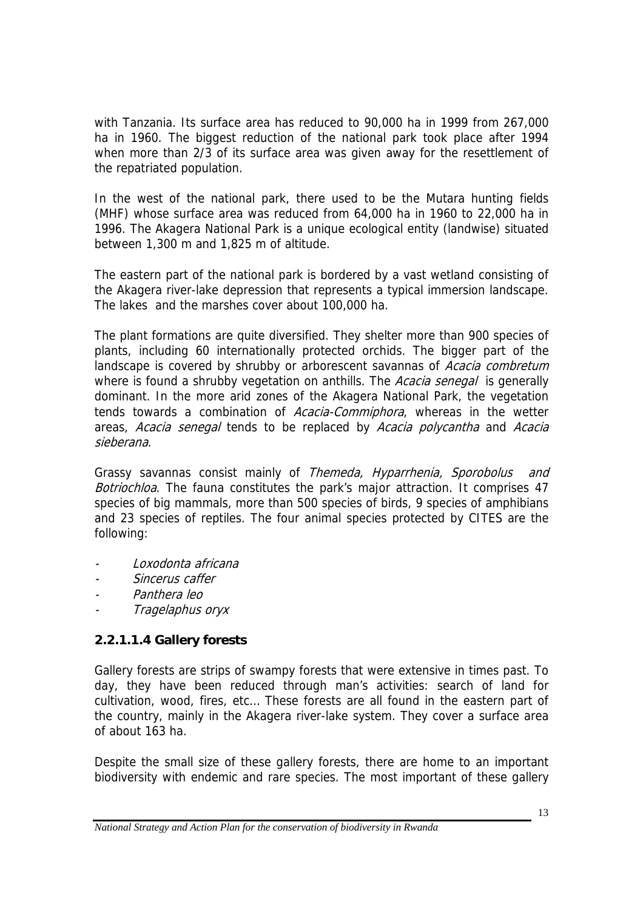with Tanzania. Its surface area has reduced to 90,000 ha in 1999 from 267,000 ha in 1960. The biggest reduction of the national park took place after 1994 when more than 2/3 of its surface area was given away for the resettlement of the repatriated population.

In the west of the national park, there used to be the Mutara hunting fields (MHF) whose surface area was reduced from 64,000 ha in 1960 to 22,000 ha in 1996. The Akagera National Park is a unique ecological entity (landwise) situated between 1,300 m and 1,825 m of altitude.

The eastern part of the national park is bordered by a vast wetland consisting of the Akagera river-lake depression that represents a typical immersion landscape. The lakes and the marshes cover about 100,000 ha.

The plant formations are quite diversified. They shelter more than 900 species of plants, including 60 internationally protected orchids. The bigger part of the landscape is covered by shrubby or arborescent savannas of *Acacia combretum* where is found a shrubby vegetation on anthills. The *Acacia senegal* is generally dominant. In the more arid zones of the Akagera National Park, the vegetation tends towards a combination of *Acacia-Commiphora*, whereas in the wetter areas, *Acacia senegal* tends to be replaced by *Acacia polycantha* and *Acacia sieberana*.

Grassy savannas consist mainly of *Themeda, Hyparrhenia, Sporobolus and Botriochloa*. The fauna constitutes the park's major attraction. It comprises 47 species of big mammals, more than 500 species of birds, 9 species of amphibians and 23 species of reptiles. The four animal species protected by CITES are the following:

- *Loxodonta africana*
- *Sincerus caffer*
- *Panthera leo*
- *Tragelaphus oryx*

#### 2.2.1.1.4 Gallery forests

Gallery forests are strips of swampy forests that were extensive in times past. To day, they have been reduced through man's activities: search of land for cultivation, wood, fires, etc... These forests are all found in the eastern part of the country, mainly in the Akagera river-lake system. They cover a surface area of about 163 ha.

Despite the small size of these gallery forests, there are home to an important biodiversity with endemic and rare species. The most important of these gallery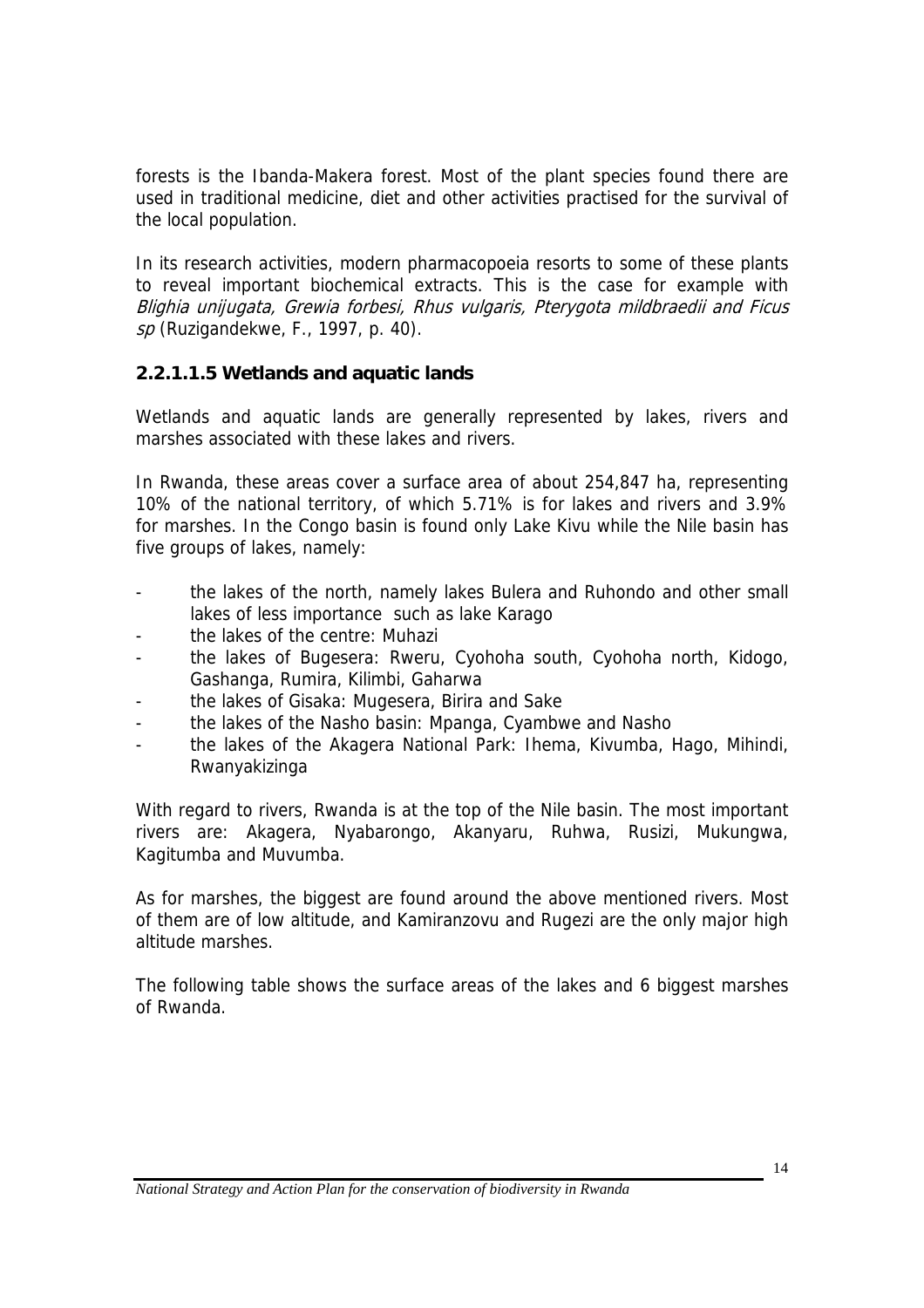forests is the Ibanda-Makera forest. Most of the plant species found there are used in traditional medicine, diet and other activities practised for the survival of the local population.

In its research activities, modern pharmacopoeia resorts to some of these plants to reveal important biochemical extracts. This is the case for example with *Blighia unijugata, Grewia forbesi, Rhus vulgaris, Pterygota mildbraedii and Ficus sp* (Ruzigandekwe, F., 1997, p. 40).

#### 2.2.1.1.5 Wetlands and aquatic lands

Wetlands and aquatic lands are generally represented by lakes, rivers and marshes associated with these lakes and rivers.

In Rwanda, these areas cover a surface area of about 254,847 ha, representing 10% of the national territory, of which 5.71% is for lakes and rivers and 3.9% for marshes. In the Congo basin is found only Lake Kivu while the Nile basin has five groups of lakes, namely:

- the lakes of the north, namely lakes Bulera and Ruhondo and other small lakes of less importance such as lake Karago
- the lakes of the centre: Muhazi
- the lakes of Bugesera: Rweru, Cyohoha south, Cyohoha north, Kidogo, Gashanga, Rumira, Kilimbi, Gaharwa
- the lakes of Gisaka: Mugesera, Birira and Sake
- the lakes of the Nasho basin: Mpanga, Cyambwe and Nasho
- the lakes of the Akagera National Park: Ihema, Kivumba, Hago, Mihindi, Rwanyakizinga

With regard to rivers, Rwanda is at the top of the Nile basin. The most important rivers are: Akagera, Nyabarongo, Akanyaru, Ruhwa, Rusizi, Mukungwa, Kagitumba and Muvumba.

As for marshes, the biggest are found around the above mentioned rivers. Most of them are of low altitude, and Kamiranzovu and Rugezi are the only major high altitude marshes.

The following table shows the surface areas of the lakes and 6 biggest marshes of Rwanda.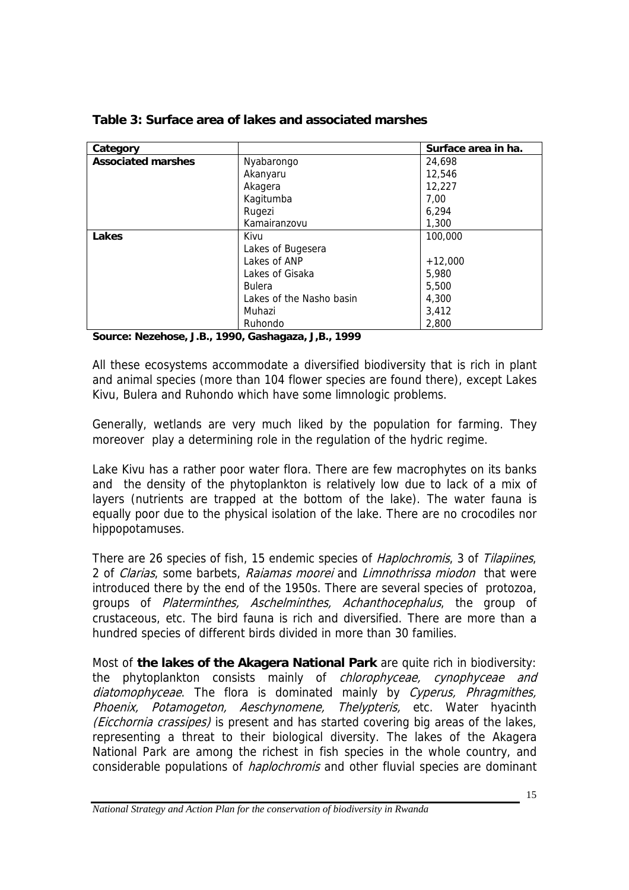**Table 3: Surface area of lakes and associated marshes**

| Category | | Surface area in ha. |
|---|---|---|
| **Associated marshes** | Nyabarongo | 24,698 |
| | Akanyaru | 12,546 |
| | Akagera | 12,227 |
| | Kagitumba | 7,00 |
| | Rugezi | 6,294 |
| | Kamairanzovu | 1,300 |
| **Lakes** | Kivu | 100,000 |
| | Lakes of Bugesera | |
| | Lakes of ANP | +12,000 |
| | Lakes of Gisaka | 5,980 |
| | Bulera | 5,500 |
| | Lakes of the Nasho basin | 4,300 |
| | Muhazi | 3,412 |
| | Ruhondo | 2,800 |

**Source: Nezehose, J.B., 1990, Gashagaza, J,B., 1999**

All these ecosystems accommodate a diversified biodiversity that is rich in plant and animal species (more than 104 flower species are found there), except Lakes Kivu, Bulera and Ruhondo which have some limnologic problems.

Generally, wetlands are very much liked by the population for farming. They moreover play a determining role in the regulation of the hydric regime.

Lake Kivu has a rather poor water flora. There are few macrophytes on its banks and the density of the phytoplankton is relatively low due to lack of a mix of layers (nutrients are trapped at the bottom of the lake). The water fauna is equally poor due to the physical isolation of the lake. There are no crocodiles nor hippopotamuses.

There are 26 species of fish, 15 endemic species of *Haplochromis*, 3 of *Tilapiines*, 2 of *Clarias*, some barbets, *Raiamas moorei* and *Limnothrissa miodon* that were introduced there by the end of the 1950s. There are several species of protozoa, groups of *Platerminthes, Aschelminthes, Achanthocephalus*, the group of crustaceous, etc. The bird fauna is rich and diversified. There are more than a hundred species of different birds divided in more than 30 families.

Most of **the lakes of the Akagera National Park** are quite rich in biodiversity: the phytoplankton consists mainly of *chlorophyceae, cynophyceae and diatomophyceae*. The flora is dominated mainly by *Cyperus, Phragmithes, Phoenix, Potamogeton, Aeschynomene, Thelypteris,* etc. Water hyacinth *(Eicchornia crassipes)* is present and has started covering big areas of the lakes, representing a threat to their biological diversity. The lakes of the Akagera National Park are among the richest in fish species in the whole country, and considerable populations of *haplochromis* and other fluvial species are dominant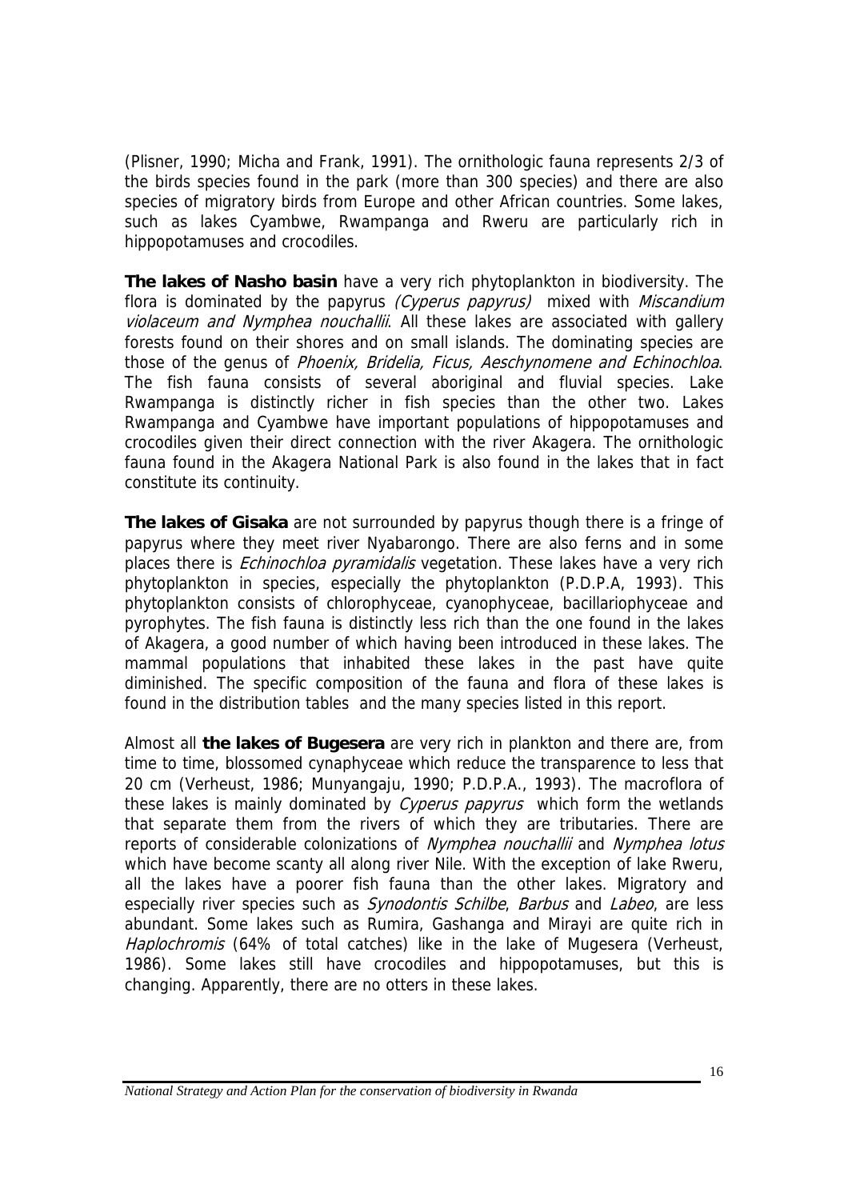(Plisner, 1990; Micha and Frank, 1991). The ornithologic fauna represents 2/3 of the birds species found in the park (more than 300 species) and there are also species of migratory birds from Europe and other African countries. Some lakes, such as lakes Cyambwe, Rwampanga and Rweru are particularly rich in hippopotamuses and crocodiles.

**The lakes of Nasho basin** have a very rich phytoplankton in biodiversity. The flora is dominated by the papyrus *(Cyperus papyrus)* mixed with *Miscandium violaceum and Nymphea nouchallii*. All these lakes are associated with gallery forests found on their shores and on small islands. The dominating species are those of the genus of *Phoenix, Bridelia, Ficus, Aeschynomene and Echinochloa*. The fish fauna consists of several aboriginal and fluvial species. Lake Rwampanga is distinctly richer in fish species than the other two. Lakes Rwampanga and Cyambwe have important populations of hippopotamuses and crocodiles given their direct connection with the river Akagera. The ornithologic fauna found in the Akagera National Park is also found in the lakes that in fact constitute its continuity.

**The lakes of Gisaka** are not surrounded by papyrus though there is a fringe of papyrus where they meet river Nyabarongo. There are also ferns and in some places there is *Echinochloa pyramidalis* vegetation. These lakes have a very rich phytoplankton in species, especially the phytoplankton (P.D.P.A, 1993). This phytoplankton consists of chlorophyceae, cyanophyceae, bacillariophyceae and pyrophytes. The fish fauna is distinctly less rich than the one found in the lakes of Akagera, a good number of which having been introduced in these lakes. The mammal populations that inhabited these lakes in the past have quite diminished. The specific composition of the fauna and flora of these lakes is found in the distribution tables and the many species listed in this report.

Almost all **the lakes of Bugesera** are very rich in plankton and there are, from time to time, blossomed cynaphyceae which reduce the transparence to less that 20 cm (Verheust, 1986; Munyangaju, 1990; P.D.P.A., 1993). The macroflora of these lakes is mainly dominated by *Cyperus papyrus* which form the wetlands that separate them from the rivers of which they are tributaries. There are reports of considerable colonizations of *Nymphea nouchallii* and *Nymphea lotus* which have become scanty all along river Nile. With the exception of lake Rweru, all the lakes have a poorer fish fauna than the other lakes. Migratory and especially river species such as *Synodontis Schilbe*, *Barbus* and *Labeo*, are less abundant. Some lakes such as Rumira, Gashanga and Mirayi are quite rich in *Haplochromis* (64% of total catches) like in the lake of Mugesera (Verheust, 1986). Some lakes still have crocodiles and hippopotamuses, but this is changing. Apparently, there are no otters in these lakes.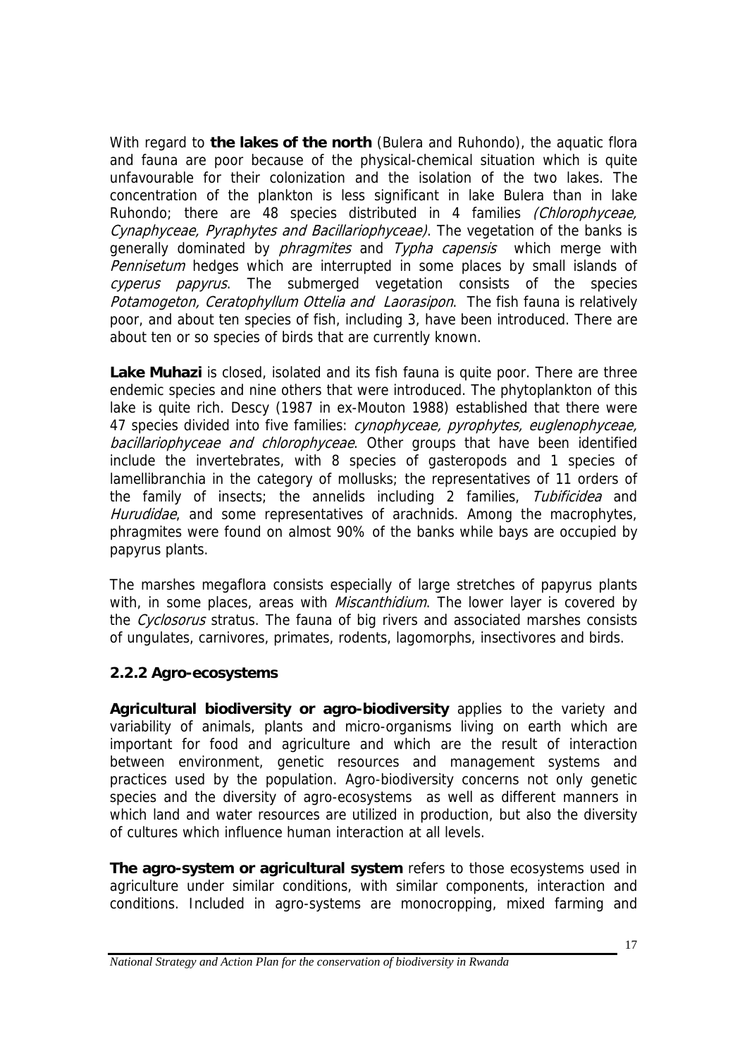With regard to **the lakes of the north** (Bulera and Ruhondo), the aquatic flora and fauna are poor because of the physical-chemical situation which is quite unfavourable for their colonization and the isolation of the two lakes. The concentration of the plankton is less significant in lake Bulera than in lake Ruhondo; there are 48 species distributed in 4 families *(Chlorophyceae, Cynaphyceae, Pyraphytes and Bacillariophyceae)*. The vegetation of the banks is generally dominated by *phragmites* and *Typha capensis* which merge with *Pennisetum* hedges which are interrupted in some places by small islands of *cyperus papyrus*. The submerged vegetation consists of the species *Potamogeton, Ceratophyllum Ottelia and Laorasipon*. The fish fauna is relatively poor, and about ten species of fish, including 3, have been introduced. There are about ten or so species of birds that are currently known.

**Lake Muhazi** is closed, isolated and its fish fauna is quite poor. There are three endemic species and nine others that were introduced. The phytoplankton of this lake is quite rich. Descy (1987 in ex-Mouton 1988) established that there were 47 species divided into five families: *cynophyceae, pyrophytes, euglenophyceae, bacillariophyceae and chlorophyceae*. Other groups that have been identified include the invertebrates, with 8 species of gasteropods and 1 species of lamellibranchia in the category of mollusks; the representatives of 11 orders of the family of insects; the annelids including 2 families, *Tubificidea* and *Hurudidae*, and some representatives of arachnids. Among the macrophytes, phragmites were found on almost 90% of the banks while bays are occupied by papyrus plants.

The marshes megaflora consists especially of large stretches of papyrus plants with, in some places, areas with *Miscanthidium*. The lower layer is covered by the *Cyclosorus* stratus. The fauna of big rivers and associated marshes consists of ungulates, carnivores, primates, rodents, lagomorphs, insectivores and birds.

### 2.2.2 Agro-ecosystems

**Agricultural biodiversity or agro-biodiversity** applies to the variety and variability of animals, plants and micro-organisms living on earth which are important for food and agriculture and which are the result of interaction between environment, genetic resources and management systems and practices used by the population. Agro-biodiversity concerns not only genetic species and the diversity of agro-ecosystems as well as different manners in which land and water resources are utilized in production, but also the diversity of cultures which influence human interaction at all levels.

**The agro-system or agricultural system** refers to those ecosystems used in agriculture under similar conditions, with similar components, interaction and conditions. Included in agro-systems are monocropping, mixed farming and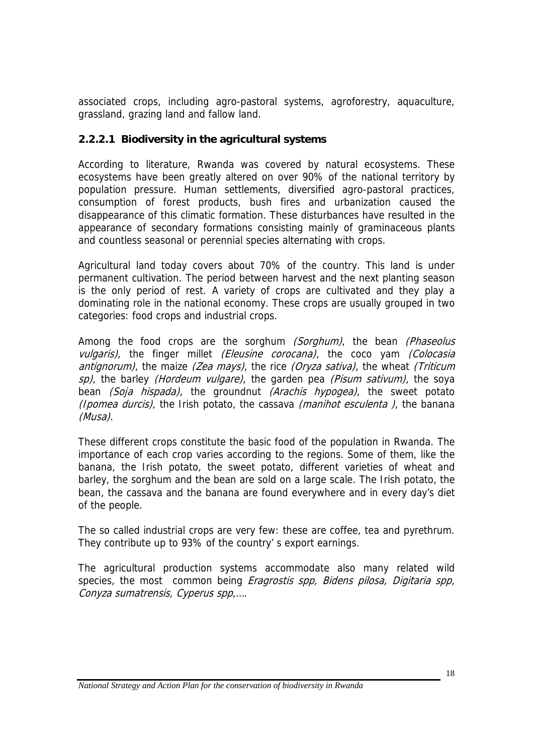associated crops, including agro-pastoral systems, agroforestry, aquaculture, grassland, grazing land and fallow land.

#### 2.2.2.1 Biodiversity in the agricultural systems

According to literature, Rwanda was covered by natural ecosystems. These ecosystems have been greatly altered on over 90% of the national territory by population pressure. Human settlements, diversified agro-pastoral practices, consumption of forest products, bush fires and urbanization caused the disappearance of this climatic formation. These disturbances have resulted in the appearance of secondary formations consisting mainly of graminaceous plants and countless seasonal or perennial species alternating with crops.

Agricultural land today covers about 70% of the country. This land is under permanent cultivation. The period between harvest and the next planting season is the only period of rest. A variety of crops are cultivated and they play a dominating role in the national economy. These crops are usually grouped in two categories: food crops and industrial crops.

Among the food crops are the sorghum *(Sorghum)*, the bean *(Phaseolus vulgaris)*, the finger millet *(Eleusine corocana)*, the coco yam *(Colocasia antignorum)*, the maize *(Zea mays)*, the rice *(Oryza sativa)*, the wheat *(Triticum sp)*, the barley *(Hordeum vulgare)*, the garden pea *(Pisum sativum)*, the soya bean *(Soja hispada)*, the groundnut *(Arachis hypogea)*, the sweet potato *(Ipomea durcis)*, the Irish potato, the cassava *(manihot esculenta )*, the banana *(Musa)*.

These different crops constitute the basic food of the population in Rwanda. The importance of each crop varies according to the regions. Some of them, like the banana, the Irish potato, the sweet potato, different varieties of wheat and barley, the sorghum and the bean are sold on a large scale. The Irish potato, the bean, the cassava and the banana are found everywhere and in every day's diet of the people.

The so called industrial crops are very few: these are coffee, tea and pyrethrum. They contribute up to 93% of the country' s export earnings.

The agricultural production systems accommodate also many related wild species, the most common being *Eragrostis spp, Bidens pilosa, Digitaria spp, Conyza sumatrensis, Cyperus spp*,….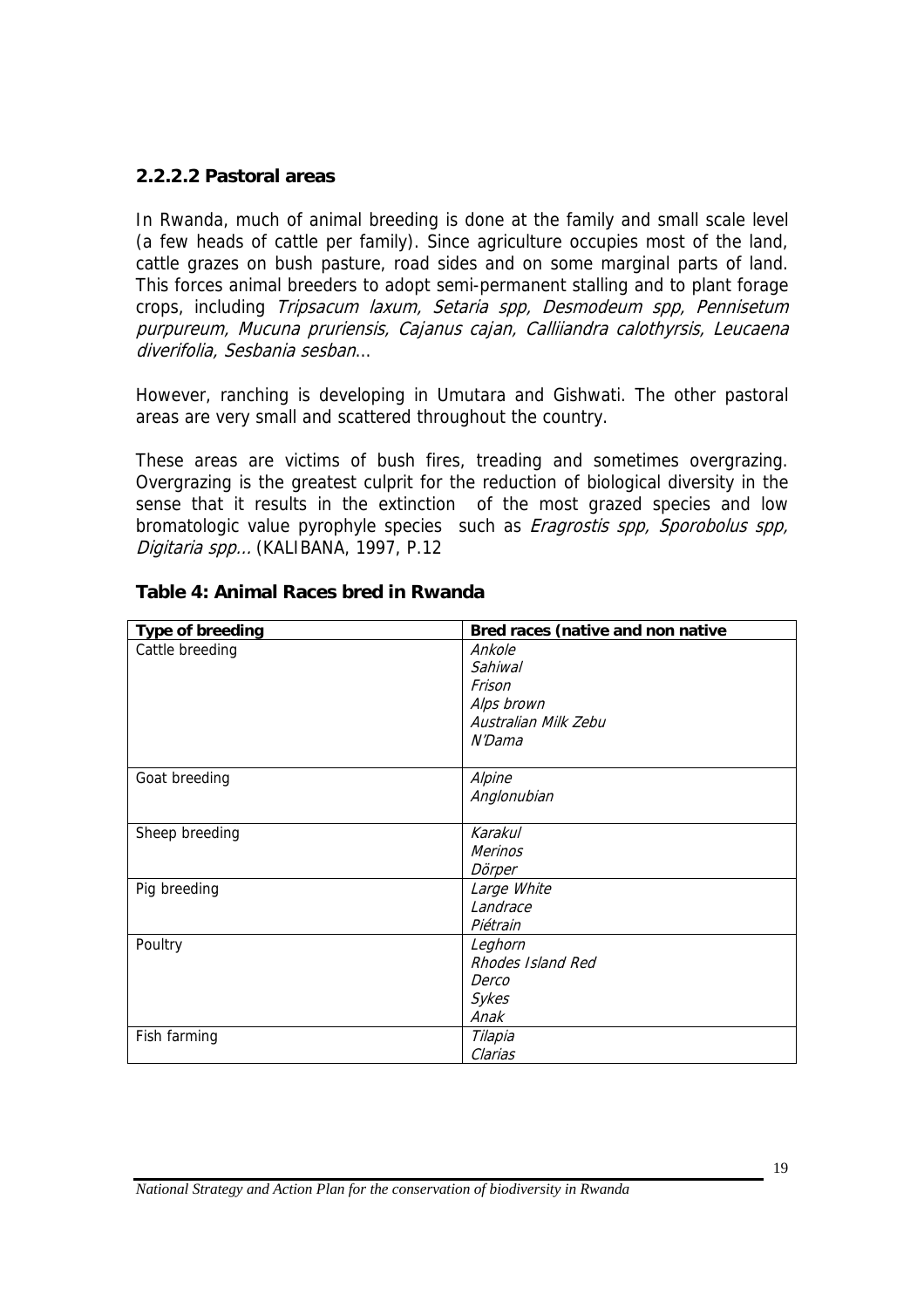### 2.2.2.2 Pastoral areas

In Rwanda, much of animal breeding is done at the family and small scale level (a few heads of cattle per family). Since agriculture occupies most of the land, cattle grazes on bush pasture, road sides and on some marginal parts of land. This forces animal breeders to adopt semi-permanent stalling and to plant forage crops, including *Tripsacum laxum, Setaria spp, Desmodeum spp, Pennisetum purpureum, Mucuna pruriensis, Cajanus cajan, Calliiandra calothyrsis, Leucaena diverifolia, Sesbania sesban*…

However, ranching is developing in Umutara and Gishwati. The other pastoral areas are very small and scattered throughout the country.

These areas are victims of bush fires, treading and sometimes overgrazing. Overgrazing is the greatest culprit for the reduction of biological diversity in the sense that it results in the extinction of the most grazed species and low bromatologic value pyrophyle species such as *Eragrostis spp, Sporobolus spp, Digitaria spp...* (KALIBANA, 1997, P.12

**Table 4: Animal Races bred in Rwanda**

| Type of breeding | Bred races (native and non native |
|---|---|
| Cattle breeding | *Ankole*<br>*Sahiwal*<br>*Frison*<br>*Alps brown*<br>*Australian Milk Zebu*<br>*N'Dama* |
| Goat breeding | *Alpine*<br>*Anglonubian* |
| Sheep breeding | *Karakul*<br>*Merinos*<br>*Dörper* |
| Pig breeding | *Large White*<br>*Landrace*<br>*Piétrain* |
| Poultry | *Leghorn*<br>*Rhodes Island Red*<br>*Derco*<br>*Sykes*<br>*Anak* |
| Fish farming | *Tilapia*<br>*Clarias* |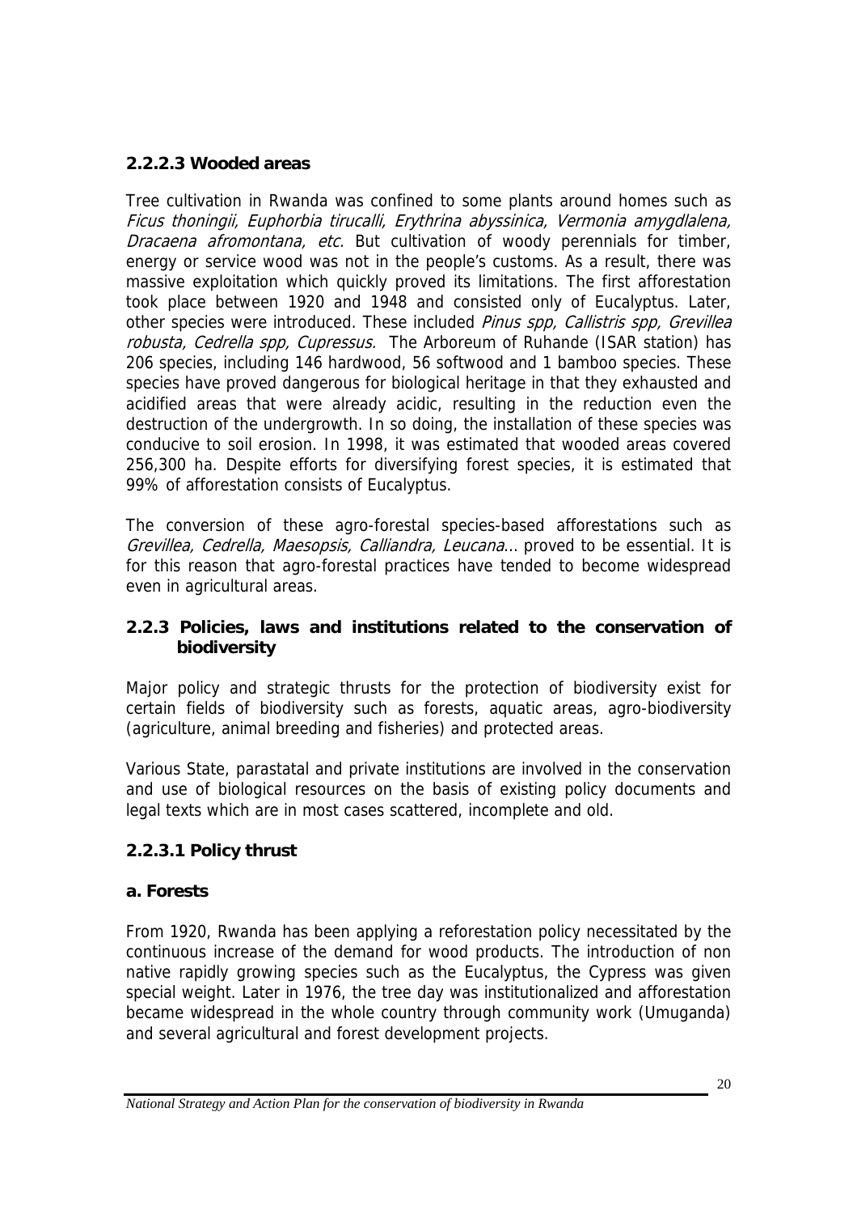#### 2.2.2.3 Wooded areas

Tree cultivation in Rwanda was confined to some plants around homes such as *Ficus thoningii, Euphorbia tirucalli, Erythrina abyssinica, Vermonia amygdlalena, Dracaena afromontana, etc.* But cultivation of woody perennials for timber, energy or service wood was not in the people's customs. As a result, there was massive exploitation which quickly proved its limitations. The first afforestation took place between 1920 and 1948 and consisted only of Eucalyptus. Later, other species were introduced. These included *Pinus spp, Callistris spp, Grevillea robusta, Cedrella spp, Cupressus.* The Arboreum of Ruhande (ISAR station) has 206 species, including 146 hardwood, 56 softwood and 1 bamboo species. These species have proved dangerous for biological heritage in that they exhausted and acidified areas that were already acidic, resulting in the reduction even the destruction of the undergrowth. In so doing, the installation of these species was conducive to soil erosion. In 1998, it was estimated that wooded areas covered 256,300 ha. Despite efforts for diversifying forest species, it is estimated that 99% of afforestation consists of Eucalyptus.

The conversion of these agro-forestal species-based afforestations such as *Grevillea, Cedrella, Maesopsis, Calliandra, Leucana*… proved to be essential. It is for this reason that agro-forestal practices have tended to become widespread even in agricultural areas.

### 2.2.3 Policies, laws and institutions related to the conservation of biodiversity

Major policy and strategic thrusts for the protection of biodiversity exist for certain fields of biodiversity such as forests, aquatic areas, agro-biodiversity (agriculture, animal breeding and fisheries) and protected areas.

Various State, parastatal and private institutions are involved in the conservation and use of biological resources on the basis of existing policy documents and legal texts which are in most cases scattered, incomplete and old.

#### 2.2.3.1 Policy thrust

**a. Forests**

From 1920, Rwanda has been applying a reforestation policy necessitated by the continuous increase of the demand for wood products. The introduction of non native rapidly growing species such as the Eucalyptus, the Cypress was given special weight. Later in 1976, the tree day was institutionalized and afforestation became widespread in the whole country through community work (Umuganda) and several agricultural and forest development projects.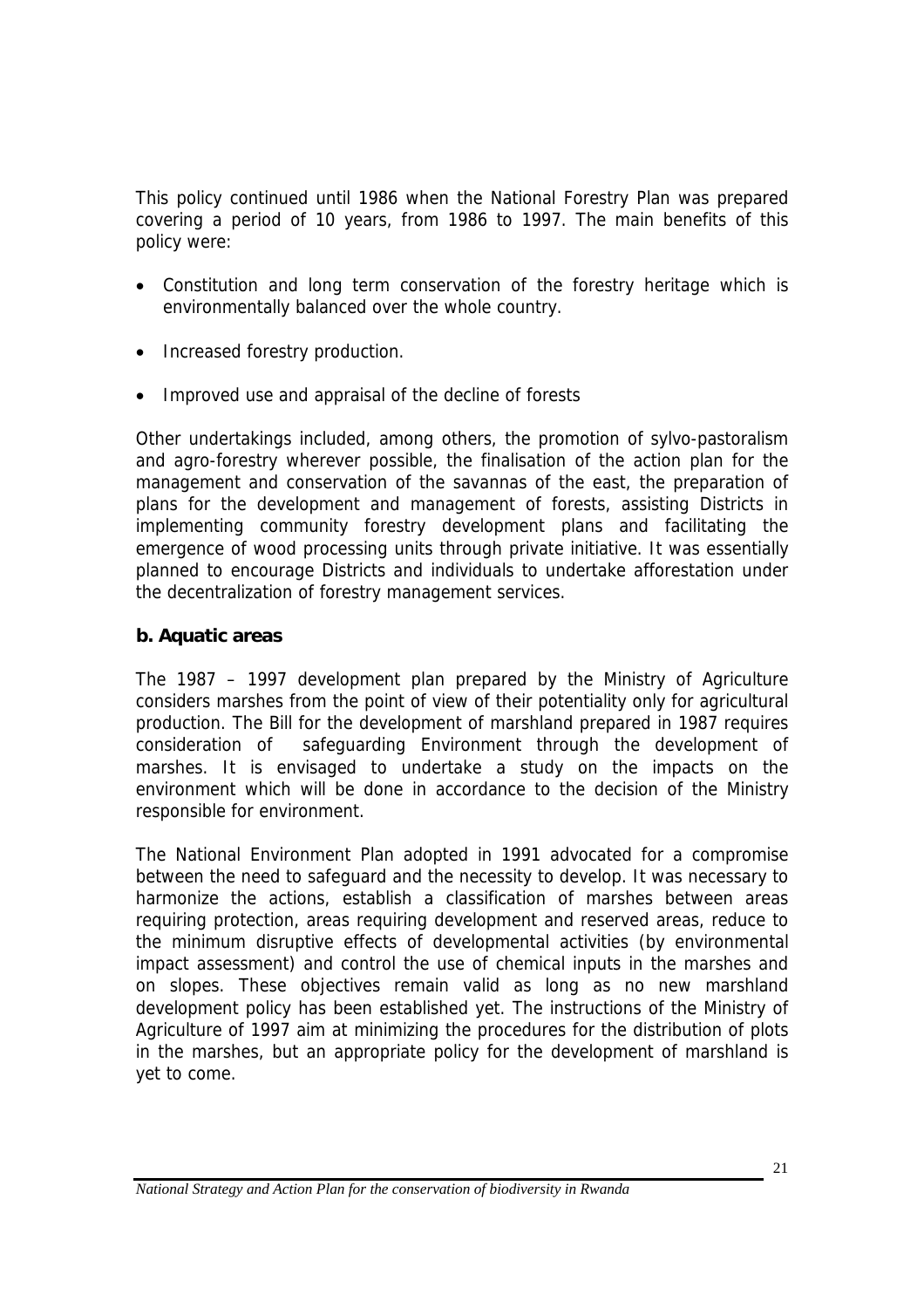This policy continued until 1986 when the National Forestry Plan was prepared covering a period of 10 years, from 1986 to 1997. The main benefits of this policy were:

- Constitution and long term conservation of the forestry heritage which is environmentally balanced over the whole country.
- Increased forestry production.
- Improved use and appraisal of the decline of forests

Other undertakings included, among others, the promotion of sylvo-pastoralism and agro-forestry wherever possible, the finalisation of the action plan for the management and conservation of the savannas of the east, the preparation of plans for the development and management of forests, assisting Districts in implementing community forestry development plans and facilitating the emergence of wood processing units through private initiative. It was essentially planned to encourage Districts and individuals to undertake afforestation under the decentralization of forestry management services.

**b. Aquatic areas**

The 1987 – 1997 development plan prepared by the Ministry of Agriculture considers marshes from the point of view of their potentiality only for agricultural production. The Bill for the development of marshland prepared in 1987 requires consideration of safeguarding Environment through the development of marshes. It is envisaged to undertake a study on the impacts on the environment which will be done in accordance to the decision of the Ministry responsible for environment.

The National Environment Plan adopted in 1991 advocated for a compromise between the need to safeguard and the necessity to develop. It was necessary to harmonize the actions, establish a classification of marshes between areas requiring protection, areas requiring development and reserved areas, reduce to the minimum disruptive effects of developmental activities (by environmental impact assessment) and control the use of chemical inputs in the marshes and on slopes. These objectives remain valid as long as no new marshland development policy has been established yet. The instructions of the Ministry of Agriculture of 1997 aim at minimizing the procedures for the distribution of plots in the marshes, but an appropriate policy for the development of marshland is yet to come.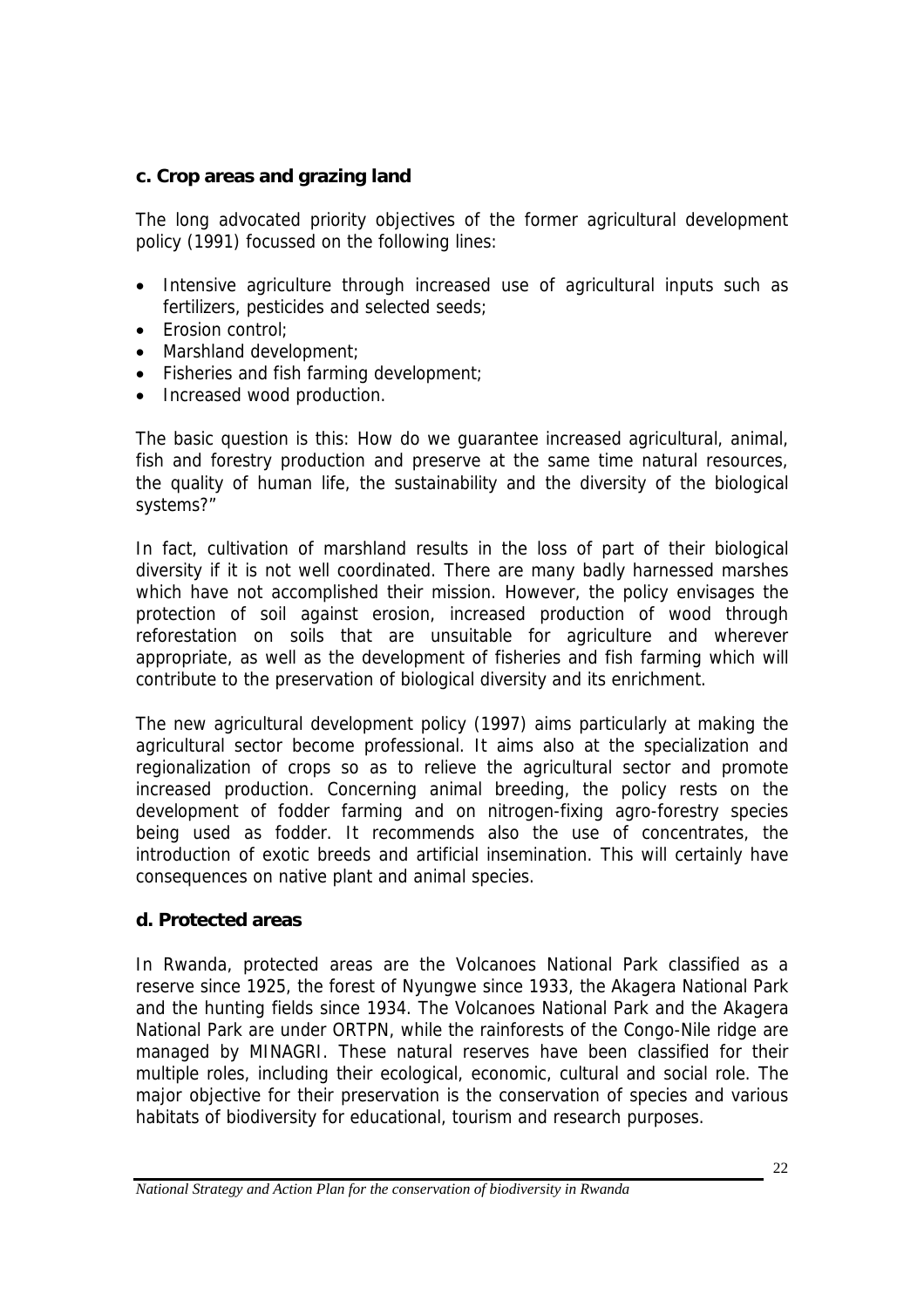### c. Crop areas and grazing land

The long advocated priority objectives of the former agricultural development policy (1991) focussed on the following lines:

- Intensive agriculture through increased use of agricultural inputs such as fertilizers, pesticides and selected seeds;
- Erosion control;
- Marshland development;
- Fisheries and fish farming development;
- Increased wood production.

The basic question is this: How do we guarantee increased agricultural, animal, fish and forestry production and preserve at the same time natural resources, the quality of human life, the sustainability and the diversity of the biological systems?"

In fact, cultivation of marshland results in the loss of part of their biological diversity if it is not well coordinated. There are many badly harnessed marshes which have not accomplished their mission. However, the policy envisages the protection of soil against erosion, increased production of wood through reforestation on soils that are unsuitable for agriculture and wherever appropriate, as well as the development of fisheries and fish farming which will contribute to the preservation of biological diversity and its enrichment.

The new agricultural development policy (1997) aims particularly at making the agricultural sector become professional. It aims also at the specialization and regionalization of crops so as to relieve the agricultural sector and promote increased production. Concerning animal breeding, the policy rests on the development of fodder farming and on nitrogen-fixing agro-forestry species being used as fodder. It recommends also the use of concentrates, the introduction of exotic breeds and artificial insemination. This will certainly have consequences on native plant and animal species.

### d. Protected areas

In Rwanda, protected areas are the Volcanoes National Park classified as a reserve since 1925, the forest of Nyungwe since 1933, the Akagera National Park and the hunting fields since 1934. The Volcanoes National Park and the Akagera National Park are under ORTPN, while the rainforests of the Congo-Nile ridge are managed by MINAGRI. These natural reserves have been classified for their multiple roles, including their ecological, economic, cultural and social role. The major objective for their preservation is the conservation of species and various habitats of biodiversity for educational, tourism and research purposes.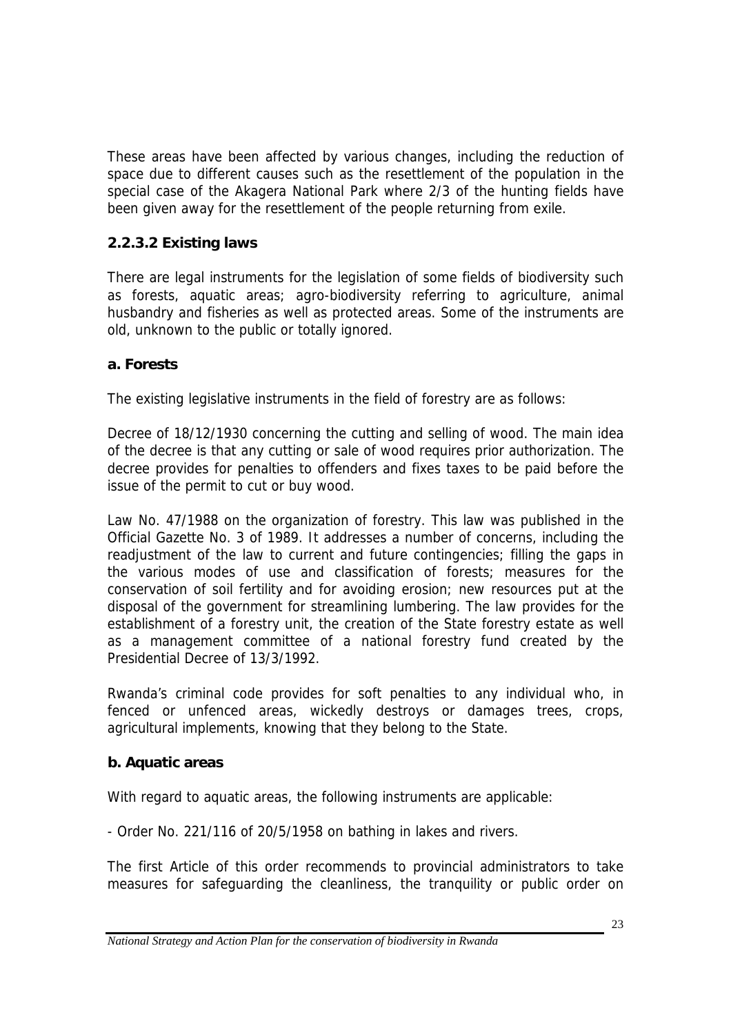These areas have been affected by various changes, including the reduction of space due to different causes such as the resettlement of the population in the special case of the Akagera National Park where 2/3 of the hunting fields have been given away for the resettlement of the people returning from exile.

### 2.2.3.2 Existing laws

There are legal instruments for the legislation of some fields of biodiversity such as forests, aquatic areas; agro-biodiversity referring to agriculture, animal husbandry and fisheries as well as protected areas. Some of the instruments are old, unknown to the public or totally ignored.

#### a. Forests

The existing legislative instruments in the field of forestry are as follows:

Decree of 18/12/1930 concerning the cutting and selling of wood. The main idea of the decree is that any cutting or sale of wood requires prior authorization. The decree provides for penalties to offenders and fixes taxes to be paid before the issue of the permit to cut or buy wood.

Law No. 47/1988 on the organization of forestry. This law was published in the Official Gazette No. 3 of 1989. It addresses a number of concerns, including the readjustment of the law to current and future contingencies; filling the gaps in the various modes of use and classification of forests; measures for the conservation of soil fertility and for avoiding erosion; new resources put at the disposal of the government for streamlining lumbering. The law provides for the establishment of a forestry unit, the creation of the State forestry estate as well as a management committee of a national forestry fund created by the Presidential Decree of 13/3/1992.

Rwanda's criminal code provides for soft penalties to any individual who, in fenced or unfenced areas, wickedly destroys or damages trees, crops, agricultural implements, knowing that they belong to the State.

#### b. Aquatic areas

With regard to aquatic areas, the following instruments are applicable:

- Order No. 221/116 of 20/5/1958 on bathing in lakes and rivers.

The first Article of this order recommends to provincial administrators to take measures for safeguarding the cleanliness, the tranquility or public order on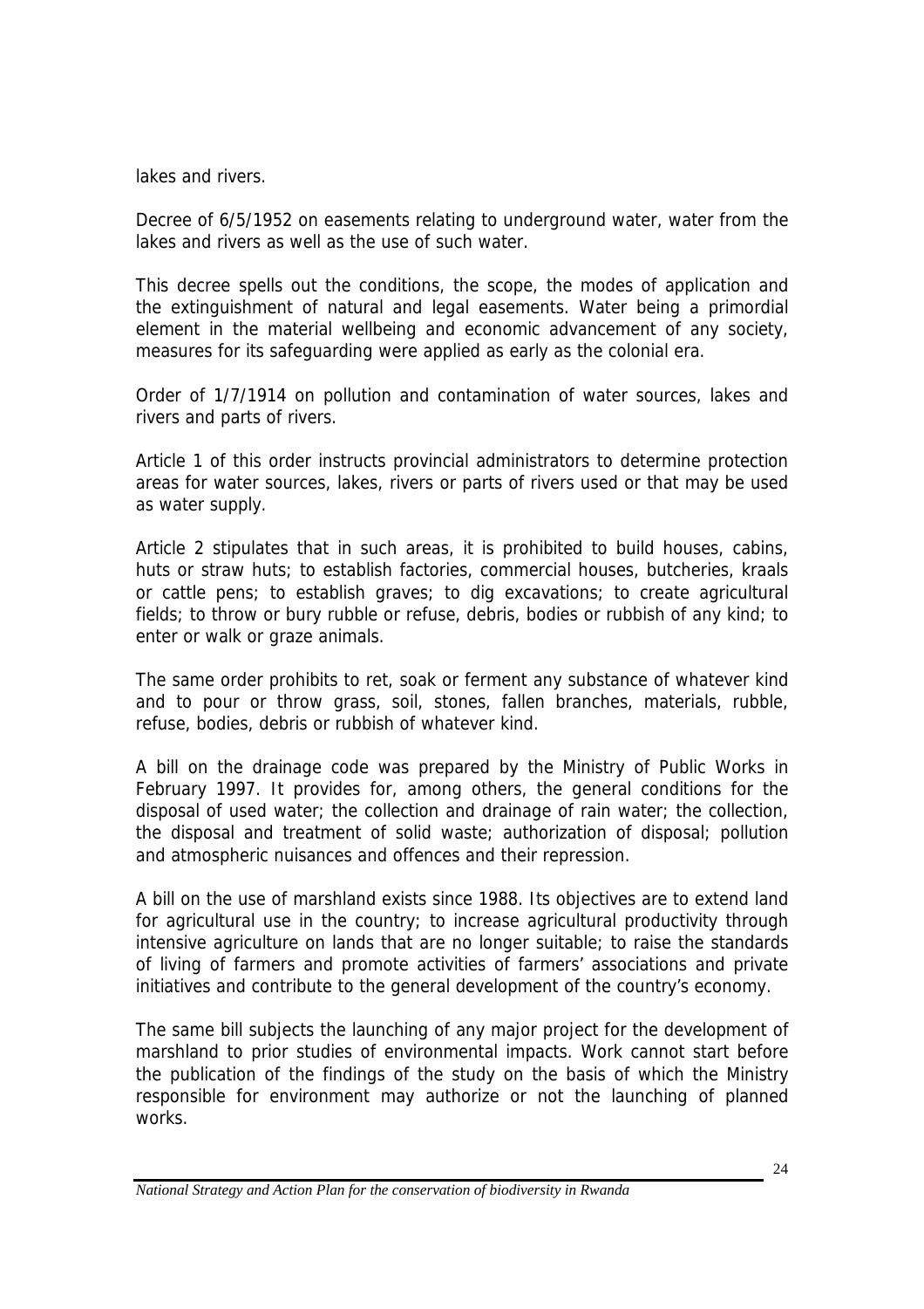lakes and rivers.

Decree of 6/5/1952 on easements relating to underground water, water from the lakes and rivers as well as the use of such water.

This decree spells out the conditions, the scope, the modes of application and the extinguishment of natural and legal easements. Water being a primordial element in the material wellbeing and economic advancement of any society, measures for its safeguarding were applied as early as the colonial era.

Order of 1/7/1914 on pollution and contamination of water sources, lakes and rivers and parts of rivers.

Article 1 of this order instructs provincial administrators to determine protection areas for water sources, lakes, rivers or parts of rivers used or that may be used as water supply.

Article 2 stipulates that in such areas, it is prohibited to build houses, cabins, huts or straw huts; to establish factories, commercial houses, butcheries, kraals or cattle pens; to establish graves; to dig excavations; to create agricultural fields; to throw or bury rubble or refuse, debris, bodies or rubbish of any kind; to enter or walk or graze animals.

The same order prohibits to ret, soak or ferment any substance of whatever kind and to pour or throw grass, soil, stones, fallen branches, materials, rubble, refuse, bodies, debris or rubbish of whatever kind.

A bill on the drainage code was prepared by the Ministry of Public Works in February 1997. It provides for, among others, the general conditions for the disposal of used water; the collection and drainage of rain water; the collection, the disposal and treatment of solid waste; authorization of disposal; pollution and atmospheric nuisances and offences and their repression.

A bill on the use of marshland exists since 1988. Its objectives are to extend land for agricultural use in the country; to increase agricultural productivity through intensive agriculture on lands that are no longer suitable; to raise the standards of living of farmers and promote activities of farmers' associations and private initiatives and contribute to the general development of the country's economy.

The same bill subjects the launching of any major project for the development of marshland to prior studies of environmental impacts. Work cannot start before the publication of the findings of the study on the basis of which the Ministry responsible for environment may authorize or not the launching of planned works.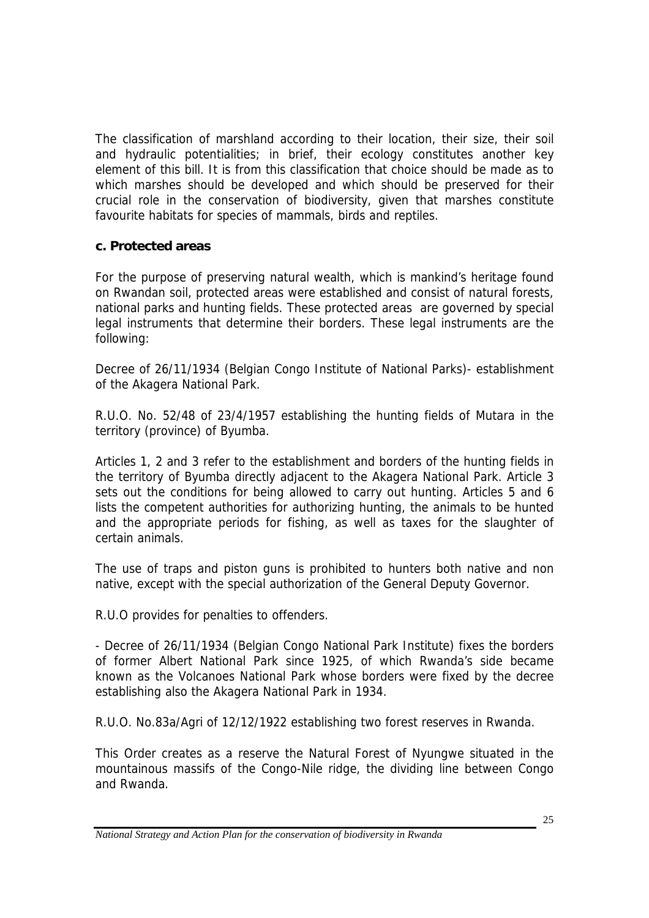The classification of marshland according to their location, their size, their soil and hydraulic potentialities; in brief, their ecology constitutes another key element of this bill. It is from this classification that choice should be made as to which marshes should be developed and which should be preserved for their crucial role in the conservation of biodiversity, given that marshes constitute favourite habitats for species of mammals, birds and reptiles.

**c. Protected areas**

For the purpose of preserving natural wealth, which is mankind's heritage found on Rwandan soil, protected areas were established and consist of natural forests, national parks and hunting fields. These protected areas are governed by special legal instruments that determine their borders. These legal instruments are the following:

Decree of 26/11/1934 (Belgian Congo Institute of National Parks)- establishment of the Akagera National Park.

R.U.O. No. 52/48 of 23/4/1957 establishing the hunting fields of Mutara in the territory (province) of Byumba.

Articles 1, 2 and 3 refer to the establishment and borders of the hunting fields in the territory of Byumba directly adjacent to the Akagera National Park. Article 3 sets out the conditions for being allowed to carry out hunting. Articles 5 and 6 lists the competent authorities for authorizing hunting, the animals to be hunted and the appropriate periods for fishing, as well as taxes for the slaughter of certain animals.

The use of traps and piston guns is prohibited to hunters both native and non native, except with the special authorization of the General Deputy Governor.

R.U.O provides for penalties to offenders.

- Decree of 26/11/1934 (Belgian Congo National Park Institute) fixes the borders of former Albert National Park since 1925, of which Rwanda's side became known as the Volcanoes National Park whose borders were fixed by the decree establishing also the Akagera National Park in 1934.

R.U.O. No.83a/Agri of 12/12/1922 establishing two forest reserves in Rwanda.

This Order creates as a reserve the Natural Forest of Nyungwe situated in the mountainous massifs of the Congo-Nile ridge, the dividing line between Congo and Rwanda.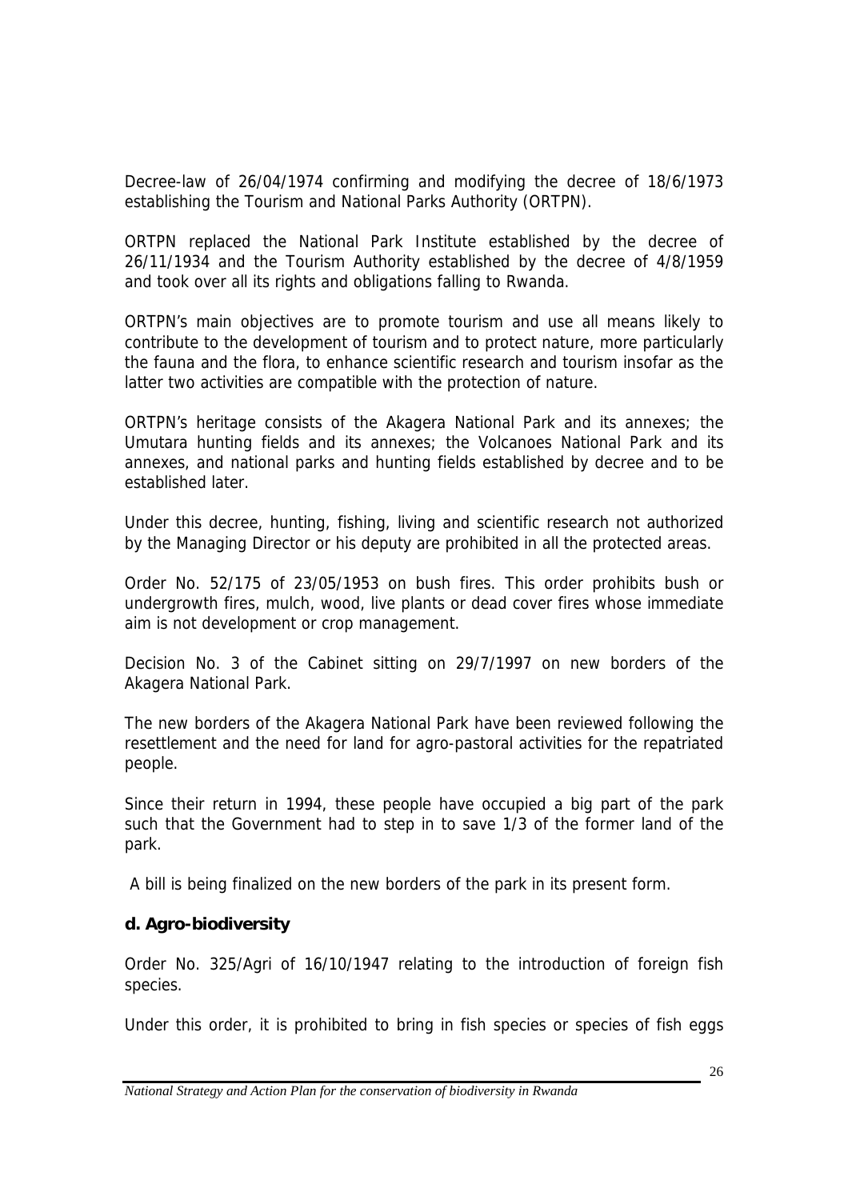Decree-law of 26/04/1974 confirming and modifying the decree of 18/6/1973 establishing the Tourism and National Parks Authority (ORTPN).

ORTPN replaced the National Park Institute established by the decree of 26/11/1934 and the Tourism Authority established by the decree of 4/8/1959 and took over all its rights and obligations falling to Rwanda.

ORTPN's main objectives are to promote tourism and use all means likely to contribute to the development of tourism and to protect nature, more particularly the fauna and the flora, to enhance scientific research and tourism insofar as the latter two activities are compatible with the protection of nature.

ORTPN's heritage consists of the Akagera National Park and its annexes; the Umutara hunting fields and its annexes; the Volcanoes National Park and its annexes, and national parks and hunting fields established by decree and to be established later.

Under this decree, hunting, fishing, living and scientific research not authorized by the Managing Director or his deputy are prohibited in all the protected areas.

Order No. 52/175 of 23/05/1953 on bush fires. This order prohibits bush or undergrowth fires, mulch, wood, live plants or dead cover fires whose immediate aim is not development or crop management.

Decision No. 3 of the Cabinet sitting on 29/7/1997 on new borders of the Akagera National Park.

The new borders of the Akagera National Park have been reviewed following the resettlement and the need for land for agro-pastoral activities for the repatriated people.

Since their return in 1994, these people have occupied a big part of the park such that the Government had to step in to save 1/3 of the former land of the park.

A bill is being finalized on the new borders of the park in its present form.

### d. Agro-biodiversity

Order No. 325/Agri of 16/10/1947 relating to the introduction of foreign fish species.

Under this order, it is prohibited to bring in fish species or species of fish eggs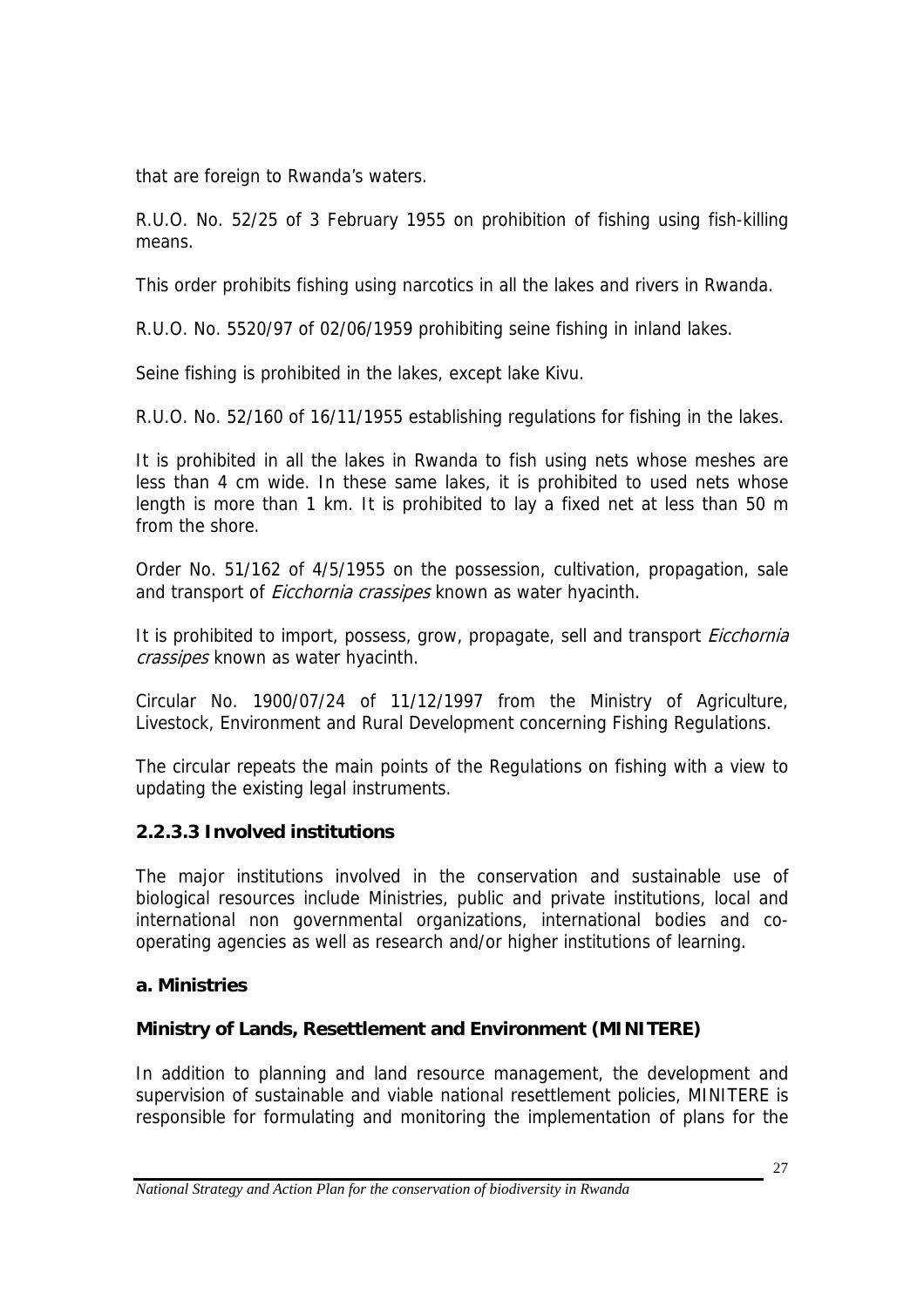that are foreign to Rwanda's waters.

R.U.O. No. 52/25 of 3 February 1955 on prohibition of fishing using fish-killing means.

This order prohibits fishing using narcotics in all the lakes and rivers in Rwanda.

R.U.O. No. 5520/97 of 02/06/1959 prohibiting seine fishing in inland lakes.

Seine fishing is prohibited in the lakes, except lake Kivu.

R.U.O. No. 52/160 of 16/11/1955 establishing regulations for fishing in the lakes.

It is prohibited in all the lakes in Rwanda to fish using nets whose meshes are less than 4 cm wide. In these same lakes, it is prohibited to used nets whose length is more than 1 km. It is prohibited to lay a fixed net at less than 50 m from the shore.

Order No. 51/162 of 4/5/1955 on the possession, cultivation, propagation, sale and transport of *Eicchornia crassipes* known as water hyacinth.

It is prohibited to import, possess, grow, propagate, sell and transport *Eicchornia crassipes* known as water hyacinth.

Circular No. 1900/07/24 of 11/12/1997 from the Ministry of Agriculture, Livestock, Environment and Rural Development concerning Fishing Regulations.

The circular repeats the main points of the Regulations on fishing with a view to updating the existing legal instruments.

### 2.2.3.3 Involved institutions

The major institutions involved in the conservation and sustainable use of biological resources include Ministries, public and private institutions, local and international non governmental organizations, international bodies and co-operating agencies as well as research and/or higher institutions of learning.

#### a. Ministries

**Ministry of Lands, Resettlement and Environment (MINITERE)**

In addition to planning and land resource management, the development and supervision of sustainable and viable national resettlement policies, MINITERE is responsible for formulating and monitoring the implementation of plans for the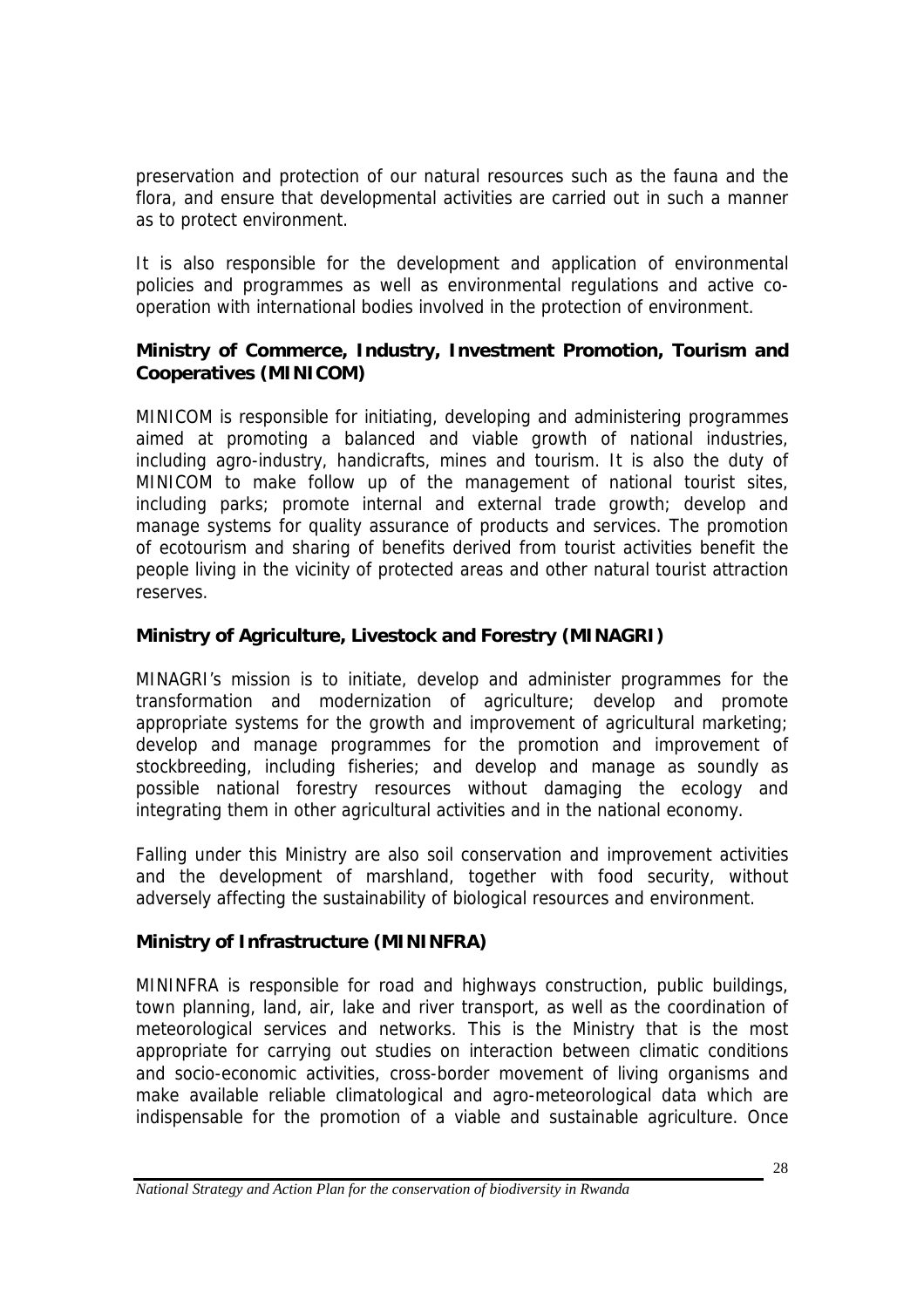preservation and protection of our natural resources such as the fauna and the flora, and ensure that developmental activities are carried out in such a manner as to protect environment.

It is also responsible for the development and application of environmental policies and programmes as well as environmental regulations and active co-operation with international bodies involved in the protection of environment.

**Ministry of Commerce, Industry, Investment Promotion, Tourism and Cooperatives (MINICOM)**

MINICOM is responsible for initiating, developing and administering programmes aimed at promoting a balanced and viable growth of national industries, including agro-industry, handicrafts, mines and tourism. It is also the duty of MINICOM to make follow up of the management of national tourist sites, including parks; promote internal and external trade growth; develop and manage systems for quality assurance of products and services. The promotion of ecotourism and sharing of benefits derived from tourist activities benefit the people living in the vicinity of protected areas and other natural tourist attraction reserves.

**Ministry of Agriculture, Livestock and Forestry (MINAGRI)**

MINAGRI's mission is to initiate, develop and administer programmes for the transformation and modernization of agriculture; develop and promote appropriate systems for the growth and improvement of agricultural marketing; develop and manage programmes for the promotion and improvement of stockbreeding, including fisheries; and develop and manage as soundly as possible national forestry resources without damaging the ecology and integrating them in other agricultural activities and in the national economy.

Falling under this Ministry are also soil conservation and improvement activities and the development of marshland, together with food security, without adversely affecting the sustainability of biological resources and environment.

**Ministry of Infrastructure (MININFRA)**

MININFRA is responsible for road and highways construction, public buildings, town planning, land, air, lake and river transport, as well as the coordination of meteorological services and networks. This is the Ministry that is the most appropriate for carrying out studies on interaction between climatic conditions and socio-economic activities, cross-border movement of living organisms and make available reliable climatological and agro-meteorological data which are indispensable for the promotion of a viable and sustainable agriculture. Once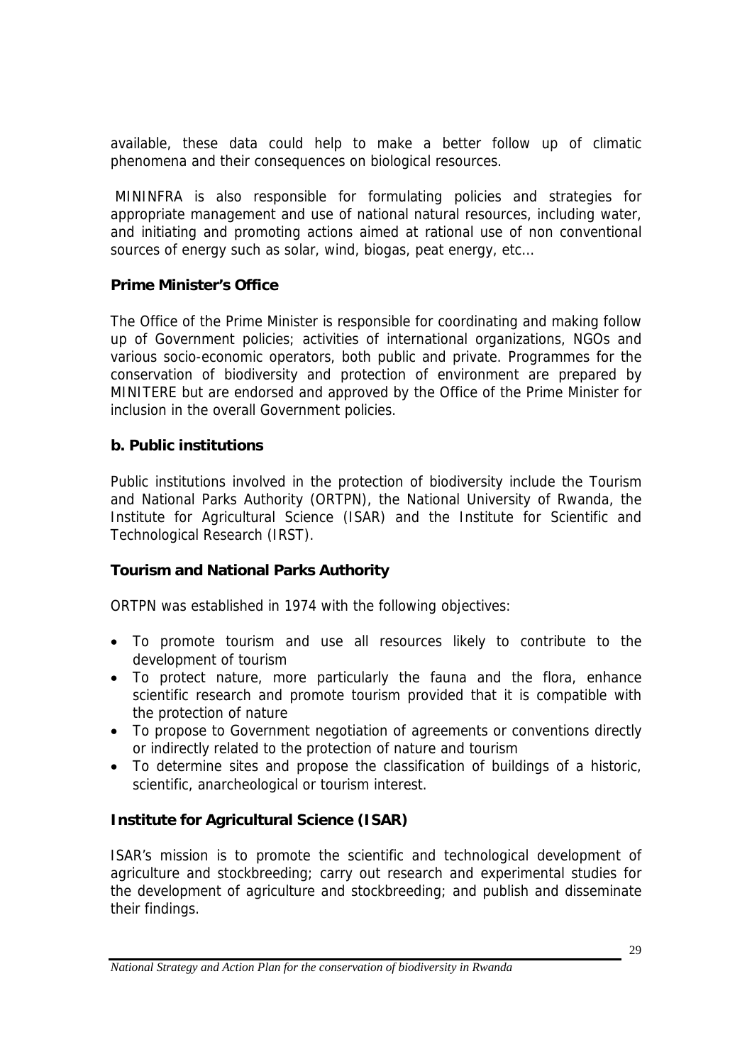available, these data could help to make a better follow up of climatic phenomena and their consequences on biological resources.

MININFRA is also responsible for formulating policies and strategies for appropriate management and use of national natural resources, including water, and initiating and promoting actions aimed at rational use of non conventional sources of energy such as solar, wind, biogas, peat energy, etc…

**Prime Minister's Office**

The Office of the Prime Minister is responsible for coordinating and making follow up of Government policies; activities of international organizations, NGOs and various socio-economic operators, both public and private. Programmes for the conservation of biodiversity and protection of environment are prepared by MINITERE but are endorsed and approved by the Office of the Prime Minister for inclusion in the overall Government policies.

**b. Public institutions**

Public institutions involved in the protection of biodiversity include the Tourism and National Parks Authority (ORTPN), the National University of Rwanda, the Institute for Agricultural Science (ISAR) and the Institute for Scientific and Technological Research (IRST).

**Tourism and National Parks Authority**

ORTPN was established in 1974 with the following objectives:

- To promote tourism and use all resources likely to contribute to the development of tourism
- To protect nature, more particularly the fauna and the flora, enhance scientific research and promote tourism provided that it is compatible with the protection of nature
- To propose to Government negotiation of agreements or conventions directly or indirectly related to the protection of nature and tourism
- To determine sites and propose the classification of buildings of a historic, scientific, anarcheological or tourism interest.

**Institute for Agricultural Science (ISAR)**

ISAR's mission is to promote the scientific and technological development of agriculture and stockbreeding; carry out research and experimental studies for the development of agriculture and stockbreeding; and publish and disseminate their findings.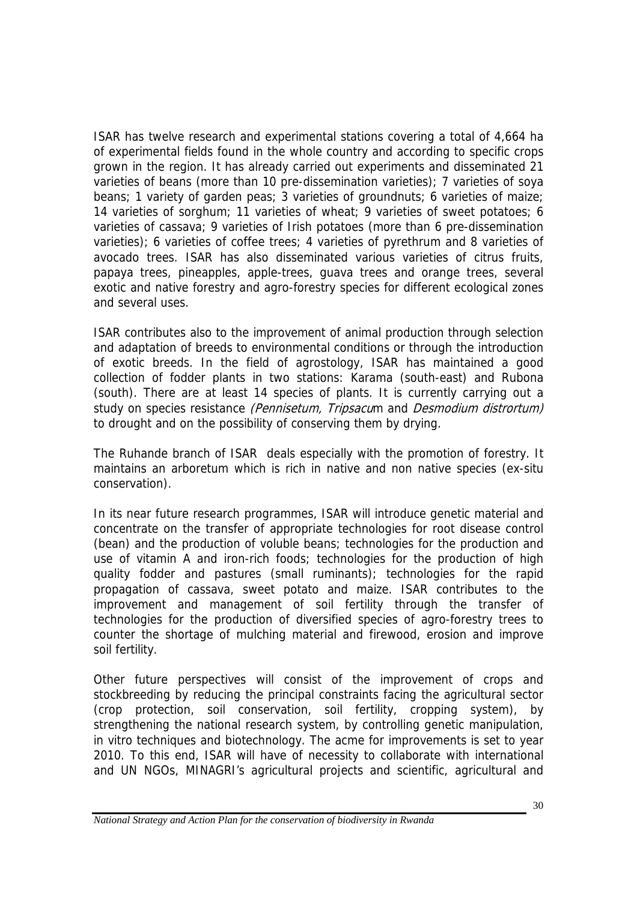ISAR has twelve research and experimental stations covering a total of 4,664 ha of experimental fields found in the whole country and according to specific crops grown in the region. It has already carried out experiments and disseminated 21 varieties of beans (more than 10 pre-dissemination varieties); 7 varieties of soya beans; 1 variety of garden peas; 3 varieties of groundnuts; 6 varieties of maize; 14 varieties of sorghum; 11 varieties of wheat; 9 varieties of sweet potatoes; 6 varieties of cassava; 9 varieties of Irish potatoes (more than 6 pre-dissemination varieties); 6 varieties of coffee trees; 4 varieties of pyrethrum and 8 varieties of avocado trees. ISAR has also disseminated various varieties of citrus fruits, papaya trees, pineapples, apple-trees, guava trees and orange trees, several exotic and native forestry and agro-forestry species for different ecological zones and several uses.

ISAR contributes also to the improvement of animal production through selection and adaptation of breeds to environmental conditions or through the introduction of exotic breeds. In the field of agrostology, ISAR has maintained a good collection of fodder plants in two stations: Karama (south-east) and Rubona (south). There are at least 14 species of plants. It is currently carrying out a study on species resistance *(Pennisetum, Tripsacu*m and *Desmodium distrortum)* to drought and on the possibility of conserving them by drying.

The Ruhande branch of ISAR deals especially with the promotion of forestry. It maintains an arboretum which is rich in native and non native species (ex-situ conservation).

In its near future research programmes, ISAR will introduce genetic material and concentrate on the transfer of appropriate technologies for root disease control (bean) and the production of voluble beans; technologies for the production and use of vitamin A and iron-rich foods; technologies for the production of high quality fodder and pastures (small ruminants); technologies for the rapid propagation of cassava, sweet potato and maize. ISAR contributes to the improvement and management of soil fertility through the transfer of technologies for the production of diversified species of agro-forestry trees to counter the shortage of mulching material and firewood, erosion and improve soil fertility.

Other future perspectives will consist of the improvement of crops and stockbreeding by reducing the principal constraints facing the agricultural sector (crop protection, soil conservation, soil fertility, cropping system), by strengthening the national research system, by controlling genetic manipulation, in vitro techniques and biotechnology. The acme for improvements is set to year 2010. To this end, ISAR will have of necessity to collaborate with international and UN NGOs, MINAGRI's agricultural projects and scientific, agricultural and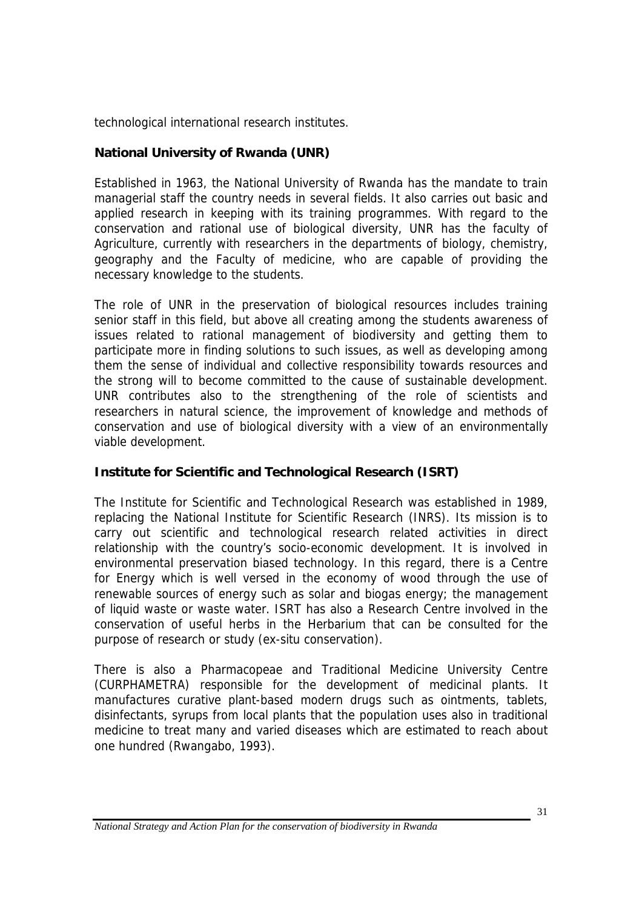technological international research institutes.

### National University of Rwanda (UNR)

Established in 1963, the National University of Rwanda has the mandate to train managerial staff the country needs in several fields. It also carries out basic and applied research in keeping with its training programmes. With regard to the conservation and rational use of biological diversity, UNR has the faculty of Agriculture, currently with researchers in the departments of biology, chemistry, geography and the Faculty of medicine, who are capable of providing the necessary knowledge to the students.

The role of UNR in the preservation of biological resources includes training senior staff in this field, but above all creating among the students awareness of issues related to rational management of biodiversity and getting them to participate more in finding solutions to such issues, as well as developing among them the sense of individual and collective responsibility towards resources and the strong will to become committed to the cause of sustainable development. UNR contributes also to the strengthening of the role of scientists and researchers in natural science, the improvement of knowledge and methods of conservation and use of biological diversity with a view of an environmentally viable development.

### Institute for Scientific and Technological Research (ISRT)

The Institute for Scientific and Technological Research was established in 1989, replacing the National Institute for Scientific Research (INRS). Its mission is to carry out scientific and technological research related activities in direct relationship with the country's socio-economic development. It is involved in environmental preservation biased technology. In this regard, there is a Centre for Energy which is well versed in the economy of wood through the use of renewable sources of energy such as solar and biogas energy; the management of liquid waste or waste water. ISRT has also a Research Centre involved in the conservation of useful herbs in the Herbarium that can be consulted for the purpose of research or study (ex-situ conservation).

There is also a Pharmacopeae and Traditional Medicine University Centre (CURPHAMETRA) responsible for the development of medicinal plants. It manufactures curative plant-based modern drugs such as ointments, tablets, disinfectants, syrups from local plants that the population uses also in traditional medicine to treat many and varied diseases which are estimated to reach about one hundred (Rwangabo, 1993).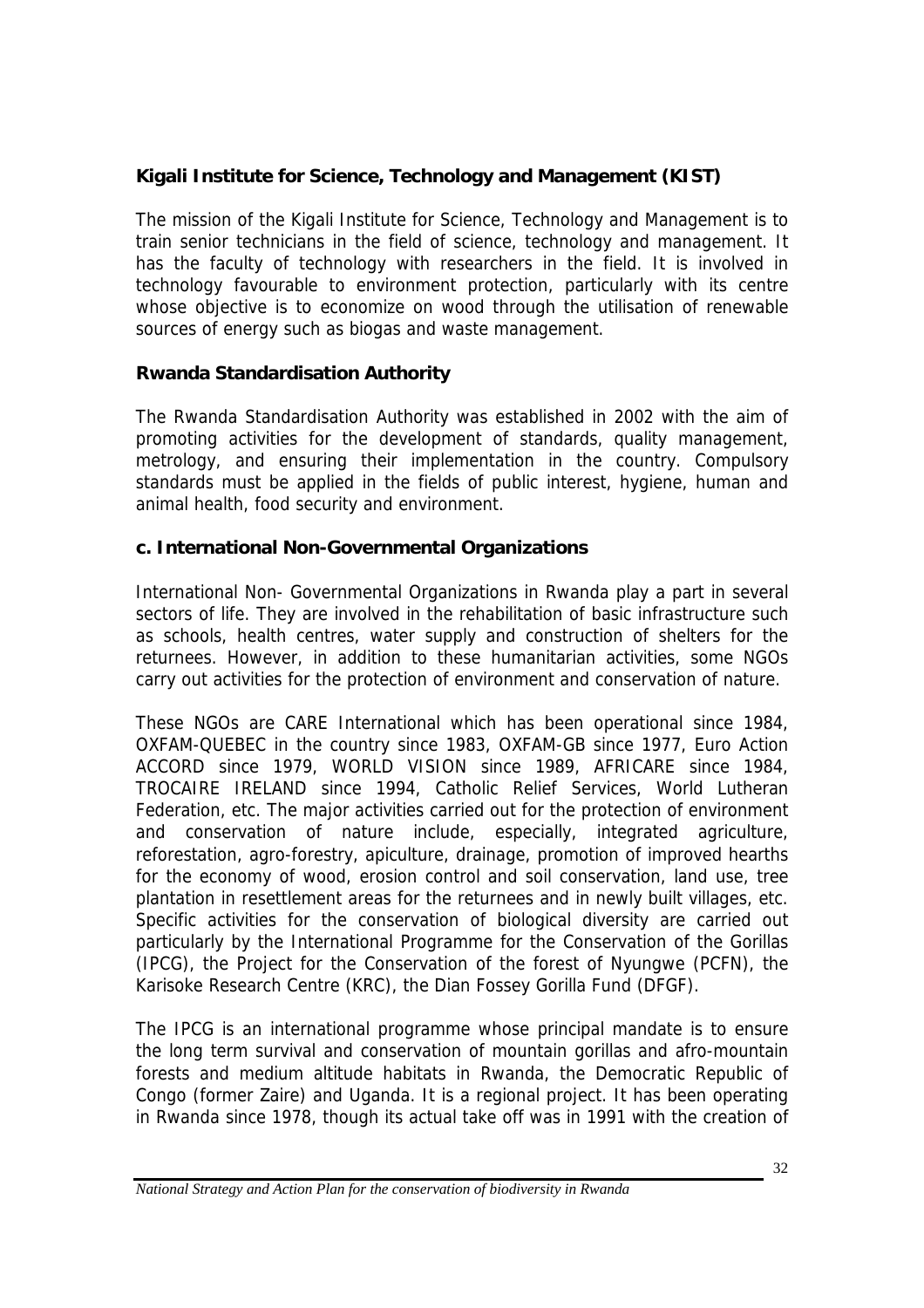### Kigali Institute for Science, Technology and Management (KIST)

The mission of the Kigali Institute for Science, Technology and Management is to train senior technicians in the field of science, technology and management. It has the faculty of technology with researchers in the field. It is involved in technology favourable to environment protection, particularly with its centre whose objective is to economize on wood through the utilisation of renewable sources of energy such as biogas and waste management.

### Rwanda Standardisation Authority

The Rwanda Standardisation Authority was established in 2002 with the aim of promoting activities for the development of standards, quality management, metrology, and ensuring their implementation in the country. Compulsory standards must be applied in the fields of public interest, hygiene, human and animal health, food security and environment.

### c. International Non-Governmental Organizations

International Non- Governmental Organizations in Rwanda play a part in several sectors of life. They are involved in the rehabilitation of basic infrastructure such as schools, health centres, water supply and construction of shelters for the returnees. However, in addition to these humanitarian activities, some NGOs carry out activities for the protection of environment and conservation of nature.

These NGOs are CARE International which has been operational since 1984, OXFAM-QUEBEC in the country since 1983, OXFAM-GB since 1977, Euro Action ACCORD since 1979, WORLD VISION since 1989, AFRICARE since 1984, TROCAIRE IRELAND since 1994, Catholic Relief Services, World Lutheran Federation, etc. The major activities carried out for the protection of environment and conservation of nature include, especially, integrated agriculture, reforestation, agro-forestry, apiculture, drainage, promotion of improved hearths for the economy of wood, erosion control and soil conservation, land use, tree plantation in resettlement areas for the returnees and in newly built villages, etc. Specific activities for the conservation of biological diversity are carried out particularly by the International Programme for the Conservation of the Gorillas (IPCG), the Project for the Conservation of the forest of Nyungwe (PCFN), the Karisoke Research Centre (KRC), the Dian Fossey Gorilla Fund (DFGF).

The IPCG is an international programme whose principal mandate is to ensure the long term survival and conservation of mountain gorillas and afro-mountain forests and medium altitude habitats in Rwanda, the Democratic Republic of Congo (former Zaire) and Uganda. It is a regional project. It has been operating in Rwanda since 1978, though its actual take off was in 1991 with the creation of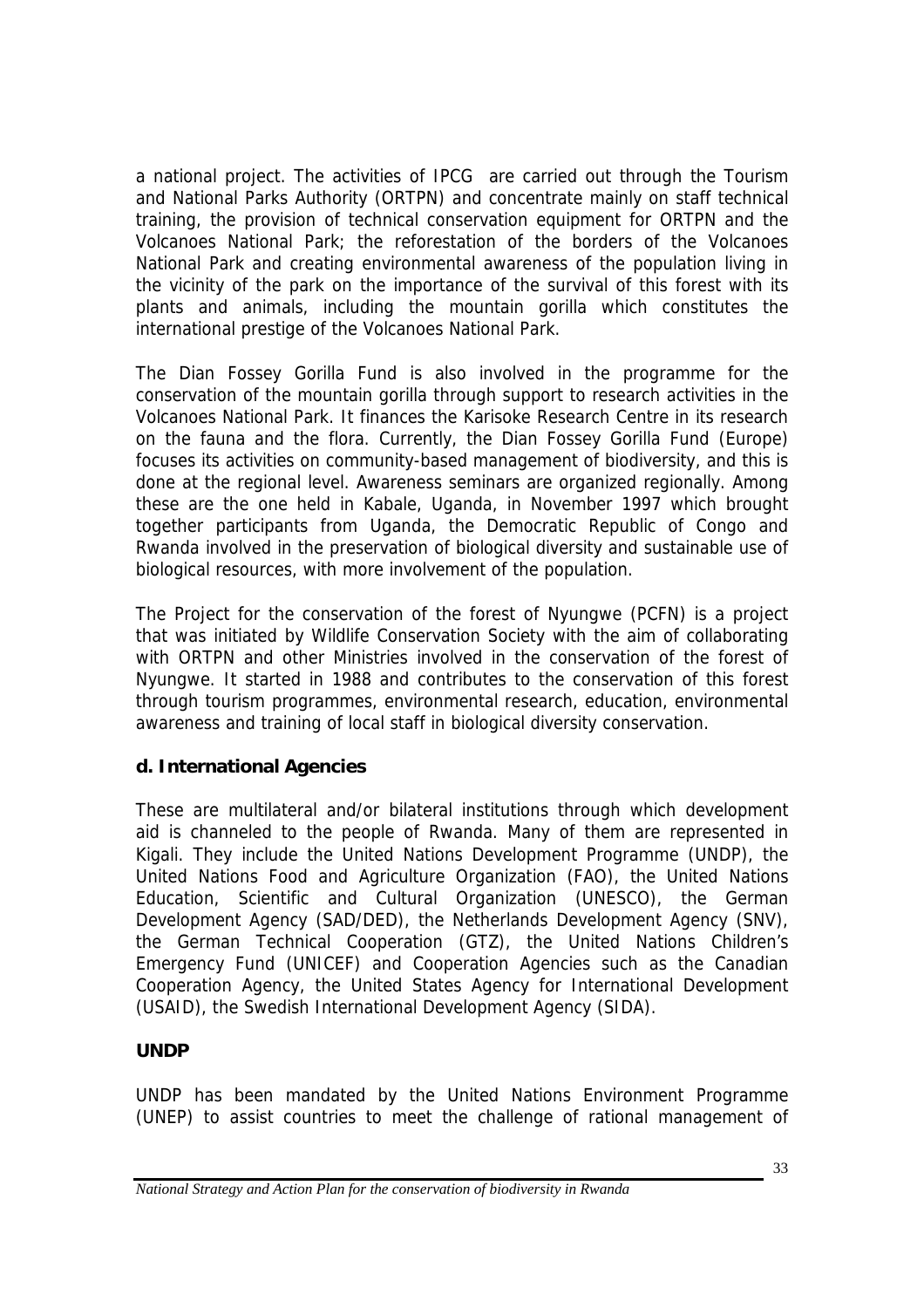a national project. The activities of IPCG are carried out through the Tourism and National Parks Authority (ORTPN) and concentrate mainly on staff technical training, the provision of technical conservation equipment for ORTPN and the Volcanoes National Park; the reforestation of the borders of the Volcanoes National Park and creating environmental awareness of the population living in the vicinity of the park on the importance of the survival of this forest with its plants and animals, including the mountain gorilla which constitutes the international prestige of the Volcanoes National Park.

The Dian Fossey Gorilla Fund is also involved in the programme for the conservation of the mountain gorilla through support to research activities in the Volcanoes National Park. It finances the Karisoke Research Centre in its research on the fauna and the flora. Currently, the Dian Fossey Gorilla Fund (Europe) focuses its activities on community-based management of biodiversity, and this is done at the regional level. Awareness seminars are organized regionally. Among these are the one held in Kabale, Uganda, in November 1997 which brought together participants from Uganda, the Democratic Republic of Congo and Rwanda involved in the preservation of biological diversity and sustainable use of biological resources, with more involvement of the population.

The Project for the conservation of the forest of Nyungwe (PCFN) is a project that was initiated by Wildlife Conservation Society with the aim of collaborating with ORTPN and other Ministries involved in the conservation of the forest of Nyungwe. It started in 1988 and contributes to the conservation of this forest through tourism programmes, environmental research, education, environmental awareness and training of local staff in biological diversity conservation.

**d. International Agencies**

These are multilateral and/or bilateral institutions through which development aid is channeled to the people of Rwanda. Many of them are represented in Kigali. They include the United Nations Development Programme (UNDP), the United Nations Food and Agriculture Organization (FAO), the United Nations Education, Scientific and Cultural Organization (UNESCO), the German Development Agency (SAD/DED), the Netherlands Development Agency (SNV), the German Technical Cooperation (GTZ), the United Nations Children's Emergency Fund (UNICEF) and Cooperation Agencies such as the Canadian Cooperation Agency, the United States Agency for International Development (USAID), the Swedish International Development Agency (SIDA).

**UNDP**

UNDP has been mandated by the United Nations Environment Programme (UNEP) to assist countries to meet the challenge of rational management of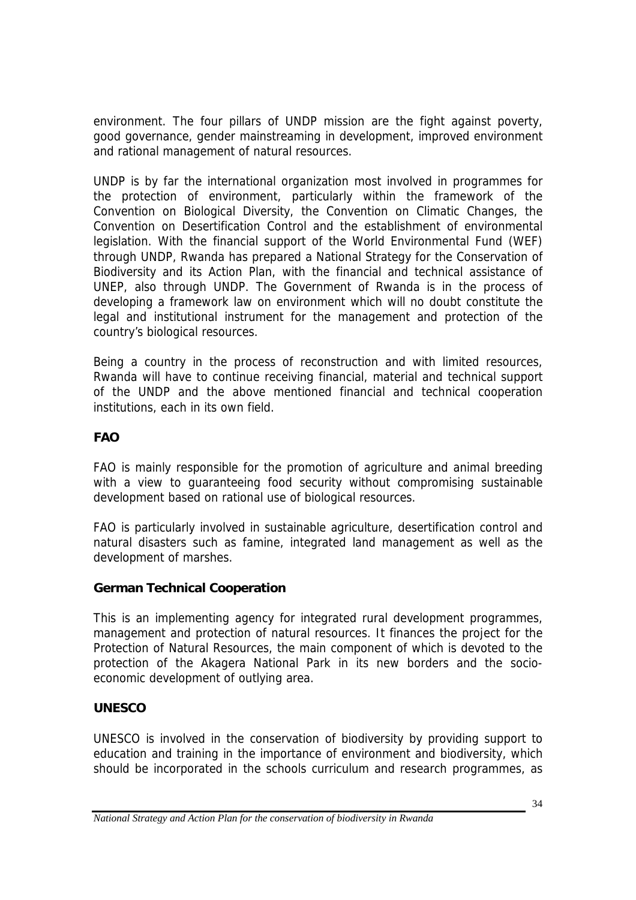environment. The four pillars of UNDP mission are the fight against poverty, good governance, gender mainstreaming in development, improved environment and rational management of natural resources.

UNDP is by far the international organization most involved in programmes for the protection of environment, particularly within the framework of the Convention on Biological Diversity, the Convention on Climatic Changes, the Convention on Desertification Control and the establishment of environmental legislation. With the financial support of the World Environmental Fund (WEF) through UNDP, Rwanda has prepared a National Strategy for the Conservation of Biodiversity and its Action Plan, with the financial and technical assistance of UNEP, also through UNDP. The Government of Rwanda is in the process of developing a framework law on environment which will no doubt constitute the legal and institutional instrument for the management and protection of the country's biological resources.

Being a country in the process of reconstruction and with limited resources, Rwanda will have to continue receiving financial, material and technical support of the UNDP and the above mentioned financial and technical cooperation institutions, each in its own field.

**FAO**

FAO is mainly responsible for the promotion of agriculture and animal breeding with a view to guaranteeing food security without compromising sustainable development based on rational use of biological resources.

FAO is particularly involved in sustainable agriculture, desertification control and natural disasters such as famine, integrated land management as well as the development of marshes.

**German Technical Cooperation**

This is an implementing agency for integrated rural development programmes, management and protection of natural resources. It finances the project for the Protection of Natural Resources, the main component of which is devoted to the protection of the Akagera National Park in its new borders and the socio-economic development of outlying area.

**UNESCO**

UNESCO is involved in the conservation of biodiversity by providing support to education and training in the importance of environment and biodiversity, which should be incorporated in the schools curriculum and research programmes, as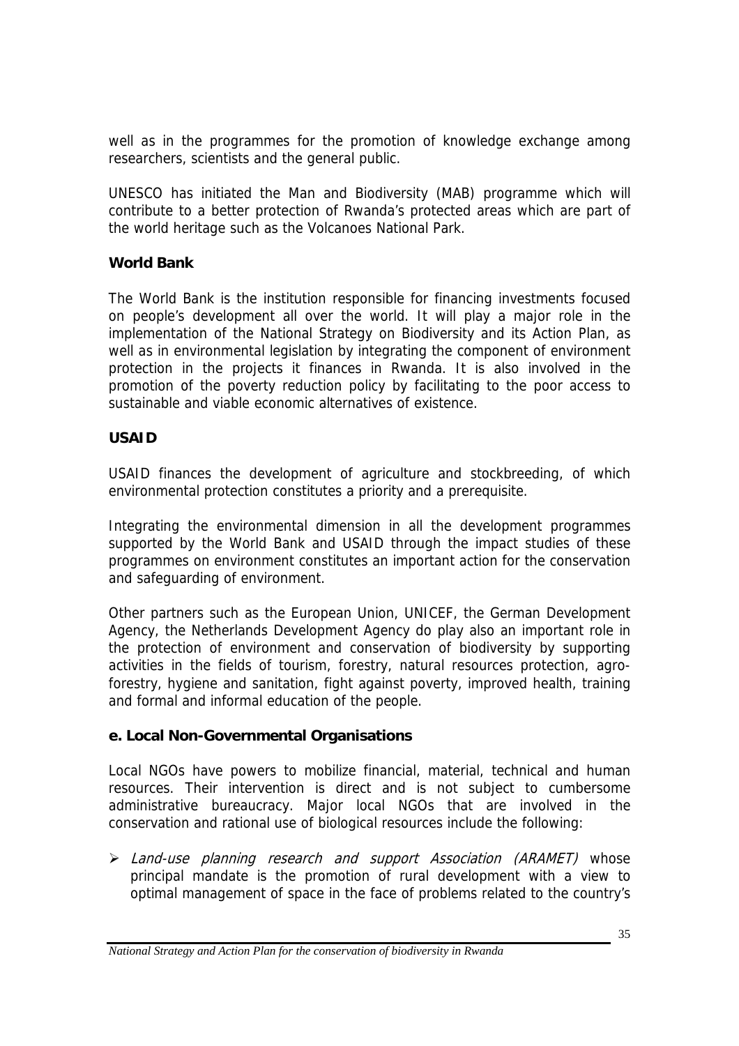well as in the programmes for the promotion of knowledge exchange among researchers, scientists and the general public.

UNESCO has initiated the Man and Biodiversity (MAB) programme which will contribute to a better protection of Rwanda's protected areas which are part of the world heritage such as the Volcanoes National Park.

**World Bank**

The World Bank is the institution responsible for financing investments focused on people's development all over the world. It will play a major role in the implementation of the National Strategy on Biodiversity and its Action Plan, as well as in environmental legislation by integrating the component of environment protection in the projects it finances in Rwanda. It is also involved in the promotion of the poverty reduction policy by facilitating to the poor access to sustainable and viable economic alternatives of existence.

**USAID**

USAID finances the development of agriculture and stockbreeding, of which environmental protection constitutes a priority and a prerequisite.

Integrating the environmental dimension in all the development programmes supported by the World Bank and USAID through the impact studies of these programmes on environment constitutes an important action for the conservation and safeguarding of environment.

Other partners such as the European Union, UNICEF, the German Development Agency, the Netherlands Development Agency do play also an important role in the protection of environment and conservation of biodiversity by supporting activities in the fields of tourism, forestry, natural resources protection, agro-forestry, hygiene and sanitation, fight against poverty, improved health, training and formal and informal education of the people.

### e. Local Non-Governmental Organisations

Local NGOs have powers to mobilize financial, material, technical and human resources. Their intervention is direct and is not subject to cumbersome administrative bureaucracy. Major local NGOs that are involved in the conservation and rational use of biological resources include the following:

- *Land-use planning research and support Association (ARAMET)* whose principal mandate is the promotion of rural development with a view to optimal management of space in the face of problems related to the country's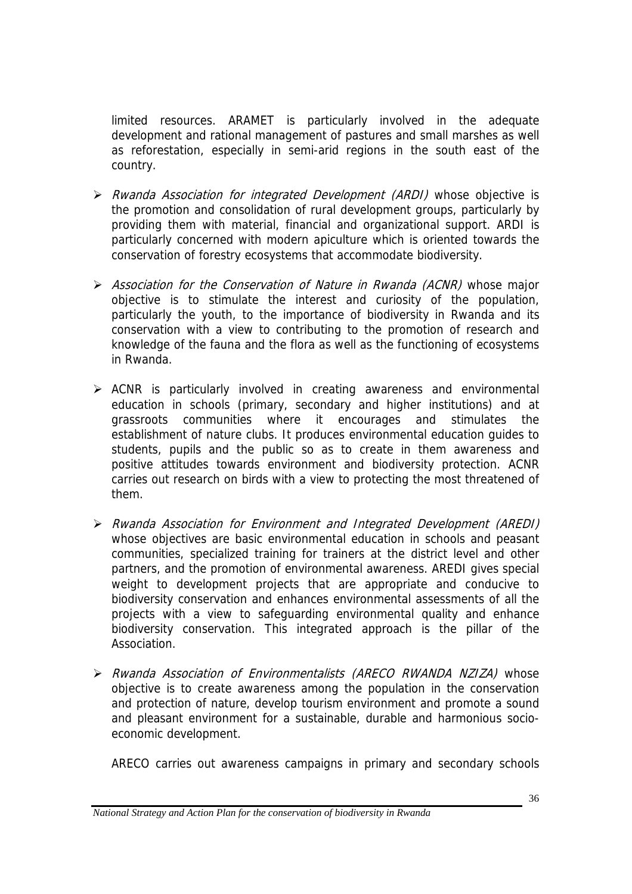limited resources. ARAMET is particularly involved in the adequate development and rational management of pastures and small marshes as well as reforestation, especially in semi-arid regions in the south east of the country.

- *Rwanda Association for integrated Development (ARDI)* whose objective is the promotion and consolidation of rural development groups, particularly by providing them with material, financial and organizational support. ARDI is particularly concerned with modern apiculture which is oriented towards the conservation of forestry ecosystems that accommodate biodiversity.

- *Association for the Conservation of Nature in Rwanda (ACNR)* whose major objective is to stimulate the interest and curiosity of the population, particularly the youth, to the importance of biodiversity in Rwanda and its conservation with a view to contributing to the promotion of research and knowledge of the fauna and the flora as well as the functioning of ecosystems in Rwanda.

- ACNR is particularly involved in creating awareness and environmental education in schools (primary, secondary and higher institutions) and at grassroots communities where it encourages and stimulates the establishment of nature clubs. It produces environmental education guides to students, pupils and the public so as to create in them awareness and positive attitudes towards environment and biodiversity protection. ACNR carries out research on birds with a view to protecting the most threatened of them.

- *Rwanda Association for Environment and Integrated Development (AREDI)* whose objectives are basic environmental education in schools and peasant communities, specialized training for trainers at the district level and other partners, and the promotion of environmental awareness. AREDI gives special weight to development projects that are appropriate and conducive to biodiversity conservation and enhances environmental assessments of all the projects with a view to safeguarding environmental quality and enhance biodiversity conservation. This integrated approach is the pillar of the Association.

- *Rwanda Association of Environmentalists (ARECO RWANDA NZIZA)* whose objective is to create awareness among the population in the conservation and protection of nature, develop tourism environment and promote a sound and pleasant environment for a sustainable, durable and harmonious socio-economic development.

  ARECO carries out awareness campaigns in primary and secondary schools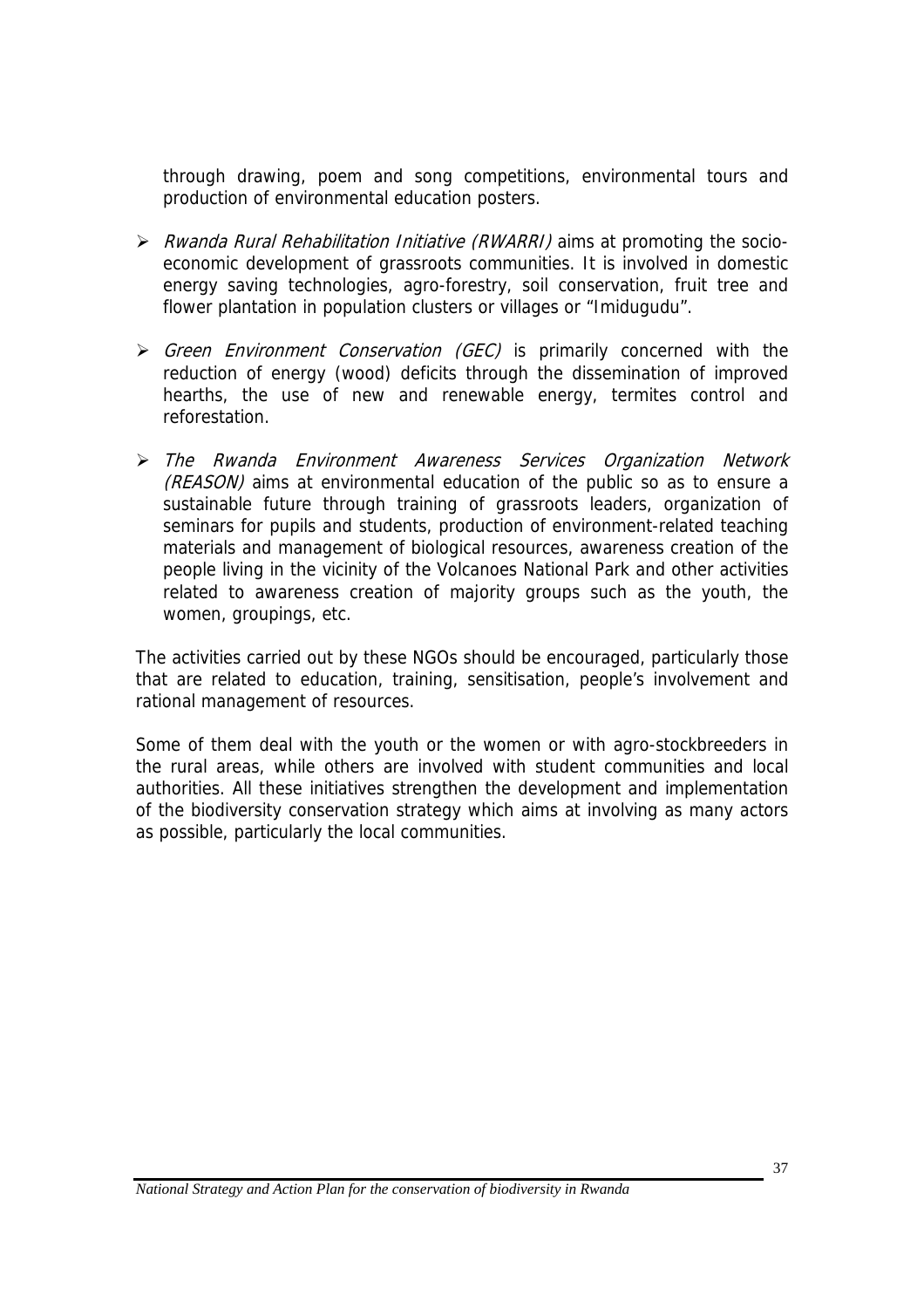through drawing, poem and song competitions, environmental tours and production of environmental education posters.

- *Rwanda Rural Rehabilitation Initiative (RWARRI)* aims at promoting the socio-economic development of grassroots communities. It is involved in domestic energy saving technologies, agro-forestry, soil conservation, fruit tree and flower plantation in population clusters or villages or "Imidugudu".

- *Green Environment Conservation (GEC)* is primarily concerned with the reduction of energy (wood) deficits through the dissemination of improved hearths, the use of new and renewable energy, termites control and reforestation.

- *The Rwanda Environment Awareness Services Organization Network (REASON)* aims at environmental education of the public so as to ensure a sustainable future through training of grassroots leaders, organization of seminars for pupils and students, production of environment-related teaching materials and management of biological resources, awareness creation of the people living in the vicinity of the Volcanoes National Park and other activities related to awareness creation of majority groups such as the youth, the women, groupings, etc.

The activities carried out by these NGOs should be encouraged, particularly those that are related to education, training, sensitisation, people's involvement and rational management of resources.

Some of them deal with the youth or the women or with agro-stockbreeders in the rural areas, while others are involved with student communities and local authorities. All these initiatives strengthen the development and implementation of the biodiversity conservation strategy which aims at involving as many actors as possible, particularly the local communities.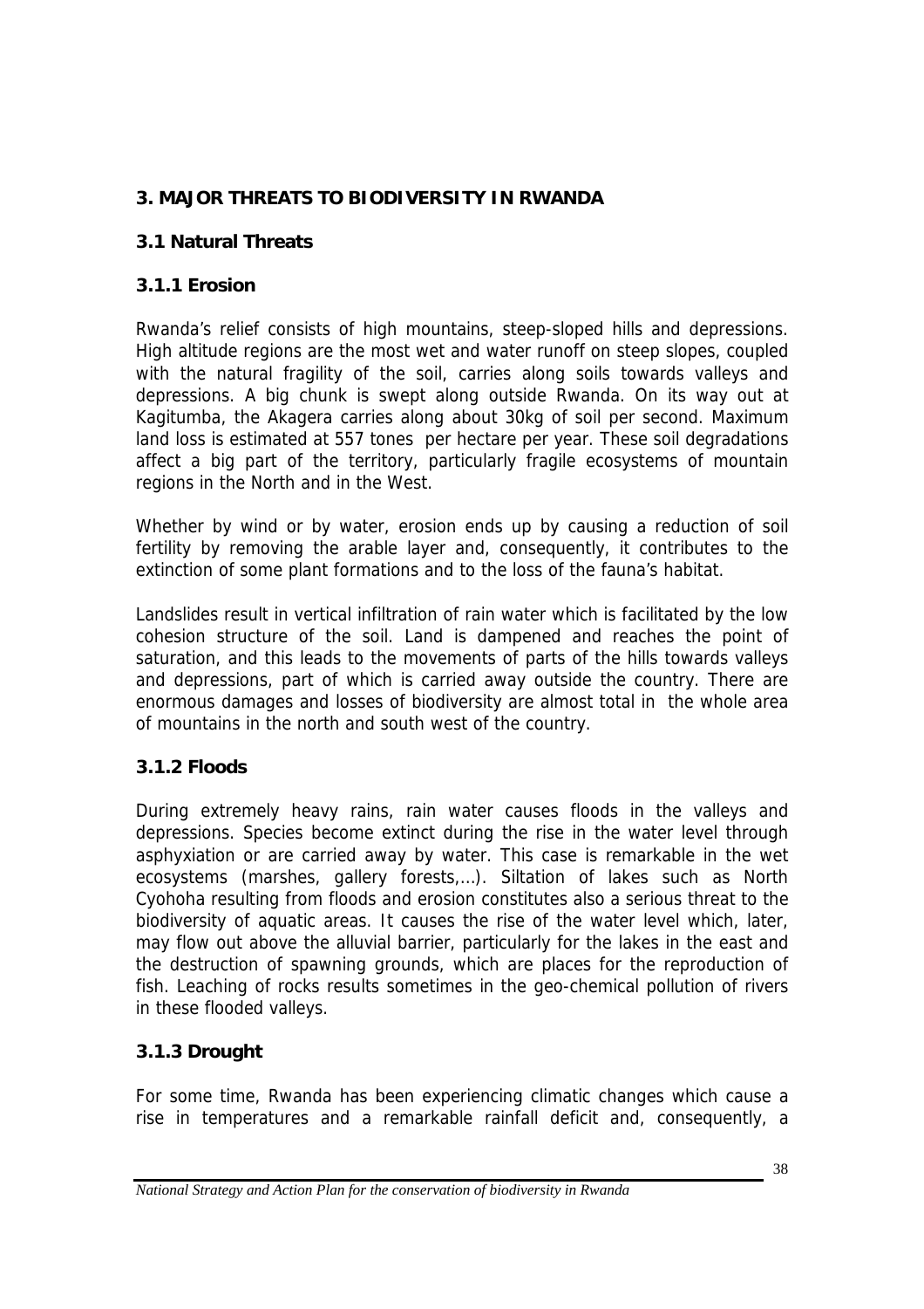## 3. MAJOR THREATS TO BIODIVERSITY IN RWANDA

### 3.1 Natural Threats

#### 3.1.1 Erosion

Rwanda's relief consists of high mountains, steep-sloped hills and depressions. High altitude regions are the most wet and water runoff on steep slopes, coupled with the natural fragility of the soil, carries along soils towards valleys and depressions. A big chunk is swept along outside Rwanda. On its way out at Kagitumba, the Akagera carries along about 30kg of soil per second. Maximum land loss is estimated at 557 tones per hectare per year. These soil degradations affect a big part of the territory, particularly fragile ecosystems of mountain regions in the North and in the West.

Whether by wind or by water, erosion ends up by causing a reduction of soil fertility by removing the arable layer and, consequently, it contributes to the extinction of some plant formations and to the loss of the fauna's habitat.

Landslides result in vertical infiltration of rain water which is facilitated by the low cohesion structure of the soil. Land is dampened and reaches the point of saturation, and this leads to the movements of parts of the hills towards valleys and depressions, part of which is carried away outside the country. There are enormous damages and losses of biodiversity are almost total in the whole area of mountains in the north and south west of the country.

#### 3.1.2 Floods

During extremely heavy rains, rain water causes floods in the valleys and depressions. Species become extinct during the rise in the water level through asphyxiation or are carried away by water. This case is remarkable in the wet ecosystems (marshes, gallery forests,…). Siltation of lakes such as North Cyohoha resulting from floods and erosion constitutes also a serious threat to the biodiversity of aquatic areas. It causes the rise of the water level which, later, may flow out above the alluvial barrier, particularly for the lakes in the east and the destruction of spawning grounds, which are places for the reproduction of fish. Leaching of rocks results sometimes in the geo-chemical pollution of rivers in these flooded valleys.

#### 3.1.3 Drought

For some time, Rwanda has been experiencing climatic changes which cause a rise in temperatures and a remarkable rainfall deficit and, consequently, a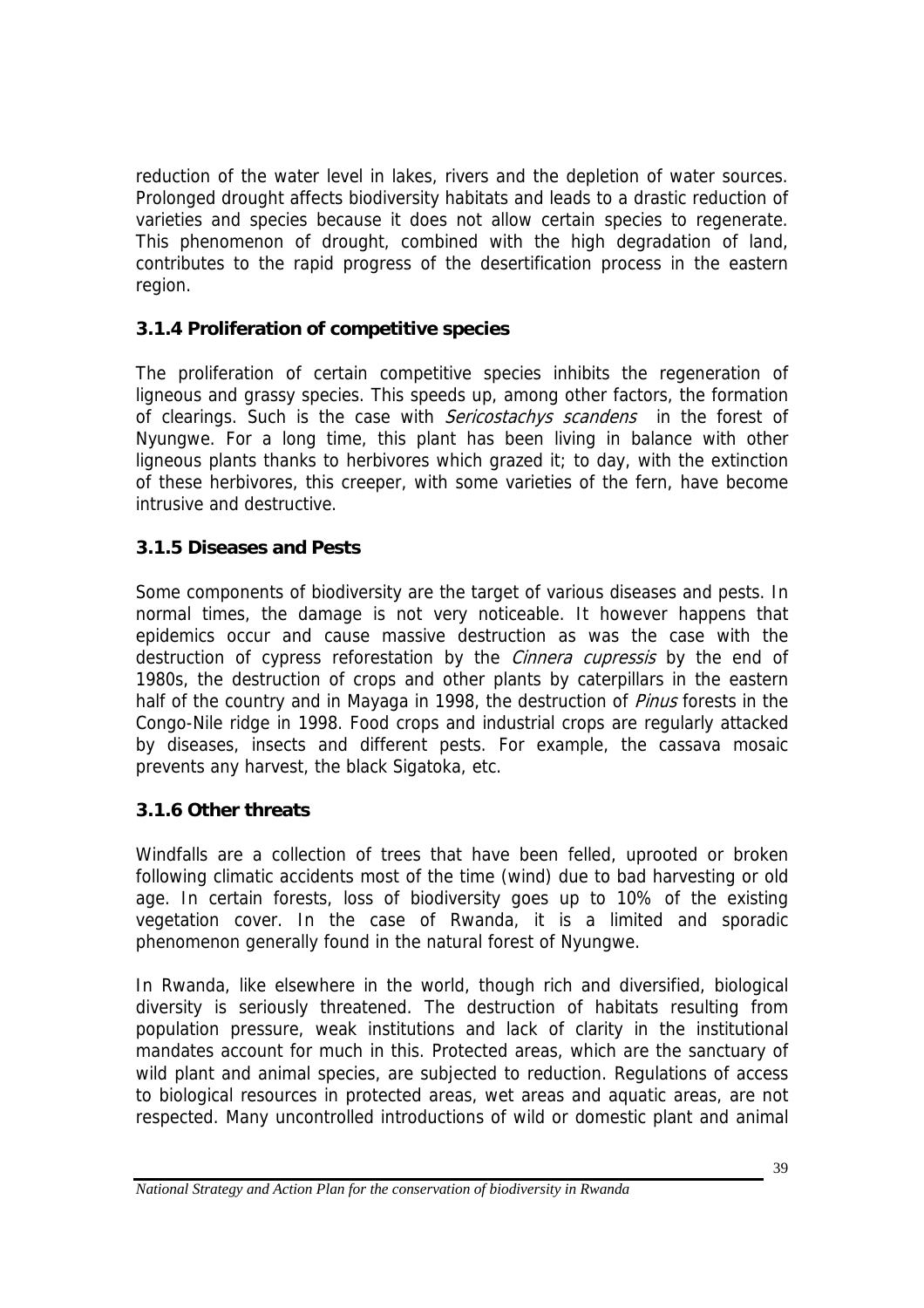reduction of the water level in lakes, rivers and the depletion of water sources. Prolonged drought affects biodiversity habitats and leads to a drastic reduction of varieties and species because it does not allow certain species to regenerate. This phenomenon of drought, combined with the high degradation of land, contributes to the rapid progress of the desertification process in the eastern region.

### 3.1.4 Proliferation of competitive species

The proliferation of certain competitive species inhibits the regeneration of ligneous and grassy species. This speeds up, among other factors, the formation of clearings. Such is the case with *Sericostachys scandens* in the forest of Nyungwe. For a long time, this plant has been living in balance with other ligneous plants thanks to herbivores which grazed it; to day, with the extinction of these herbivores, this creeper, with some varieties of the fern, have become intrusive and destructive.

### 3.1.5 Diseases and Pests

Some components of biodiversity are the target of various diseases and pests. In normal times, the damage is not very noticeable. It however happens that epidemics occur and cause massive destruction as was the case with the destruction of cypress reforestation by the *Cinnera cupressis* by the end of 1980s, the destruction of crops and other plants by caterpillars in the eastern half of the country and in Mayaga in 1998, the destruction of *Pinus* forests in the Congo-Nile ridge in 1998. Food crops and industrial crops are regularly attacked by diseases, insects and different pests. For example, the cassava mosaic prevents any harvest, the black Sigatoka, etc.

### 3.1.6 Other threats

Windfalls are a collection of trees that have been felled, uprooted or broken following climatic accidents most of the time (wind) due to bad harvesting or old age. In certain forests, loss of biodiversity goes up to 10% of the existing vegetation cover. In the case of Rwanda, it is a limited and sporadic phenomenon generally found in the natural forest of Nyungwe.

In Rwanda, like elsewhere in the world, though rich and diversified, biological diversity is seriously threatened. The destruction of habitats resulting from population pressure, weak institutions and lack of clarity in the institutional mandates account for much in this. Protected areas, which are the sanctuary of wild plant and animal species, are subjected to reduction. Regulations of access to biological resources in protected areas, wet areas and aquatic areas, are not respected. Many uncontrolled introductions of wild or domestic plant and animal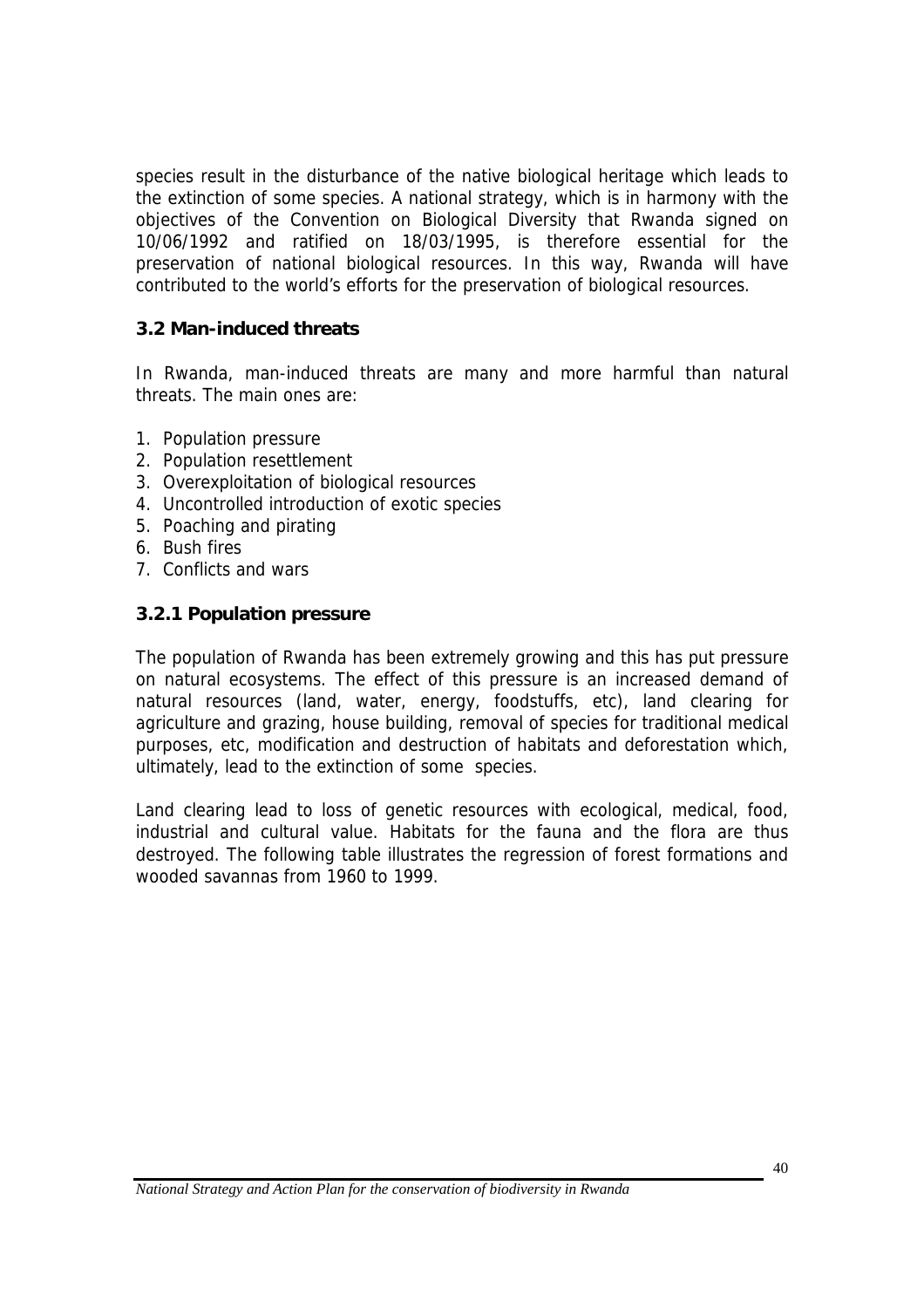species result in the disturbance of the native biological heritage which leads to the extinction of some species. A national strategy, which is in harmony with the objectives of the Convention on Biological Diversity that Rwanda signed on 10/06/1992 and ratified on 18/03/1995, is therefore essential for the preservation of national biological resources. In this way, Rwanda will have contributed to the world's efforts for the preservation of biological resources.

### 3.2 Man-induced threats

In Rwanda, man-induced threats are many and more harmful than natural threats. The main ones are:

1. Population pressure
2. Population resettlement
3. Overexploitation of biological resources
4. Uncontrolled introduction of exotic species
5. Poaching and pirating
6. Bush fires
7. Conflicts and wars

#### 3.2.1 Population pressure

The population of Rwanda has been extremely growing and this has put pressure on natural ecosystems. The effect of this pressure is an increased demand of natural resources (land, water, energy, foodstuffs, etc), land clearing for agriculture and grazing, house building, removal of species for traditional medical purposes, etc, modification and destruction of habitats and deforestation which, ultimately, lead to the extinction of some species.

Land clearing lead to loss of genetic resources with ecological, medical, food, industrial and cultural value. Habitats for the fauna and the flora are thus destroyed. The following table illustrates the regression of forest formations and wooded savannas from 1960 to 1999.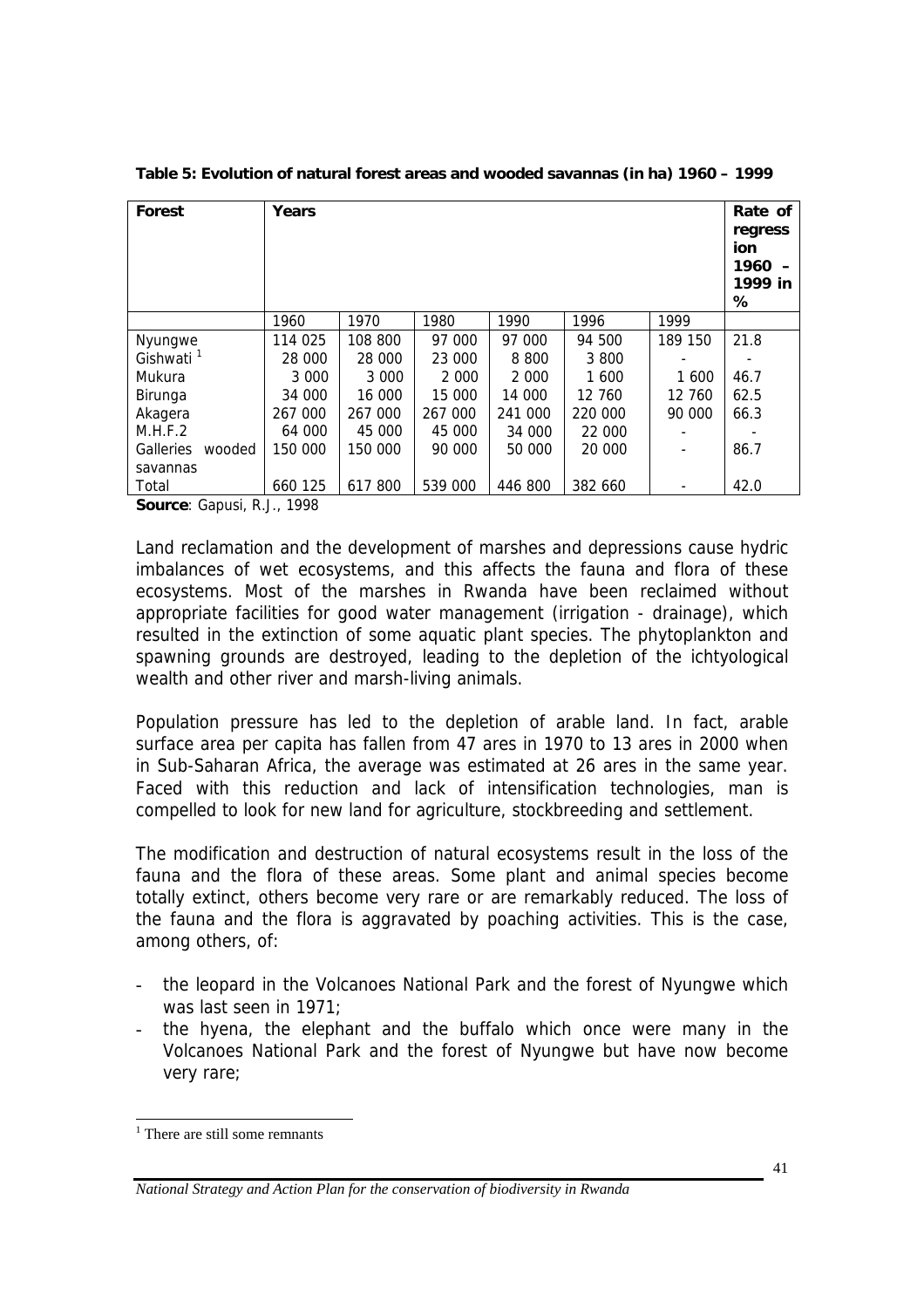**Table 5: Evolution of natural forest areas and wooded savannas (in ha) 1960 – 1999**

| Forest | Years | | | | | | Rate of regression 1960 – 1999 in % |
|---|---|---|---|---|---|---|---|
| | 1960 | 1970 | 1980 | 1990 | 1996 | 1999 | |
| Nyungwe | 114 025 | 108 800 | 97 000 | 97 000 | 94 500 | 189 150 | 21.8 |
| Gishwati [1] | 28 000 | 28 000 | 23 000 | 8 800 | 3 800 | - | - |
| Mukura | 3 000 | 3 000 | 2 000 | 2 000 | 1 600 | 1 600 | 46.7 |
| Birunga | 34 000 | 16 000 | 15 000 | 14 000 | 12 760 | 12 760 | 62.5 |
| Akagera | 267 000 | 267 000 | 267 000 | 241 000 | 220 000 | 90 000 | 66.3 |
| M.H.F.2 | 64 000 | 45 000 | 45 000 | 34 000 | 22 000 | - | - |
| Galleries wooded savannas | 150 000 | 150 000 | 90 000 | 50 000 | 20 000 | - | 86.7 |
| Total | 660 125 | 617 800 | 539 000 | 446 800 | 382 660 | - | 42.0 |

**Source**: Gapusi, R.J., 1998

Land reclamation and the development of marshes and depressions cause hydric imbalances of wet ecosystems, and this affects the fauna and flora of these ecosystems. Most of the marshes in Rwanda have been reclaimed without appropriate facilities for good water management (irrigation - drainage), which resulted in the extinction of some aquatic plant species. The phytoplankton and spawning grounds are destroyed, leading to the depletion of the ichtyological wealth and other river and marsh-living animals.

Population pressure has led to the depletion of arable land. In fact, arable surface area per capita has fallen from 47 ares in 1970 to 13 ares in 2000 when in Sub-Saharan Africa, the average was estimated at 26 ares in the same year. Faced with this reduction and lack of intensification technologies, man is compelled to look for new land for agriculture, stockbreeding and settlement.

The modification and destruction of natural ecosystems result in the loss of the fauna and the flora of these areas. Some plant and animal species become totally extinct, others become very rare or are remarkably reduced. The loss of the fauna and the flora is aggravated by poaching activities. This is the case, among others, of:

- the leopard in the Volcanoes National Park and the forest of Nyungwe which was last seen in 1971;
- the hyena, the elephant and the buffalo which once were many in the Volcanoes National Park and the forest of Nyungwe but have now become very rare;

[1] There are still some remnants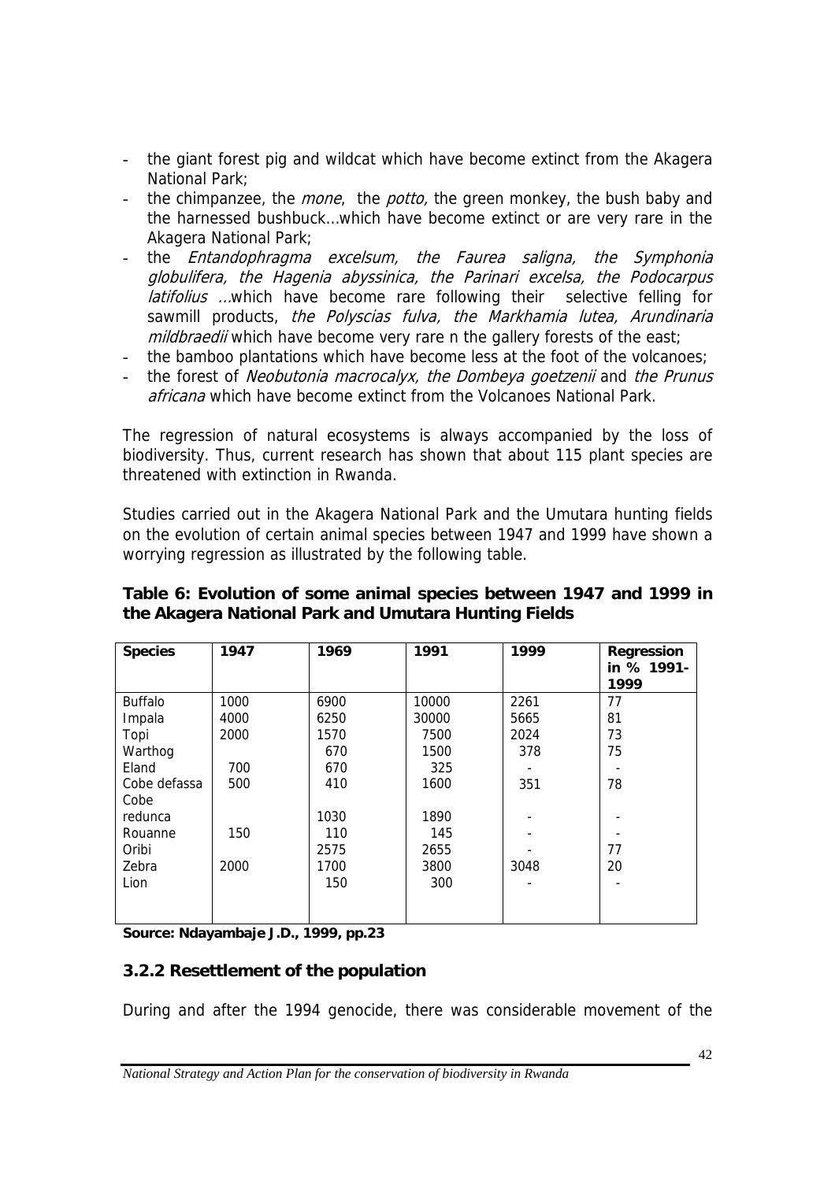- the giant forest pig and wildcat which have become extinct from the Akagera National Park;
- the chimpanzee, the *mone*, the *potto,* the green monkey, the bush baby and the harnessed bushbuck…which have become extinct or are very rare in the Akagera National Park;
- the *Entandophragma excelsum, the Faurea saligna, the Symphonia globulifera, the Hagenia abyssinica, the Parinari excelsa, the Podocarpus latifolius* …which have become rare following their selective felling for sawmill products, *the Polyscias fulva, the Markhamia lutea, Arundinaria mildbraedii* which have become very rare n the gallery forests of the east;
- the bamboo plantations which have become less at the foot of the volcanoes;
- the forest of *Neobutonia macrocalyx, the Dombeya goetzenii* and *the Prunus africana* which have become extinct from the Volcanoes National Park.

The regression of natural ecosystems is always accompanied by the loss of biodiversity. Thus, current research has shown that about 115 plant species are threatened with extinction in Rwanda.

Studies carried out in the Akagera National Park and the Umutara hunting fields on the evolution of certain animal species between 1947 and 1999 have shown a worrying regression as illustrated by the following table.

**Table 6: Evolution of some animal species between 1947 and 1999 in the Akagera National Park and Umutara Hunting Fields**

| Species | 1947 | 1969 | 1991 | 1999 | Regression in % 1991-1999 |
|---|---|---|---|---|---|
| Buffalo | 1000 | 6900 | 10000 | 2261 | 77 |
| Impala | 4000 | 6250 | 30000 | 5665 | 81 |
| Topi | 2000 | 1570 | 7500 | 2024 | 73 |
| Warthog | | 670 | 1500 | 378 | 75 |
| Eland | 700 | 670 | 325 | - | - |
| Cobe defassa | 500 | 410 | 1600 | 351 | 78 |
| Cobe redunca | | 1030 | 1890 | - | - |
| Rouanne | 150 | 110 | 145 | - | - |
| Oribi | | 2575 | 2655 | - | 77 |
| Zebra | 2000 | 1700 | 3800 | 3048 | 20 |
| Lion | | 150 | 300 | - | - |

**Source: Ndayambaje J.D., 1999, pp.23**

### 3.2.2 Resettlement of the population

During and after the 1994 genocide, there was considerable movement of the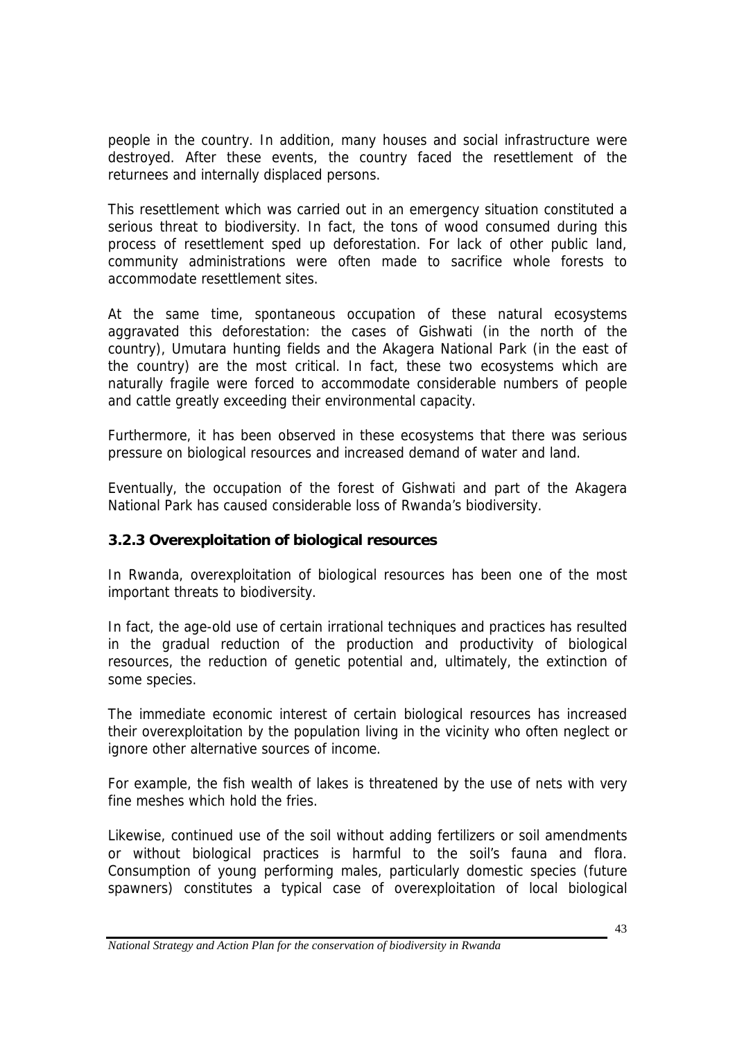people in the country. In addition, many houses and social infrastructure were destroyed. After these events, the country faced the resettlement of the returnees and internally displaced persons.

This resettlement which was carried out in an emergency situation constituted a serious threat to biodiversity. In fact, the tons of wood consumed during this process of resettlement sped up deforestation. For lack of other public land, community administrations were often made to sacrifice whole forests to accommodate resettlement sites.

At the same time, spontaneous occupation of these natural ecosystems aggravated this deforestation: the cases of Gishwati (in the north of the country), Umutara hunting fields and the Akagera National Park (in the east of the country) are the most critical. In fact, these two ecosystems which are naturally fragile were forced to accommodate considerable numbers of people and cattle greatly exceeding their environmental capacity.

Furthermore, it has been observed in these ecosystems that there was serious pressure on biological resources and increased demand of water and land.

Eventually, the occupation of the forest of Gishwati and part of the Akagera National Park has caused considerable loss of Rwanda's biodiversity.

### 3.2.3 Overexploitation of biological resources

In Rwanda, overexploitation of biological resources has been one of the most important threats to biodiversity.

In fact, the age-old use of certain irrational techniques and practices has resulted in the gradual reduction of the production and productivity of biological resources, the reduction of genetic potential and, ultimately, the extinction of some species.

The immediate economic interest of certain biological resources has increased their overexploitation by the population living in the vicinity who often neglect or ignore other alternative sources of income.

For example, the fish wealth of lakes is threatened by the use of nets with very fine meshes which hold the fries.

Likewise, continued use of the soil without adding fertilizers or soil amendments or without biological practices is harmful to the soil's fauna and flora. Consumption of young performing males, particularly domestic species (future spawners) constitutes a typical case of overexploitation of local biological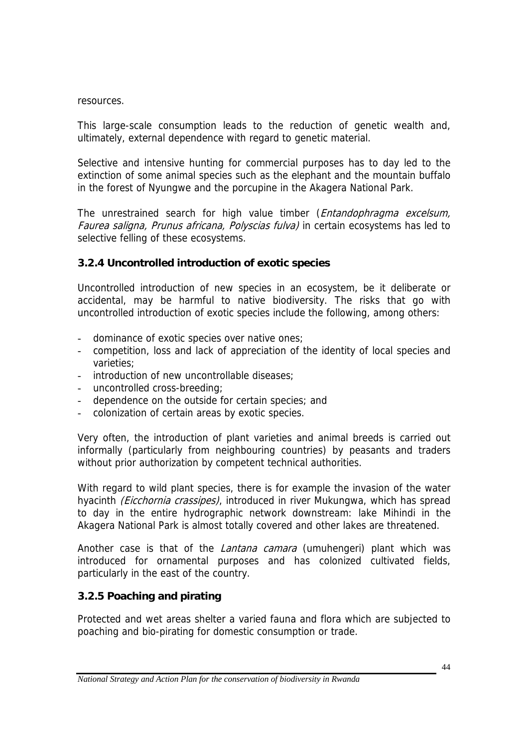resources.

This large-scale consumption leads to the reduction of genetic wealth and, ultimately, external dependence with regard to genetic material.

Selective and intensive hunting for commercial purposes has to day led to the extinction of some animal species such as the elephant and the mountain buffalo in the forest of Nyungwe and the porcupine in the Akagera National Park.

The unrestrained search for high value timber (*Entandophragma excelsum, Faurea saligna, Prunus africana, Polyscias fulva)* in certain ecosystems has led to selective felling of these ecosystems.

### 3.2.4 Uncontrolled introduction of exotic species

Uncontrolled introduction of new species in an ecosystem, be it deliberate or accidental, may be harmful to native biodiversity. The risks that go with uncontrolled introduction of exotic species include the following, among others:

- dominance of exotic species over native ones;
- competition, loss and lack of appreciation of the identity of local species and varieties;
- introduction of new uncontrollable diseases;
- uncontrolled cross-breeding;
- dependence on the outside for certain species; and
- colonization of certain areas by exotic species.

Very often, the introduction of plant varieties and animal breeds is carried out informally (particularly from neighbouring countries) by peasants and traders without prior authorization by competent technical authorities.

With regard to wild plant species, there is for example the invasion of the water hyacinth *(Eicchornia crassipes)*, introduced in river Mukungwa, which has spread to day in the entire hydrographic network downstream: lake Mihindi in the Akagera National Park is almost totally covered and other lakes are threatened.

Another case is that of the *Lantana camara* (umuhengeri) plant which was introduced for ornamental purposes and has colonized cultivated fields, particularly in the east of the country.

### 3.2.5 Poaching and pirating

Protected and wet areas shelter a varied fauna and flora which are subjected to poaching and bio-pirating for domestic consumption or trade.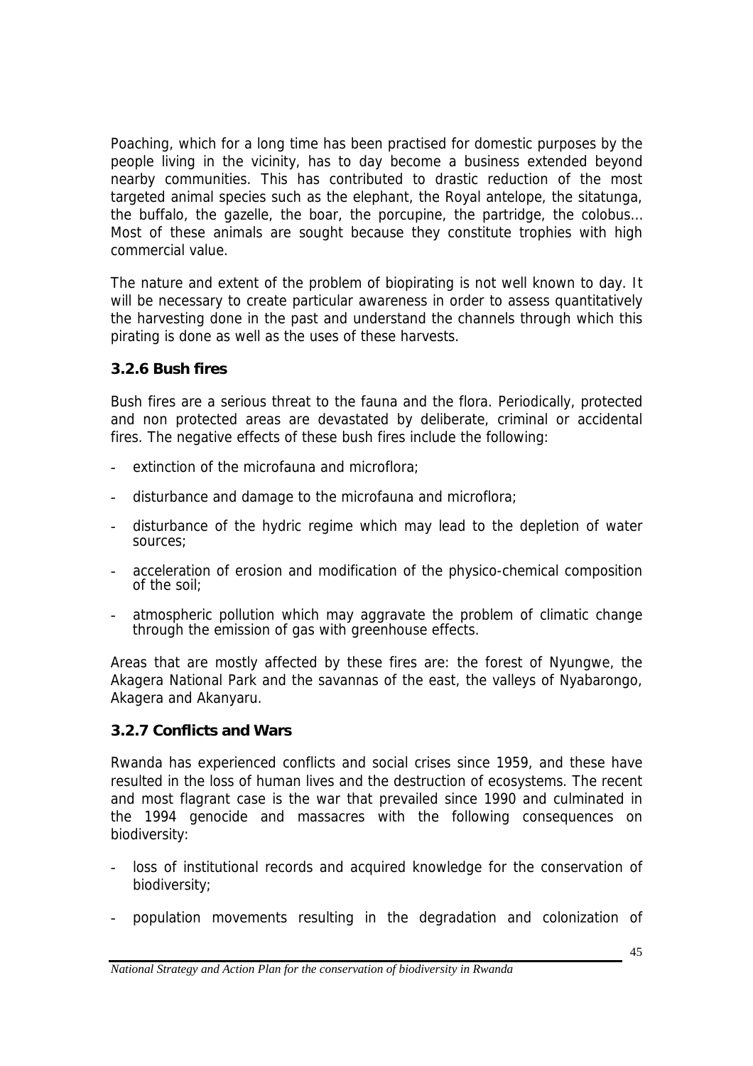Poaching, which for a long time has been practised for domestic purposes by the people living in the vicinity, has to day become a business extended beyond nearby communities. This has contributed to drastic reduction of the most targeted animal species such as the elephant, the Royal antelope, the sitatunga, the buffalo, the gazelle, the boar, the porcupine, the partridge, the colobus… Most of these animals are sought because they constitute trophies with high commercial value.

The nature and extent of the problem of biopirating is not well known to day. It will be necessary to create particular awareness in order to assess quantitatively the harvesting done in the past and understand the channels through which this pirating is done as well as the uses of these harvests.

### 3.2.6 Bush fires

Bush fires are a serious threat to the fauna and the flora. Periodically, protected and non protected areas are devastated by deliberate, criminal or accidental fires. The negative effects of these bush fires include the following:

- extinction of the microfauna and microflora;
- disturbance and damage to the microfauna and microflora;
- disturbance of the hydric regime which may lead to the depletion of water sources;
- acceleration of erosion and modification of the physico-chemical composition of the soil;
- atmospheric pollution which may aggravate the problem of climatic change through the emission of gas with greenhouse effects.

Areas that are mostly affected by these fires are: the forest of Nyungwe, the Akagera National Park and the savannas of the east, the valleys of Nyabarongo, Akagera and Akanyaru.

### 3.2.7 Conflicts and Wars

Rwanda has experienced conflicts and social crises since 1959, and these have resulted in the loss of human lives and the destruction of ecosystems. The recent and most flagrant case is the war that prevailed since 1990 and culminated in the 1994 genocide and massacres with the following consequences on biodiversity:

- loss of institutional records and acquired knowledge for the conservation of biodiversity;
- population movements resulting in the degradation and colonization of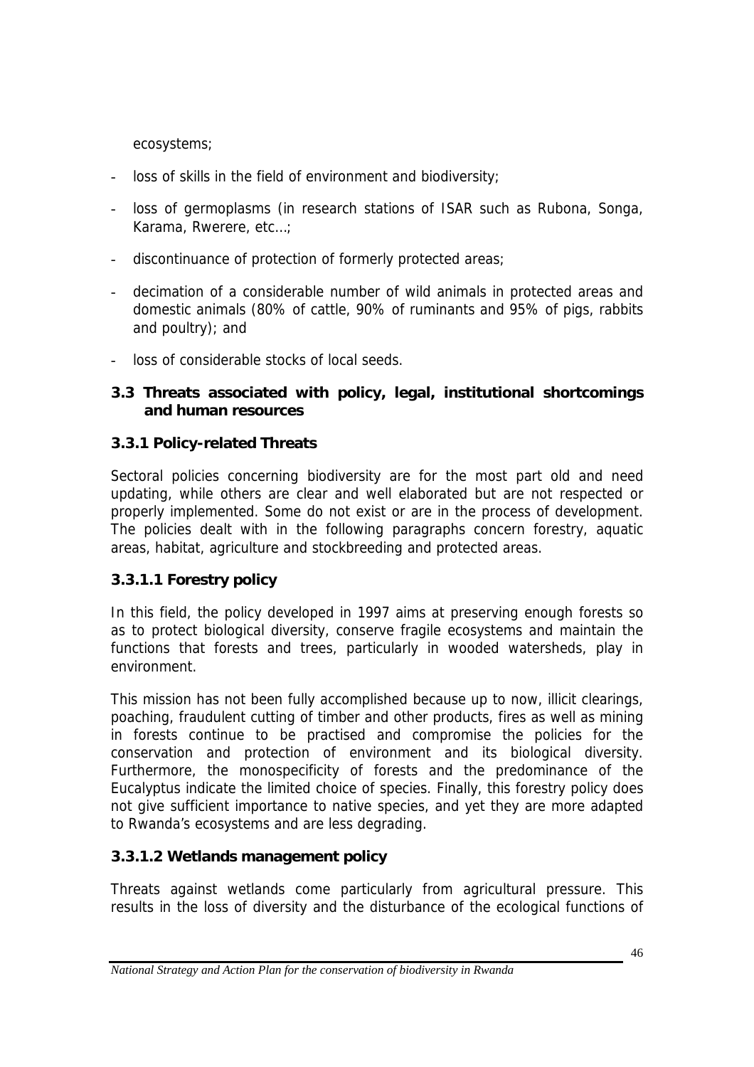ecosystems;

- loss of skills in the field of environment and biodiversity;
- loss of germoplasms (in research stations of ISAR such as Rubona, Songa, Karama, Rwerere, etc…;
- discontinuance of protection of formerly protected areas;
- decimation of a considerable number of wild animals in protected areas and domestic animals (80% of cattle, 90% of ruminants and 95% of pigs, rabbits and poultry); and
- loss of considerable stocks of local seeds.

## 3.3 Threats associated with policy, legal, institutional shortcomings and human resources

### 3.3.1 Policy-related Threats

Sectoral policies concerning biodiversity are for the most part old and need updating, while others are clear and well elaborated but are not respected or properly implemented. Some do not exist or are in the process of development. The policies dealt with in the following paragraphs concern forestry, aquatic areas, habitat, agriculture and stockbreeding and protected areas.

#### 3.3.1.1 Forestry policy

In this field, the policy developed in 1997 aims at preserving enough forests so as to protect biological diversity, conserve fragile ecosystems and maintain the functions that forests and trees, particularly in wooded watersheds, play in environment.

This mission has not been fully accomplished because up to now, illicit clearings, poaching, fraudulent cutting of timber and other products, fires as well as mining in forests continue to be practised and compromise the policies for the conservation and protection of environment and its biological diversity. Furthermore, the monospecificity of forests and the predominance of the Eucalyptus indicate the limited choice of species. Finally, this forestry policy does not give sufficient importance to native species, and yet they are more adapted to Rwanda's ecosystems and are less degrading.

#### 3.3.1.2 Wetlands management policy

Threats against wetlands come particularly from agricultural pressure. This results in the loss of diversity and the disturbance of the ecological functions of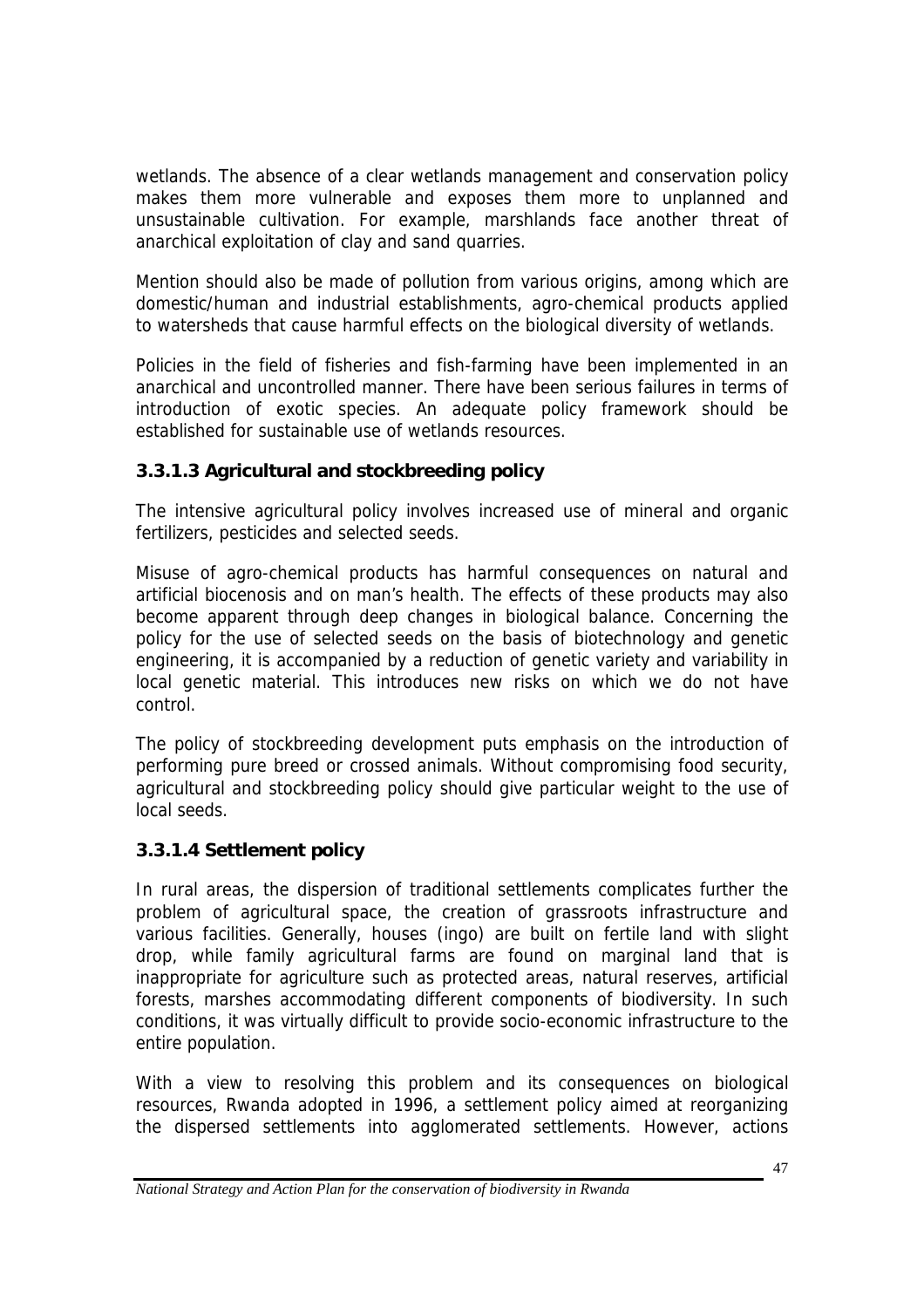wetlands. The absence of a clear wetlands management and conservation policy makes them more vulnerable and exposes them more to unplanned and unsustainable cultivation. For example, marshlands face another threat of anarchical exploitation of clay and sand quarries.

Mention should also be made of pollution from various origins, among which are domestic/human and industrial establishments, agro-chemical products applied to watersheds that cause harmful effects on the biological diversity of wetlands.

Policies in the field of fisheries and fish-farming have been implemented in an anarchical and uncontrolled manner. There have been serious failures in terms of introduction of exotic species. An adequate policy framework should be established for sustainable use of wetlands resources.

### 3.3.1.3 Agricultural and stockbreeding policy

The intensive agricultural policy involves increased use of mineral and organic fertilizers, pesticides and selected seeds.

Misuse of agro-chemical products has harmful consequences on natural and artificial biocenosis and on man's health. The effects of these products may also become apparent through deep changes in biological balance. Concerning the policy for the use of selected seeds on the basis of biotechnology and genetic engineering, it is accompanied by a reduction of genetic variety and variability in local genetic material. This introduces new risks on which we do not have control.

The policy of stockbreeding development puts emphasis on the introduction of performing pure breed or crossed animals. Without compromising food security, agricultural and stockbreeding policy should give particular weight to the use of local seeds.

### 3.3.1.4 Settlement policy

In rural areas, the dispersion of traditional settlements complicates further the problem of agricultural space, the creation of grassroots infrastructure and various facilities. Generally, houses (ingo) are built on fertile land with slight drop, while family agricultural farms are found on marginal land that is inappropriate for agriculture such as protected areas, natural reserves, artificial forests, marshes accommodating different components of biodiversity. In such conditions, it was virtually difficult to provide socio-economic infrastructure to the entire population.

With a view to resolving this problem and its consequences on biological resources, Rwanda adopted in 1996, a settlement policy aimed at reorganizing the dispersed settlements into agglomerated settlements. However, actions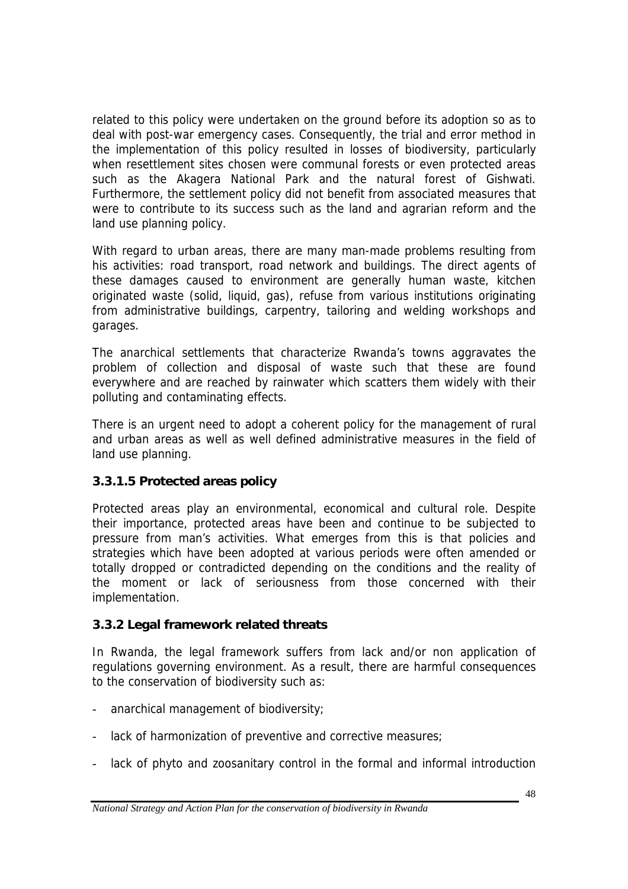related to this policy were undertaken on the ground before its adoption so as to deal with post-war emergency cases. Consequently, the trial and error method in the implementation of this policy resulted in losses of biodiversity, particularly when resettlement sites chosen were communal forests or even protected areas such as the Akagera National Park and the natural forest of Gishwati. Furthermore, the settlement policy did not benefit from associated measures that were to contribute to its success such as the land and agrarian reform and the land use planning policy.

With regard to urban areas, there are many man-made problems resulting from his activities: road transport, road network and buildings. The direct agents of these damages caused to environment are generally human waste, kitchen originated waste (solid, liquid, gas), refuse from various institutions originating from administrative buildings, carpentry, tailoring and welding workshops and garages.

The anarchical settlements that characterize Rwanda's towns aggravates the problem of collection and disposal of waste such that these are found everywhere and are reached by rainwater which scatters them widely with their polluting and contaminating effects.

There is an urgent need to adopt a coherent policy for the management of rural and urban areas as well as well defined administrative measures in the field of land use planning.

#### 3.3.1.5 Protected areas policy

Protected areas play an environmental, economical and cultural role. Despite their importance, protected areas have been and continue to be subjected to pressure from man's activities. What emerges from this is that policies and strategies which have been adopted at various periods were often amended or totally dropped or contradicted depending on the conditions and the reality of the moment or lack of seriousness from those concerned with their implementation.

### 3.3.2 Legal framework related threats

In Rwanda, the legal framework suffers from lack and/or non application of regulations governing environment. As a result, there are harmful consequences to the conservation of biodiversity such as:

- anarchical management of biodiversity;
- lack of harmonization of preventive and corrective measures;
- lack of phyto and zoosanitary control in the formal and informal introduction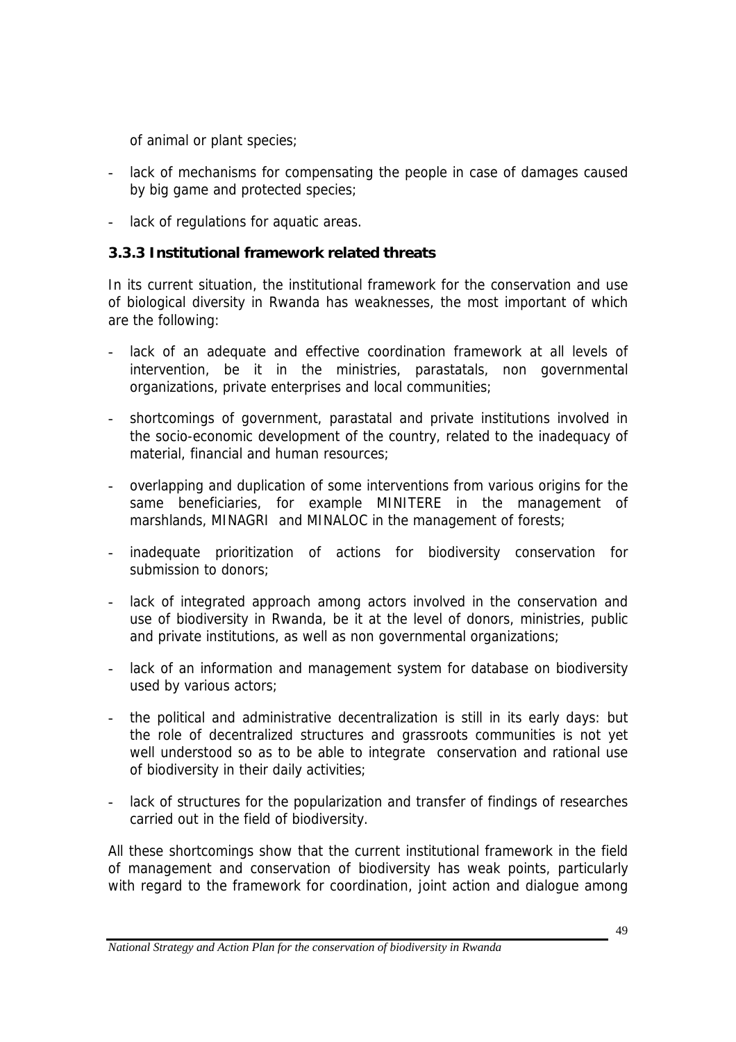of animal or plant species;

- lack of mechanisms for compensating the people in case of damages caused by big game and protected species;
- lack of regulations for aquatic areas.

### 3.3.3 Institutional framework related threats

In its current situation, the institutional framework for the conservation and use of biological diversity in Rwanda has weaknesses, the most important of which are the following:

- lack of an adequate and effective coordination framework at all levels of intervention, be it in the ministries, parastatals, non governmental organizations, private enterprises and local communities;
- shortcomings of government, parastatal and private institutions involved in the socio-economic development of the country, related to the inadequacy of material, financial and human resources;
- overlapping and duplication of some interventions from various origins for the same beneficiaries, for example MINITERE in the management of marshlands, MINAGRI and MINALOC in the management of forests;
- inadequate prioritization of actions for biodiversity conservation for submission to donors;
- lack of integrated approach among actors involved in the conservation and use of biodiversity in Rwanda, be it at the level of donors, ministries, public and private institutions, as well as non governmental organizations;
- lack of an information and management system for database on biodiversity used by various actors;
- the political and administrative decentralization is still in its early days: but the role of decentralized structures and grassroots communities is not yet well understood so as to be able to integrate conservation and rational use of biodiversity in their daily activities;
- lack of structures for the popularization and transfer of findings of researches carried out in the field of biodiversity.

All these shortcomings show that the current institutional framework in the field of management and conservation of biodiversity has weak points, particularly with regard to the framework for coordination, joint action and dialogue among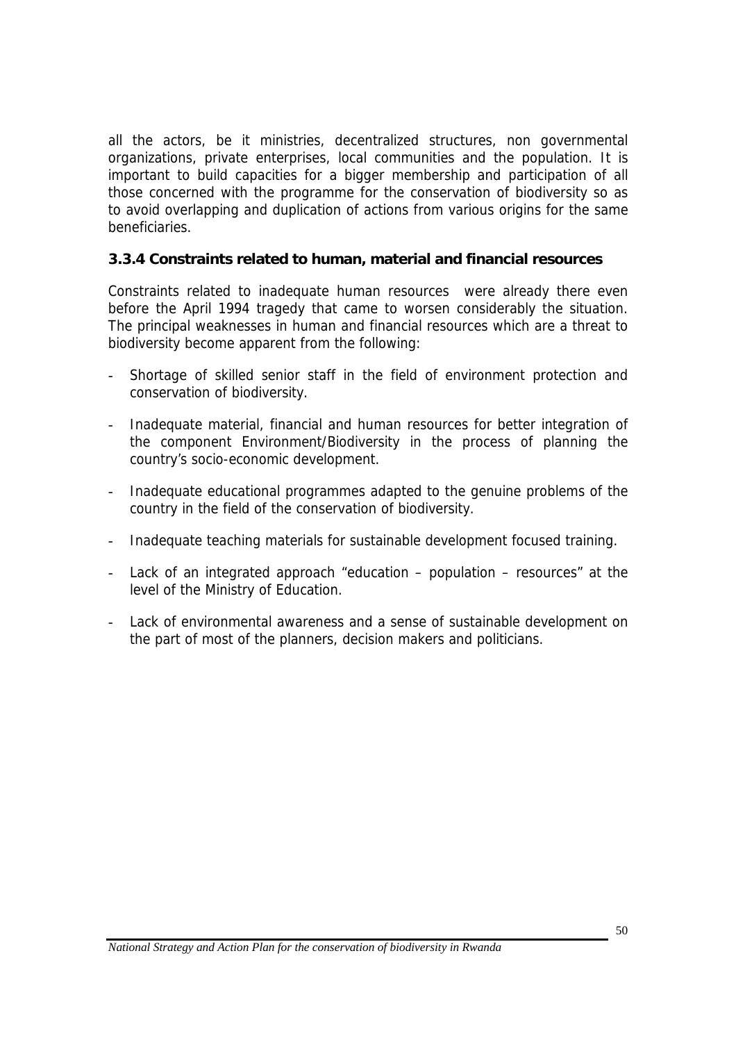all the actors, be it ministries, decentralized structures, non governmental organizations, private enterprises, local communities and the population. It is important to build capacities for a bigger membership and participation of all those concerned with the programme for the conservation of biodiversity so as to avoid overlapping and duplication of actions from various origins for the same beneficiaries.

### 3.3.4 Constraints related to human, material and financial resources

Constraints related to inadequate human resources were already there even before the April 1994 tragedy that came to worsen considerably the situation. The principal weaknesses in human and financial resources which are a threat to biodiversity become apparent from the following:

- Shortage of skilled senior staff in the field of environment protection and conservation of biodiversity.
- Inadequate material, financial and human resources for better integration of the component Environment/Biodiversity in the process of planning the country's socio-economic development.
- Inadequate educational programmes adapted to the genuine problems of the country in the field of the conservation of biodiversity.
- Inadequate teaching materials for sustainable development focused training.
- Lack of an integrated approach "education – population – resources" at the level of the Ministry of Education.
- Lack of environmental awareness and a sense of sustainable development on the part of most of the planners, decision makers and politicians.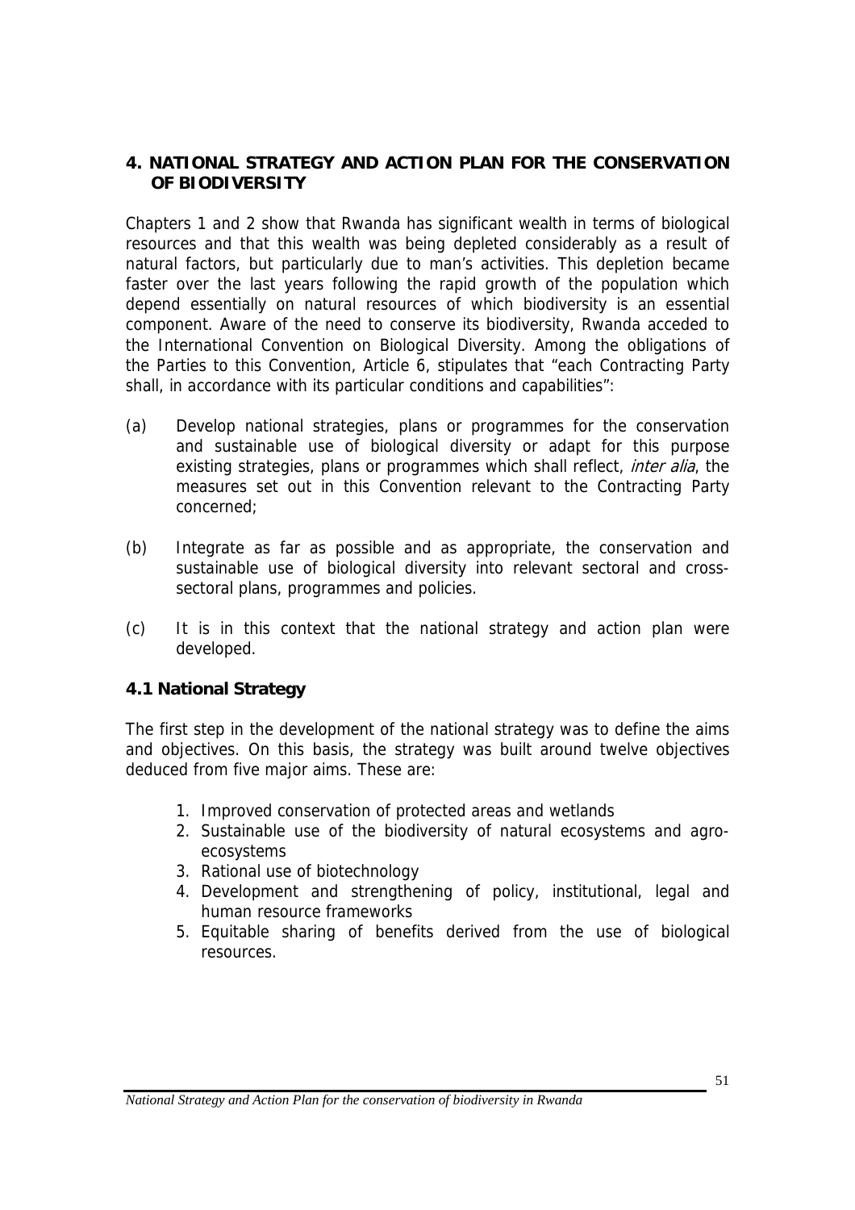## 4. NATIONAL STRATEGY AND ACTION PLAN FOR THE CONSERVATION OF BIODIVERSITY

Chapters 1 and 2 show that Rwanda has significant wealth in terms of biological resources and that this wealth was being depleted considerably as a result of natural factors, but particularly due to man's activities. This depletion became faster over the last years following the rapid growth of the population which depend essentially on natural resources of which biodiversity is an essential component. Aware of the need to conserve its biodiversity, Rwanda acceded to the International Convention on Biological Diversity. Among the obligations of the Parties to this Convention, Article 6, stipulates that "each Contracting Party shall, in accordance with its particular conditions and capabilities":

(a) Develop national strategies, plans or programmes for the conservation and sustainable use of biological diversity or adapt for this purpose existing strategies, plans or programmes which shall reflect, *inter alia*, the measures set out in this Convention relevant to the Contracting Party concerned;

(b) Integrate as far as possible and as appropriate, the conservation and sustainable use of biological diversity into relevant sectoral and cross-sectoral plans, programmes and policies.

(c) It is in this context that the national strategy and action plan were developed.

### 4.1 National Strategy

The first step in the development of the national strategy was to define the aims and objectives. On this basis, the strategy was built around twelve objectives deduced from five major aims. These are:

1. Improved conservation of protected areas and wetlands
2. Sustainable use of the biodiversity of natural ecosystems and agro-ecosystems
3. Rational use of biotechnology
4. Development and strengthening of policy, institutional, legal and human resource frameworks
5. Equitable sharing of benefits derived from the use of biological resources.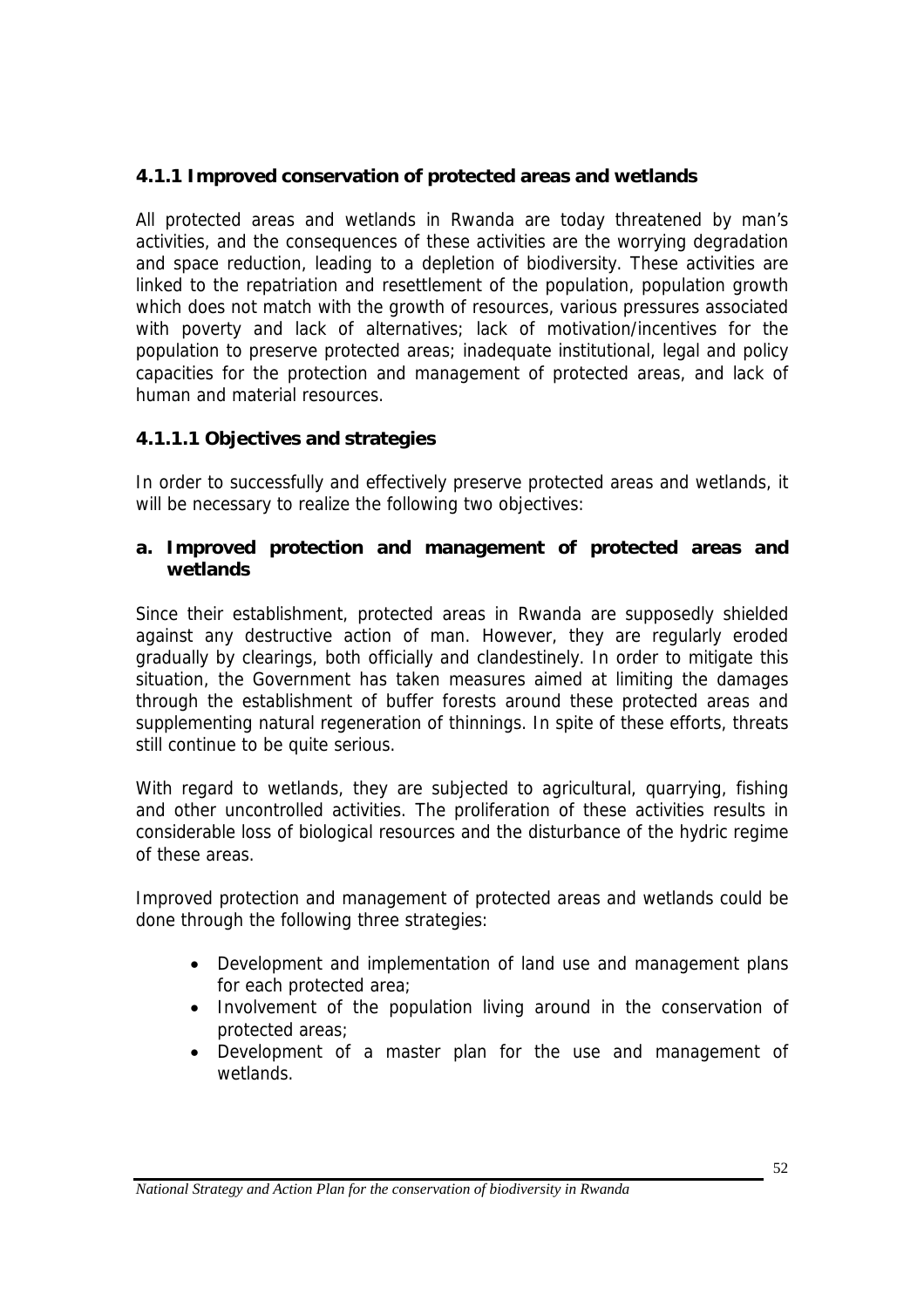### 4.1.1 Improved conservation of protected areas and wetlands

All protected areas and wetlands in Rwanda are today threatened by man's activities, and the consequences of these activities are the worrying degradation and space reduction, leading to a depletion of biodiversity. These activities are linked to the repatriation and resettlement of the population, population growth which does not match with the growth of resources, various pressures associated with poverty and lack of alternatives; lack of motivation/incentives for the population to preserve protected areas; inadequate institutional, legal and policy capacities for the protection and management of protected areas, and lack of human and material resources.

#### 4.1.1.1 Objectives and strategies

In order to successfully and effectively preserve protected areas and wetlands, it will be necessary to realize the following two objectives:

**a. Improved protection and management of protected areas and wetlands**

Since their establishment, protected areas in Rwanda are supposedly shielded against any destructive action of man. However, they are regularly eroded gradually by clearings, both officially and clandestinely. In order to mitigate this situation, the Government has taken measures aimed at limiting the damages through the establishment of buffer forests around these protected areas and supplementing natural regeneration of thinnings. In spite of these efforts, threats still continue to be quite serious.

With regard to wetlands, they are subjected to agricultural, quarrying, fishing and other uncontrolled activities. The proliferation of these activities results in considerable loss of biological resources and the disturbance of the hydric regime of these areas.

Improved protection and management of protected areas and wetlands could be done through the following three strategies:

- Development and implementation of land use and management plans for each protected area;
- Involvement of the population living around in the conservation of protected areas;
- Development of a master plan for the use and management of wetlands.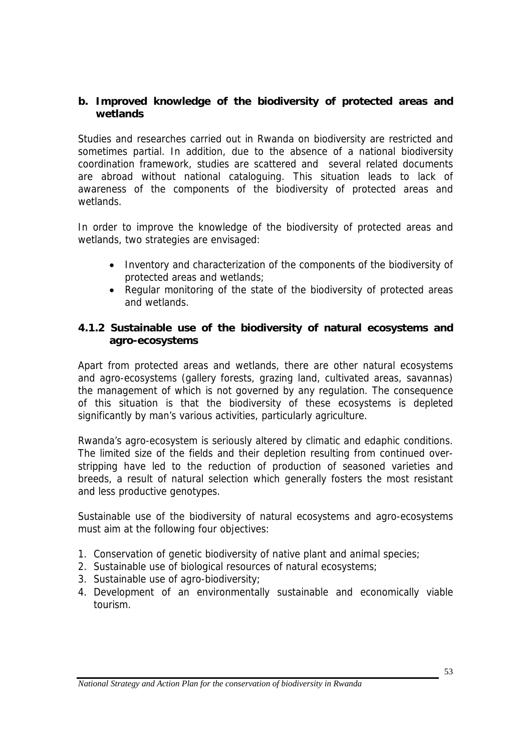#### b. Improved knowledge of the biodiversity of protected areas and wetlands

Studies and researches carried out in Rwanda on biodiversity are restricted and sometimes partial. In addition, due to the absence of a national biodiversity coordination framework, studies are scattered and several related documents are abroad without national cataloguing. This situation leads to lack of awareness of the components of the biodiversity of protected areas and wetlands.

In order to improve the knowledge of the biodiversity of protected areas and wetlands, two strategies are envisaged:

- Inventory and characterization of the components of the biodiversity of protected areas and wetlands;
- Regular monitoring of the state of the biodiversity of protected areas and wetlands.

### 4.1.2 Sustainable use of the biodiversity of natural ecosystems and agro-ecosystems

Apart from protected areas and wetlands, there are other natural ecosystems and agro-ecosystems (gallery forests, grazing land, cultivated areas, savannas) the management of which is not governed by any regulation. The consequence of this situation is that the biodiversity of these ecosystems is depleted significantly by man's various activities, particularly agriculture.

Rwanda's agro-ecosystem is seriously altered by climatic and edaphic conditions. The limited size of the fields and their depletion resulting from continued over-stripping have led to the reduction of production of seasoned varieties and breeds, a result of natural selection which generally fosters the most resistant and less productive genotypes.

Sustainable use of the biodiversity of natural ecosystems and agro-ecosystems must aim at the following four objectives:

1. Conservation of genetic biodiversity of native plant and animal species;
2. Sustainable use of biological resources of natural ecosystems;
3. Sustainable use of agro-biodiversity;
4. Development of an environmentally sustainable and economically viable tourism.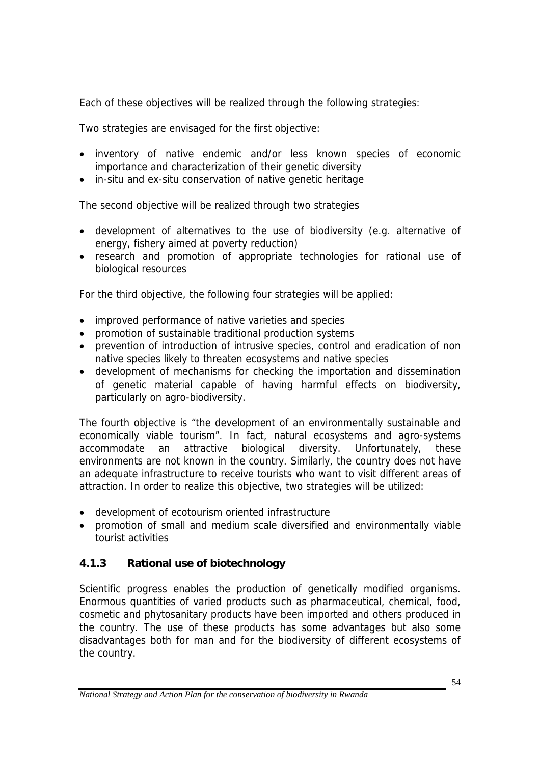Each of these objectives will be realized through the following strategies:

Two strategies are envisaged for the first objective:

- inventory of native endemic and/or less known species of economic importance and characterization of their genetic diversity
- in-situ and ex-situ conservation of native genetic heritage

The second objective will be realized through two strategies

- development of alternatives to the use of biodiversity (e.g. alternative of energy, fishery aimed at poverty reduction)
- research and promotion of appropriate technologies for rational use of biological resources

For the third objective, the following four strategies will be applied:

- improved performance of native varieties and species
- promotion of sustainable traditional production systems
- prevention of introduction of intrusive species, control and eradication of non native species likely to threaten ecosystems and native species
- development of mechanisms for checking the importation and dissemination of genetic material capable of having harmful effects on biodiversity, particularly on agro-biodiversity.

The fourth objective is "the development of an environmentally sustainable and economically viable tourism". In fact, natural ecosystems and agro-systems accommodate an attractive biological diversity. Unfortunately, these environments are not known in the country. Similarly, the country does not have an adequate infrastructure to receive tourists who want to visit different areas of attraction. In order to realize this objective, two strategies will be utilized:

- development of ecotourism oriented infrastructure
- promotion of small and medium scale diversified and environmentally viable tourist activities

### 4.1.3 Rational use of biotechnology

Scientific progress enables the production of genetically modified organisms. Enormous quantities of varied products such as pharmaceutical, chemical, food, cosmetic and phytosanitary products have been imported and others produced in the country. The use of these products has some advantages but also some disadvantages both for man and for the biodiversity of different ecosystems of the country.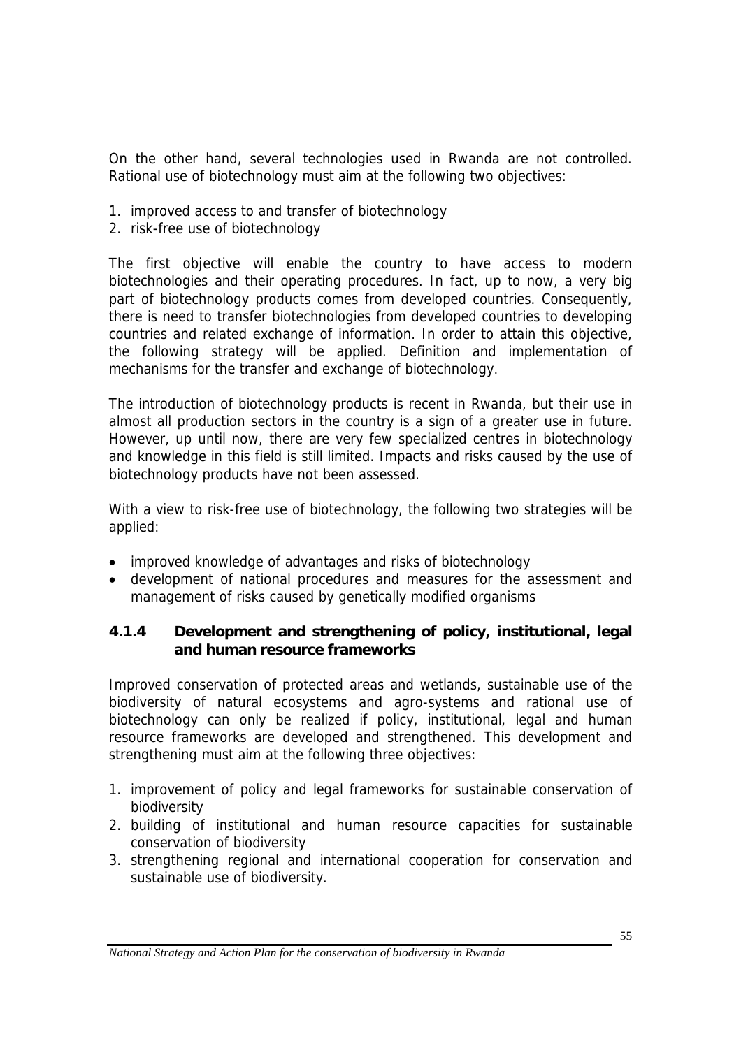On the other hand, several technologies used in Rwanda are not controlled. Rational use of biotechnology must aim at the following two objectives:

1. improved access to and transfer of biotechnology
2. risk-free use of biotechnology

The first objective will enable the country to have access to modern biotechnologies and their operating procedures. In fact, up to now, a very big part of biotechnology products comes from developed countries. Consequently, there is need to transfer biotechnologies from developed countries to developing countries and related exchange of information. In order to attain this objective, the following strategy will be applied. Definition and implementation of mechanisms for the transfer and exchange of biotechnology.

The introduction of biotechnology products is recent in Rwanda, but their use in almost all production sectors in the country is a sign of a greater use in future. However, up until now, there are very few specialized centres in biotechnology and knowledge in this field is still limited. Impacts and risks caused by the use of biotechnology products have not been assessed.

With a view to risk-free use of biotechnology, the following two strategies will be applied:

- improved knowledge of advantages and risks of biotechnology
- development of national procedures and measures for the assessment and management of risks caused by genetically modified organisms

### 4.1.4 Development and strengthening of policy, institutional, legal and human resource frameworks

Improved conservation of protected areas and wetlands, sustainable use of the biodiversity of natural ecosystems and agro-systems and rational use of biotechnology can only be realized if policy, institutional, legal and human resource frameworks are developed and strengthened. This development and strengthening must aim at the following three objectives:

1. improvement of policy and legal frameworks for sustainable conservation of biodiversity
2. building of institutional and human resource capacities for sustainable conservation of biodiversity
3. strengthening regional and international cooperation for conservation and sustainable use of biodiversity.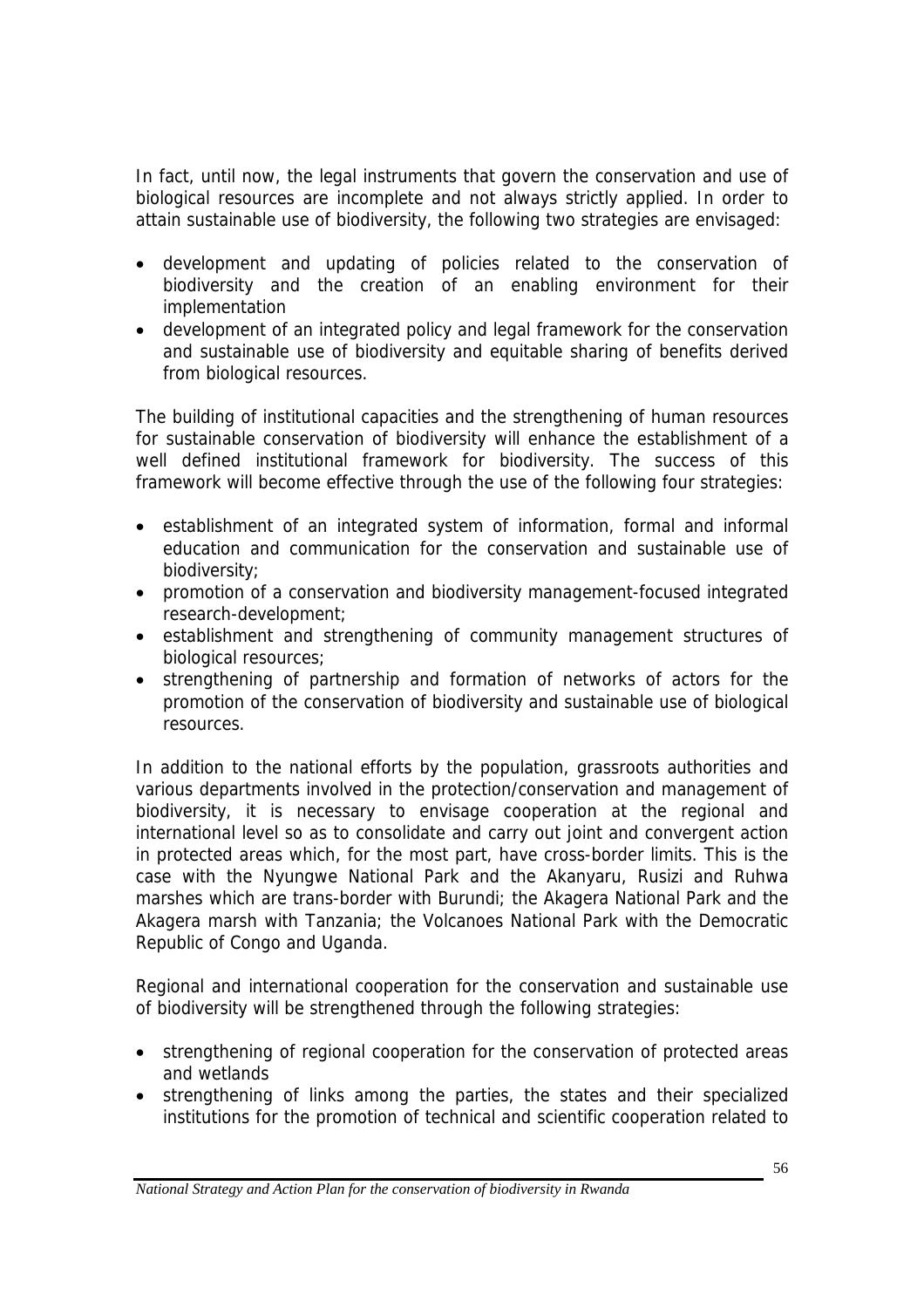In fact, until now, the legal instruments that govern the conservation and use of biological resources are incomplete and not always strictly applied. In order to attain sustainable use of biodiversity, the following two strategies are envisaged:

- development and updating of policies related to the conservation of biodiversity and the creation of an enabling environment for their implementation
- development of an integrated policy and legal framework for the conservation and sustainable use of biodiversity and equitable sharing of benefits derived from biological resources.

The building of institutional capacities and the strengthening of human resources for sustainable conservation of biodiversity will enhance the establishment of a well defined institutional framework for biodiversity. The success of this framework will become effective through the use of the following four strategies:

- establishment of an integrated system of information, formal and informal education and communication for the conservation and sustainable use of biodiversity;
- promotion of a conservation and biodiversity management-focused integrated research-development;
- establishment and strengthening of community management structures of biological resources;
- strengthening of partnership and formation of networks of actors for the promotion of the conservation of biodiversity and sustainable use of biological resources.

In addition to the national efforts by the population, grassroots authorities and various departments involved in the protection/conservation and management of biodiversity, it is necessary to envisage cooperation at the regional and international level so as to consolidate and carry out joint and convergent action in protected areas which, for the most part, have cross-border limits. This is the case with the Nyungwe National Park and the Akanyaru, Rusizi and Ruhwa marshes which are trans-border with Burundi; the Akagera National Park and the Akagera marsh with Tanzania; the Volcanoes National Park with the Democratic Republic of Congo and Uganda.

Regional and international cooperation for the conservation and sustainable use of biodiversity will be strengthened through the following strategies:

- strengthening of regional cooperation for the conservation of protected areas and wetlands
- strengthening of links among the parties, the states and their specialized institutions for the promotion of technical and scientific cooperation related to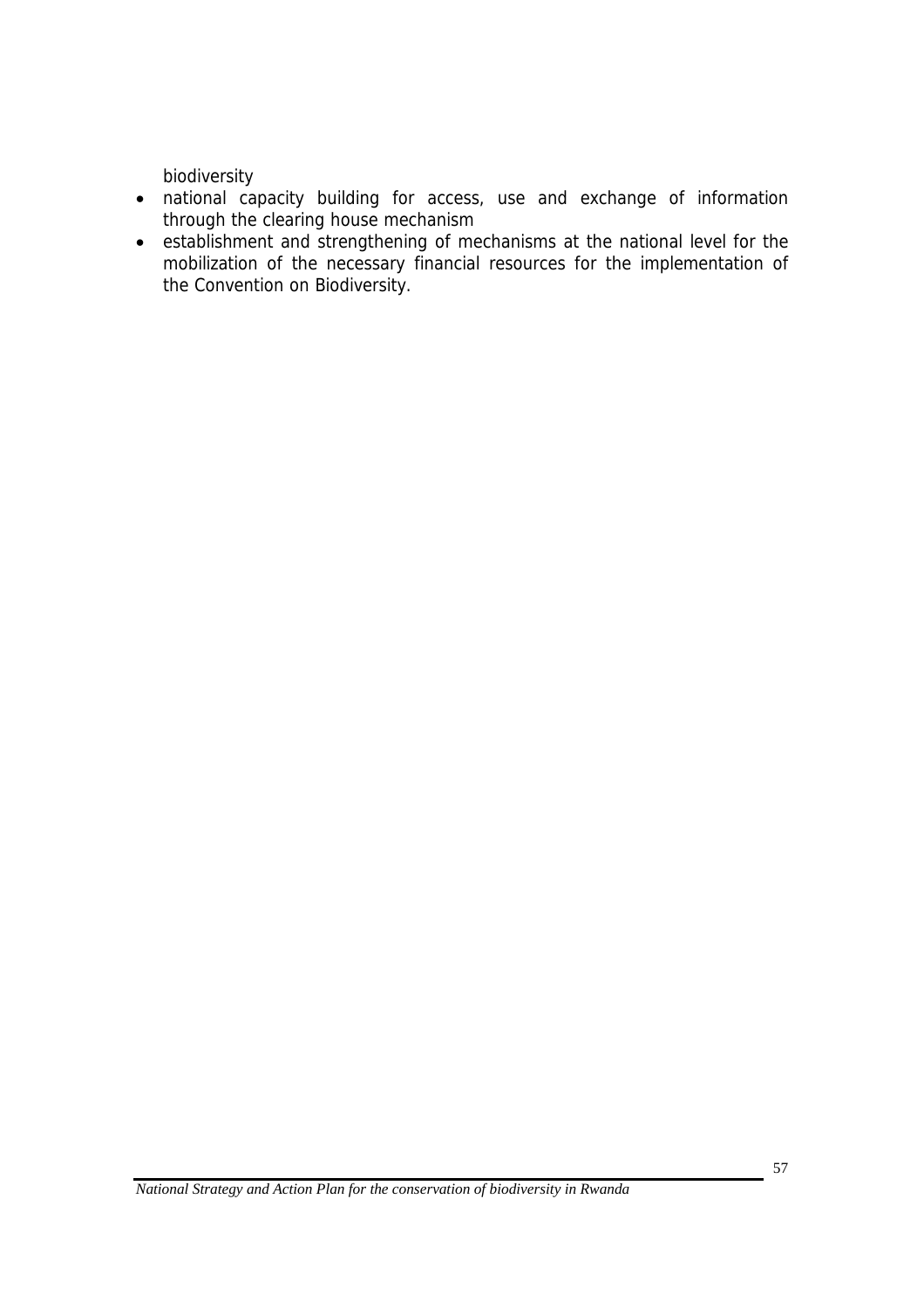biodiversity

- national capacity building for access, use and exchange of information through the clearing house mechanism
- establishment and strengthening of mechanisms at the national level for the mobilization of the necessary financial resources for the implementation of the Convention on Biodiversity.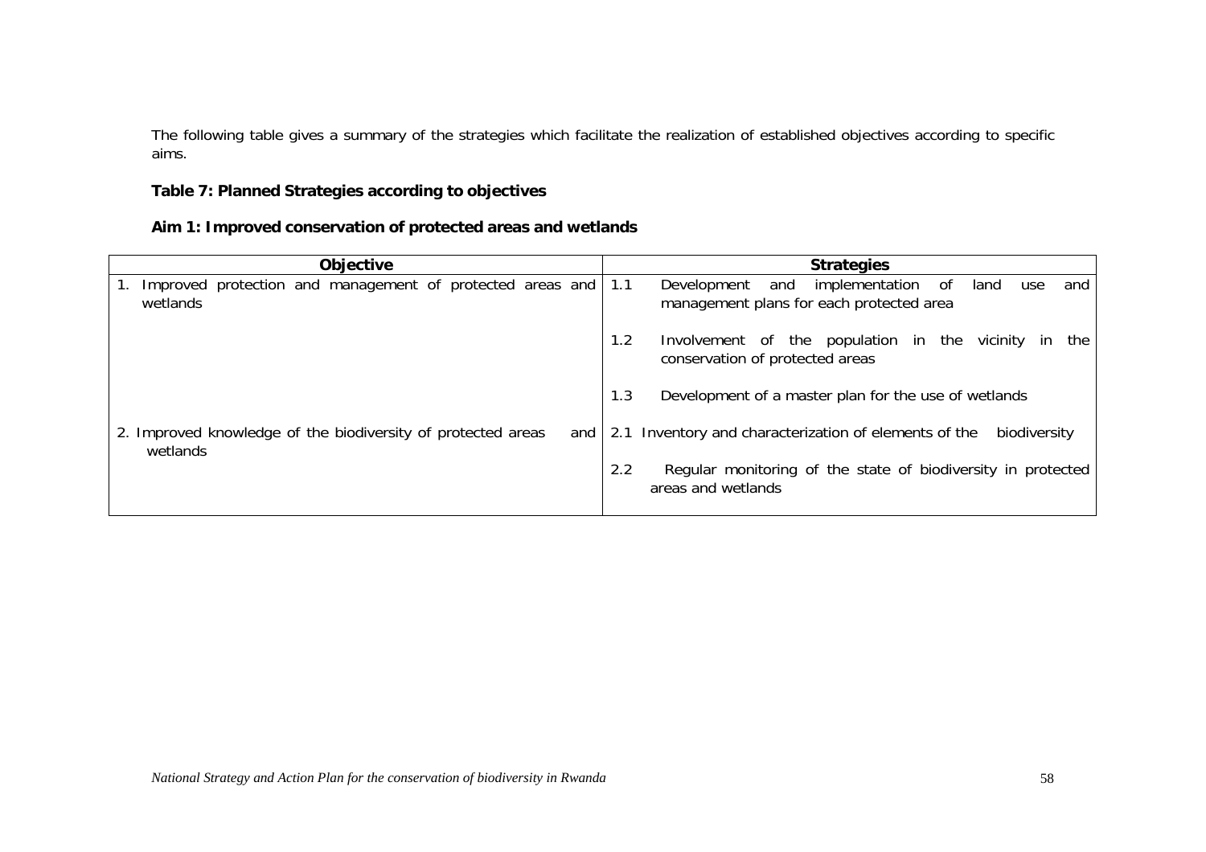The following table gives a summary of the strategies which facilitate the realization of established objectives according to specific aims.

**Table 7: Planned Strategies according to objectives**

**Aim 1: Improved conservation of protected areas and wetlands**

| Objective | Strategies |
|---|---|
| 1. Improved protection and management of protected areas and wetlands | 1.1 Development and implementation of land use and management plans for each protected area |
| | 1.2 Involvement of the population in the vicinity in the conservation of protected areas |
| | 1.3 Development of a master plan for the use of wetlands |
| 2. Improved knowledge of the biodiversity of protected areas and wetlands | 2.1 Inventory and characterization of elements of the biodiversity |
| | 2.2 Regular monitoring of the state of biodiversity in protected areas and wetlands |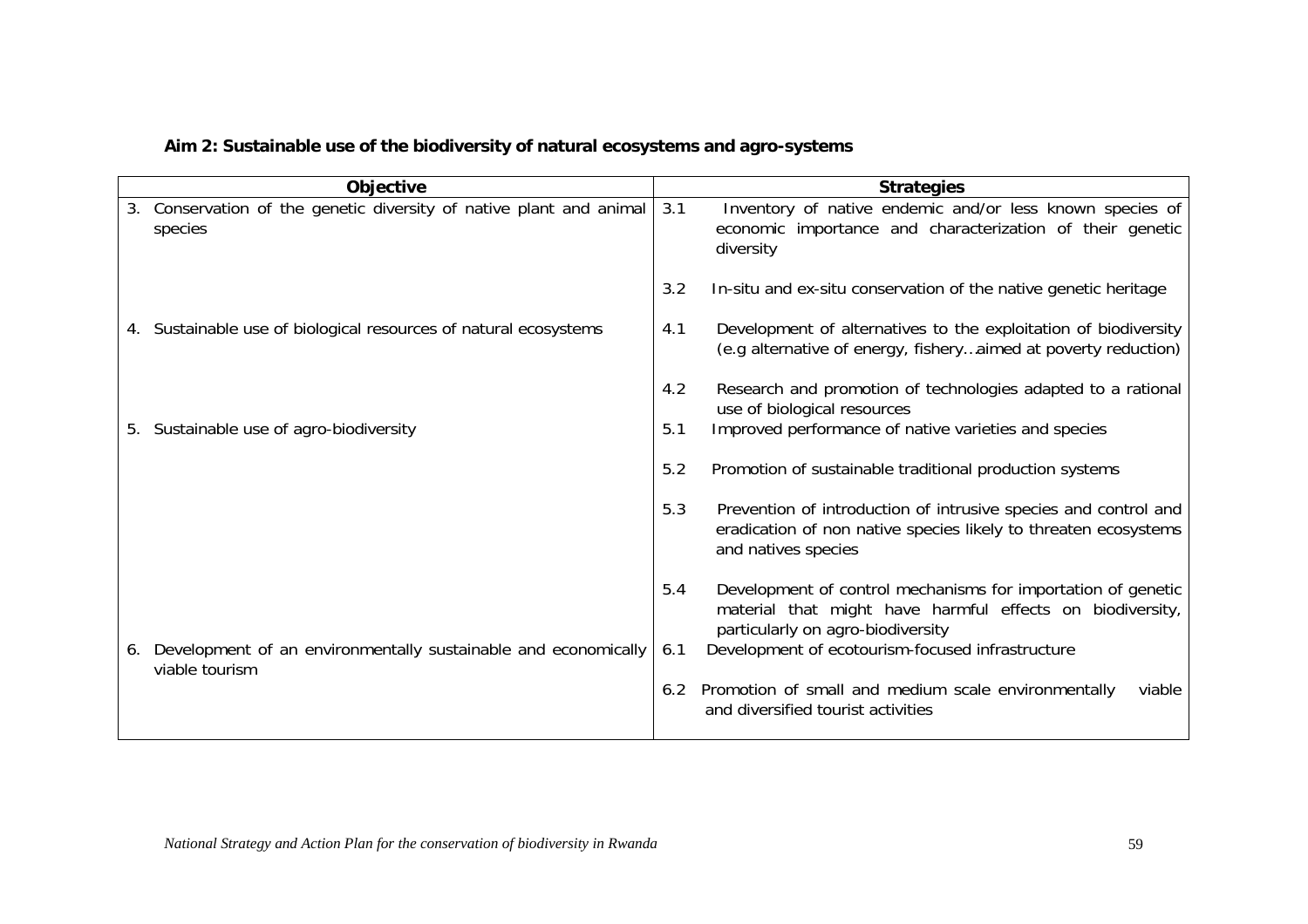**Aim 2: Sustainable use of the biodiversity of natural ecosystems and agro-systems**

| Objective | Strategies |
|---|---|
| 3. Conservation of the genetic diversity of native plant and animal species | 3.1 Inventory of native endemic and/or less known species of economic importance and characterization of their genetic diversity |
| | 3.2 In-situ and ex-situ conservation of the native genetic heritage |
| 4. Sustainable use of biological resources of natural ecosystems | 4.1 Development of alternatives to the exploitation of biodiversity (e.g alternative of energy, fishery…aimed at poverty reduction) |
| | 4.2 Research and promotion of technologies adapted to a rational use of biological resources |
| 5. Sustainable use of agro-biodiversity | 5.1 Improved performance of native varieties and species |
| | 5.2 Promotion of sustainable traditional production systems |
| | 5.3 Prevention of introduction of intrusive species and control and eradication of non native species likely to threaten ecosystems and natives species |
| | 5.4 Development of control mechanisms for importation of genetic material that might have harmful effects on biodiversity, particularly on agro-biodiversity |
| 6. Development of an environmentally sustainable and economically viable tourism | 6.1 Development of ecotourism-focused infrastructure |
| | 6.2 Promotion of small and medium scale environmentally viable and diversified tourist activities |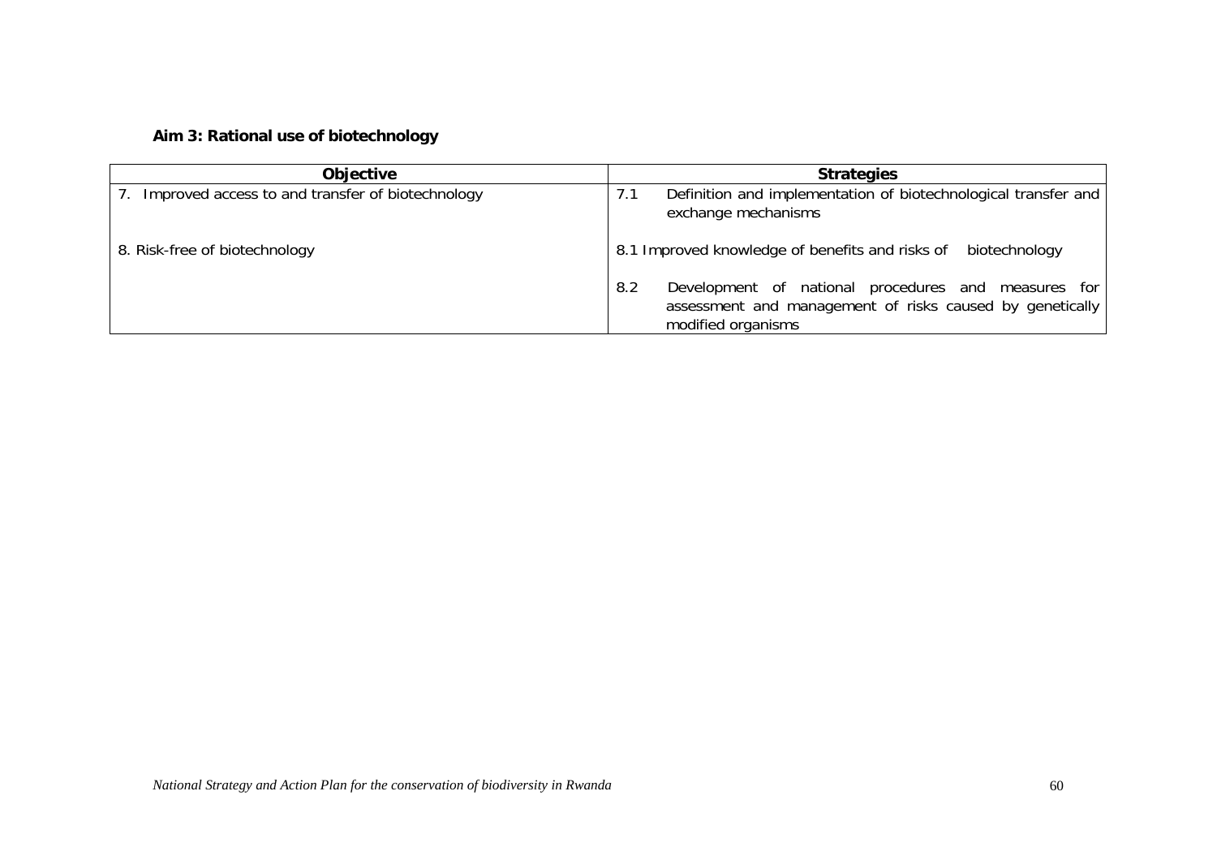**Aim 3: Rational use of biotechnology**

| Objective | Strategies |
| --- | --- |
| 7. Improved access to and transfer of biotechnology | 7.1 Definition and implementation of biotechnological transfer and exchange mechanisms |
| 8. Risk-free of biotechnology | 8.1 Improved knowledge of benefits and risks of biotechnology |
| | 8.2 Development of national procedures and measures for assessment and management of risks caused by genetically modified organisms |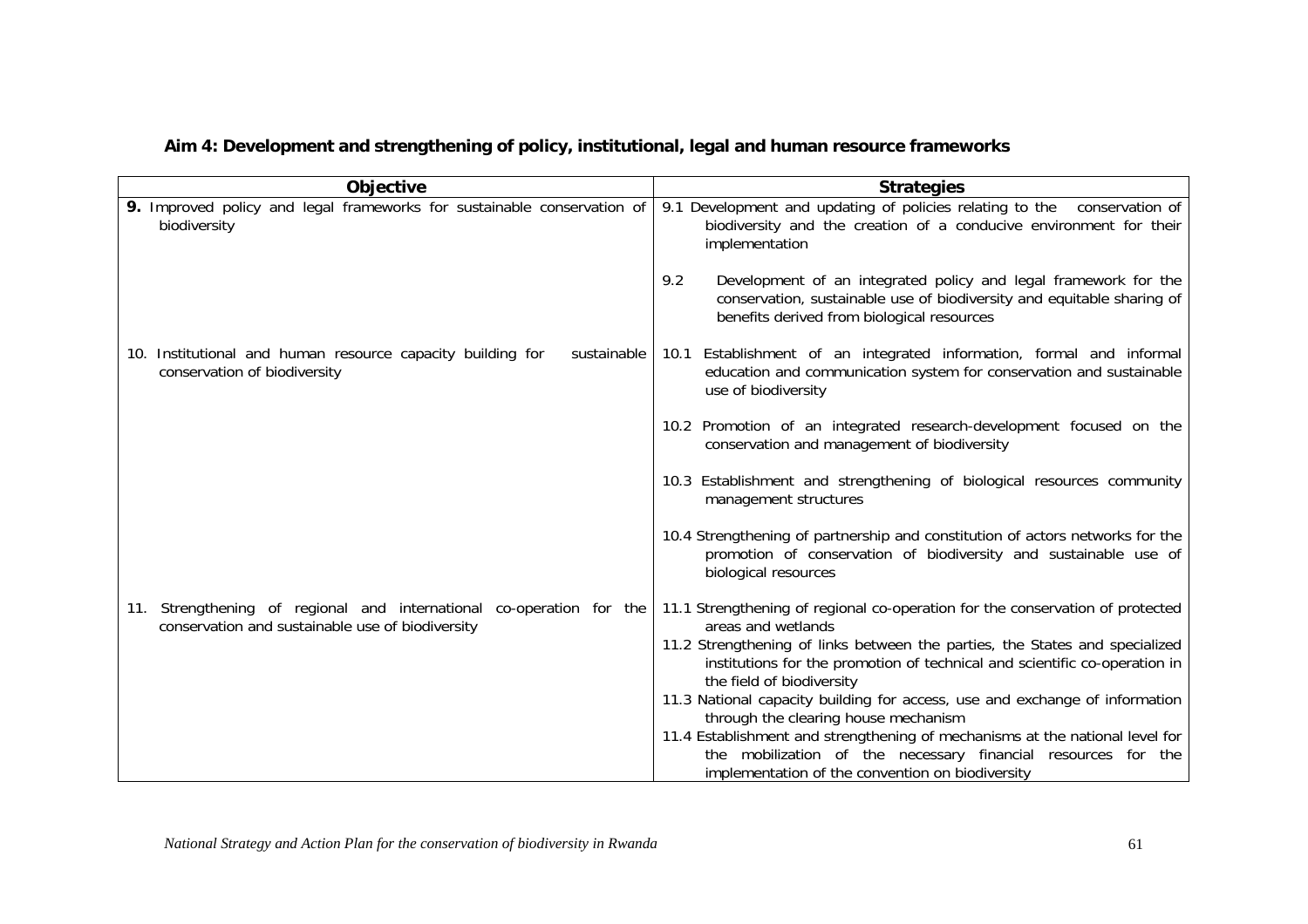## Aim 4: Development and strengthening of policy, institutional, legal and human resource frameworks

| Objective | Strategies |
|---|---|
| **9.** Improved policy and legal frameworks for sustainable conservation of biodiversity | 9.1 Development and updating of policies relating to the conservation of biodiversity and the creation of a conducive environment for their implementation |
| | 9.2 Development of an integrated policy and legal framework for the conservation, sustainable use of biodiversity and equitable sharing of benefits derived from biological resources |
| 10. Institutional and human resource capacity building for sustainable conservation of biodiversity | 10.1 Establishment of an integrated information, formal and informal education and communication system for conservation and sustainable use of biodiversity |
| | 10.2 Promotion of an integrated research-development focused on the conservation and management of biodiversity |
| | 10.3 Establishment and strengthening of biological resources community management structures |
| | 10.4 Strengthening of partnership and constitution of actors networks for the promotion of conservation of biodiversity and sustainable use of biological resources |
| 11. Strengthening of regional and international co-operation for the conservation and sustainable use of biodiversity | 11.1 Strengthening of regional co-operation for the conservation of protected areas and wetlands |
| | 11.2 Strengthening of links between the parties, the States and specialized institutions for the promotion of technical and scientific co-operation in the field of biodiversity |
| | 11.3 National capacity building for access, use and exchange of information through the clearing house mechanism |
| | 11.4 Establishment and strengthening of mechanisms at the national level for the mobilization of the necessary financial resources for the implementation of the convention on biodiversity |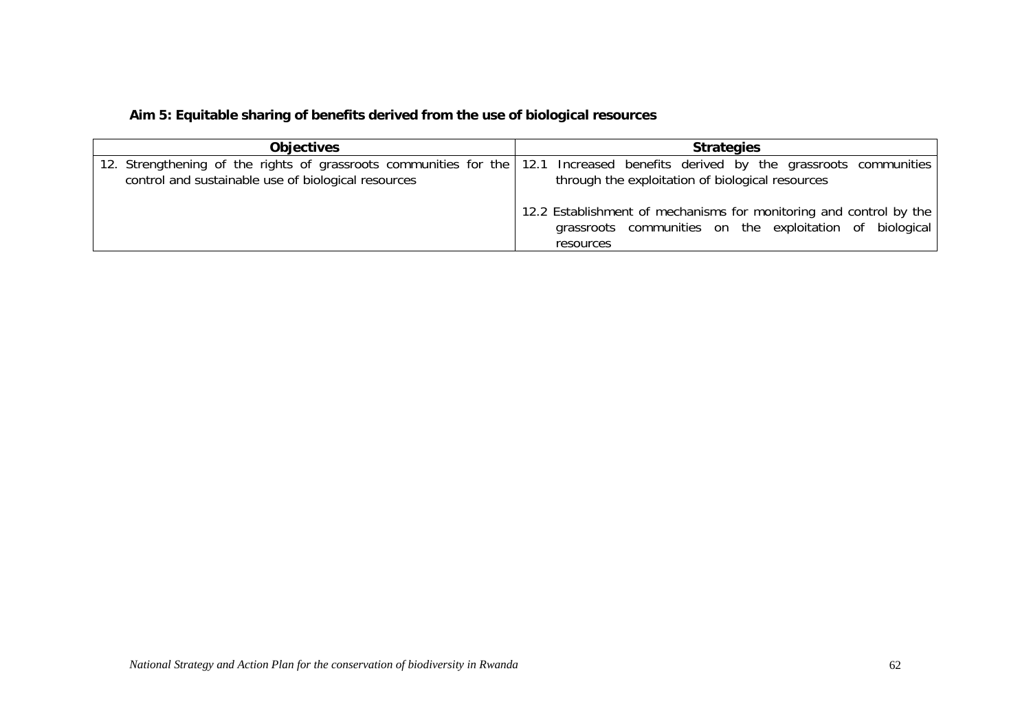**Aim 5: Equitable sharing of benefits derived from the use of biological resources**

| Objectives | Strategies |
|---|---|
| 12. Strengthening of the rights of grassroots communities for the control and sustainable use of biological resources | 12.1 Increased benefits derived by the grassroots communities through the exploitation of biological resources<br><br>12.2 Establishment of mechanisms for monitoring and control by the grassroots communities on the exploitation of biological resources |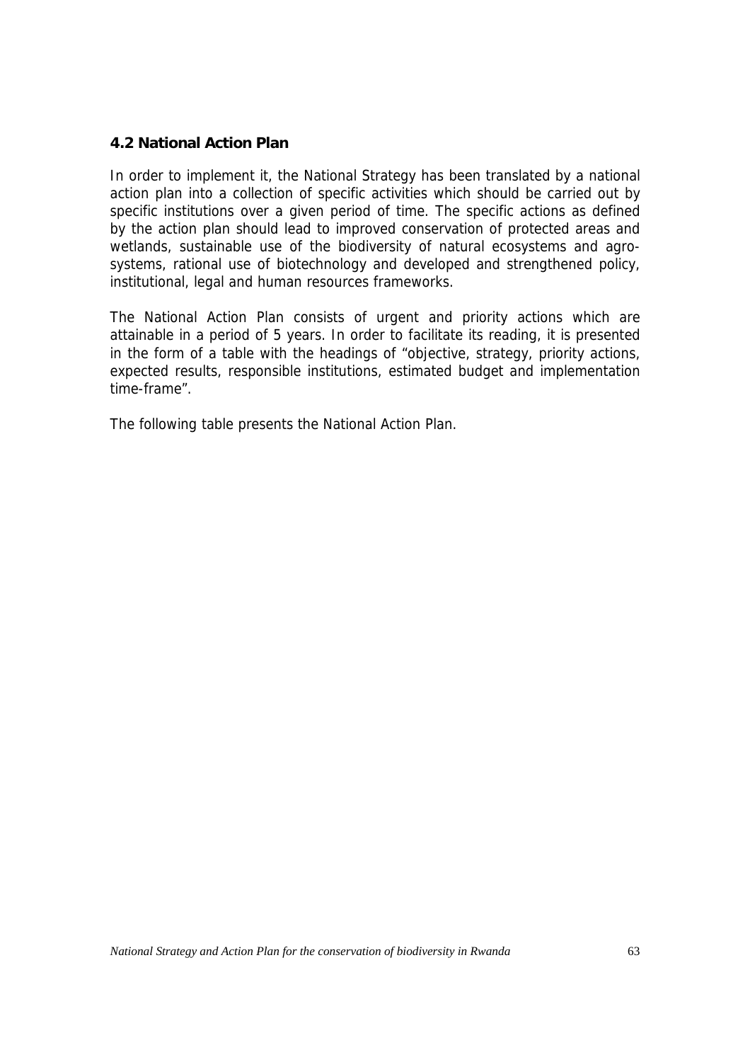## 4.2 National Action Plan

In order to implement it, the National Strategy has been translated by a national action plan into a collection of specific activities which should be carried out by specific institutions over a given period of time. The specific actions as defined by the action plan should lead to improved conservation of protected areas and wetlands, sustainable use of the biodiversity of natural ecosystems and agro-systems, rational use of biotechnology and developed and strengthened policy, institutional, legal and human resources frameworks.

The National Action Plan consists of urgent and priority actions which are attainable in a period of 5 years. In order to facilitate its reading, it is presented in the form of a table with the headings of "objective, strategy, priority actions, expected results, responsible institutions, estimated budget and implementation time-frame".

The following table presents the National Action Plan.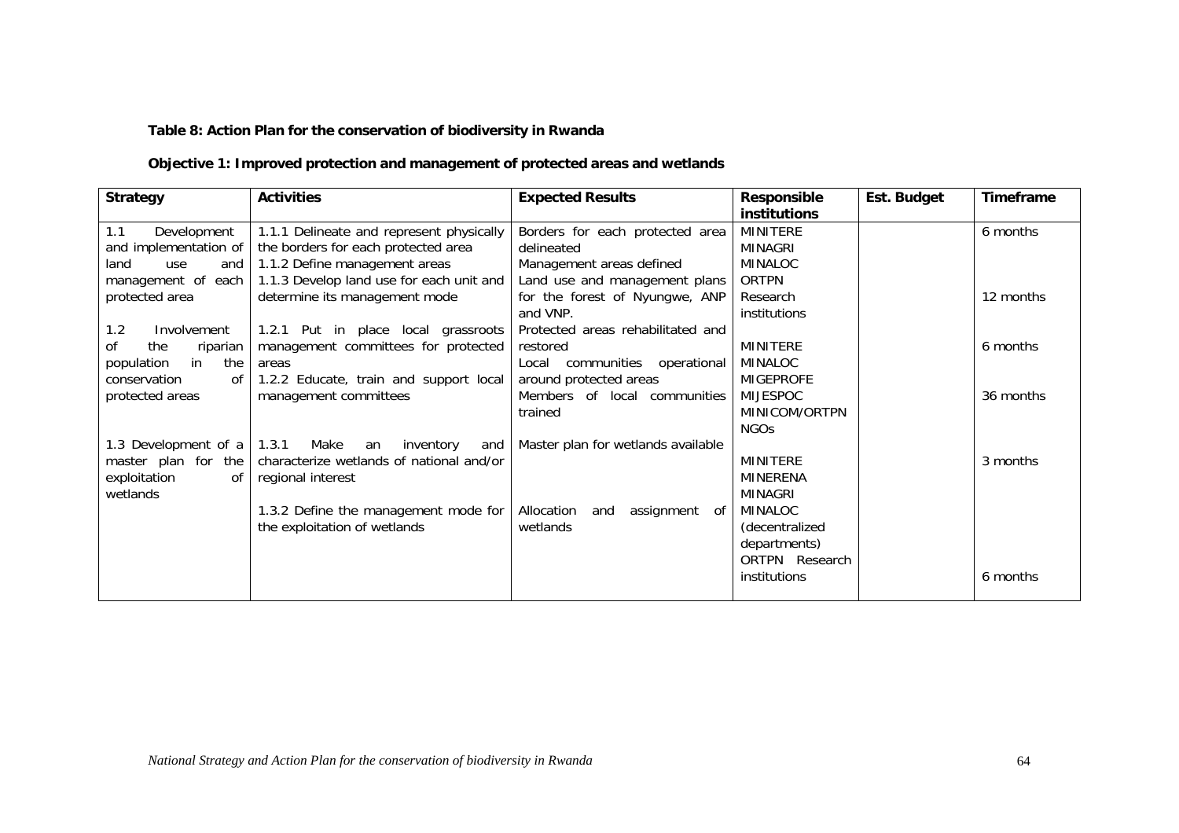**Table 8: Action Plan for the conservation of biodiversity in Rwanda**

**Objective 1: Improved protection and management of protected areas and wetlands**

| Strategy | Activities | Expected Results | Responsible institutions | Est. Budget | Timeframe |
|---|---|---|---|---|---|
| 1.1 Development and implementation of land use and management of each protected area | 1.1.1 Delineate and represent physically the borders for each protected area<br>1.1.2 Define management areas<br>1.1.3 Develop land use for each unit and determine its management mode | Borders for each protected area delineated<br>Management areas defined<br>Land use and management plans for the forest of Nyungwe, ANP and VNP.<br>Protected areas rehabilitated and restored | MINITERE<br>MINAGRI<br>MINALOC<br>ORTPN<br>Research institutions | | 6 months<br><br>12 months |
| 1.2 Involvement of the riparian population in the conservation of protected areas | 1.2.1 Put in place local grassroots management committees for protected areas<br>1.2.2 Educate, train and support local management committees | Local communities operational around protected areas<br>Members of local communities trained | MINITERE<br>MINALOC<br>MIGEPROFE<br>MIJESPOC<br>MINICOM/ORTPN<br>NGOs | | 6 months<br><br>36 months |
| 1.3 Development of a master plan for the exploitation of wetlands | 1.3.1 Make an inventory and characterize wetlands of national and/or regional interest<br><br>1.3.2 Define the management mode for the exploitation of wetlands | Master plan for wetlands available<br><br>Allocation and assignment of wetlands | MINITERE<br>MINERENA<br>MINAGRI<br>MINALOC (decentralized departments)<br>ORTPN Research institutions | | 3 months<br><br>6 months |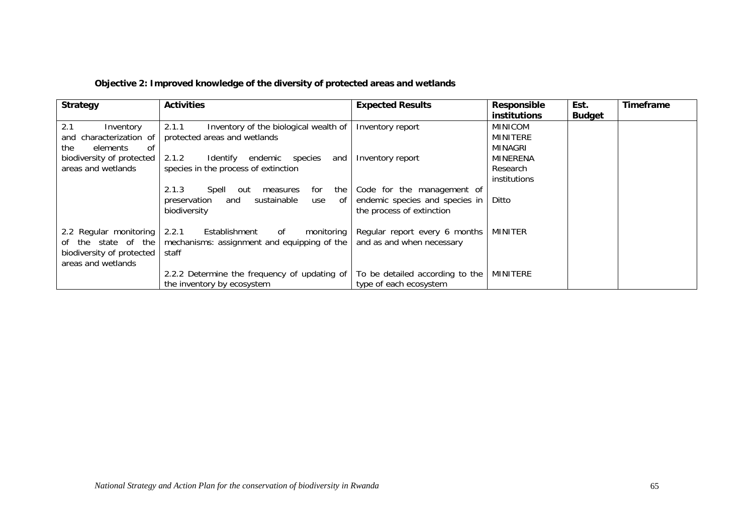**Objective 2: Improved knowledge of the diversity of protected areas and wetlands**

| Strategy | Activities | Expected Results | Responsible institutions | Est. Budget | Timeframe |
|---|---|---|---|---|---|
| 2.1 Inventory and characterization of the elements of biodiversity of protected areas and wetlands | 2.1.1 Inventory of the biological wealth of protected areas and wetlands | Inventory report | MINICOM MINITERE MINAGRI MINERENA Research institutions | | |
| | 2.1.2 Identify endemic species and species in the process of extinction | Inventory report | | | |
| | 2.1.3 Spell out measures for the preservation and sustainable use of biodiversity | Code for the management of endemic species and species in the process of extinction | Ditto | | |
| 2.2 Regular monitoring of the state of the biodiversity of protected areas and wetlands | 2.2.1 Establishment of monitoring mechanisms: assignment and equipping of the staff | Regular report every 6 months and as and when necessary | MINITER | | |
| | 2.2.2 Determine the frequency of updating of the inventory by ecosystem | To be detailed according to the type of each ecosystem | MINITERE | | |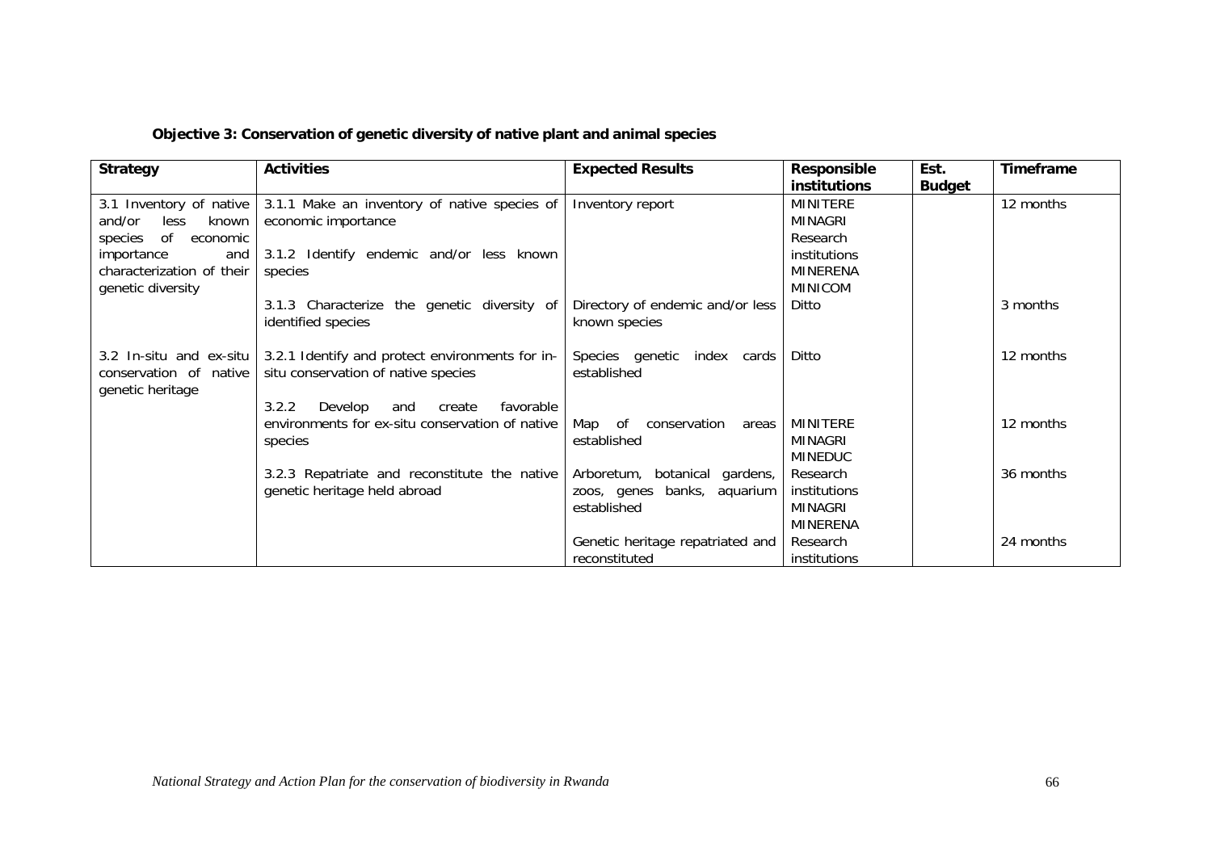**Objective 3: Conservation of genetic diversity of native plant and animal species**

| Strategy | Activities | Expected Results | Responsible institutions | Est. Budget | Timeframe |
|---|---|---|---|---|---|
| 3.1 Inventory of native and/or less known species of economic importance and characterization of their genetic diversity | 3.1.1 Make an inventory of native species of economic importance<br><br>3.1.2 Identify endemic and/or less known species | Inventory report | MINITERE<br>MINAGRI<br>Research institutions<br>MINERENA<br>MINICOM | | 12 months |
| | 3.1.3 Characterize the genetic diversity of identified species | Directory of endemic and/or less known species | Ditto | | 3 months |
| 3.2 In-situ and ex-situ conservation of native genetic heritage | 3.2.1 Identify and protect environments for in-situ conservation of native species | Species genetic index cards established | Ditto | | 12 months |
| | 3.2.2 Develop and create favorable environments for ex-situ conservation of native species | Map of conservation areas established | MINITERE<br>MINAGRI<br>MINEDUC | | 12 months |
| | 3.2.3 Repatriate and reconstitute the native genetic heritage held abroad | Arboretum, botanical gardens, zoos, genes banks, aquarium established | Research institutions<br>MINAGRI<br>MINERENA | | 36 months |
| | | Genetic heritage repatriated and reconstituted | Research institutions | | 24 months |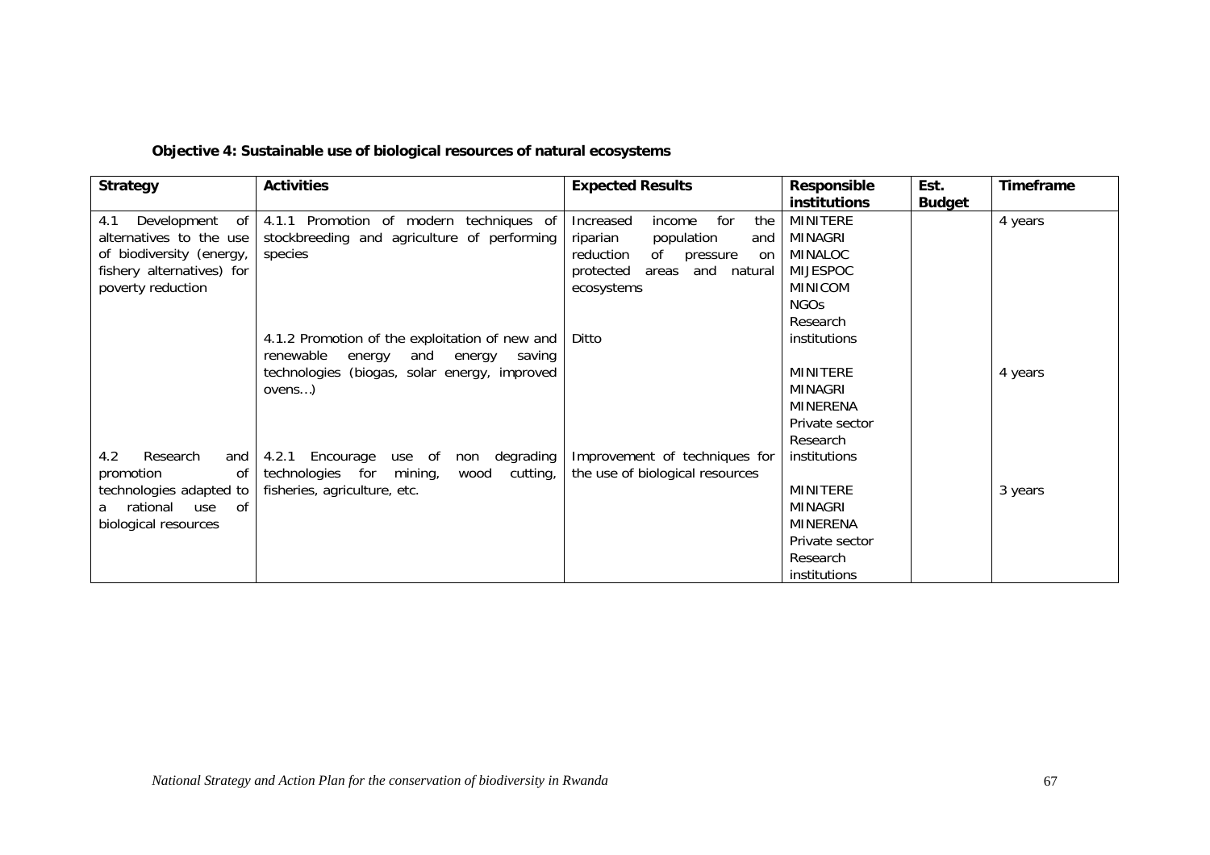**Objective 4: Sustainable use of biological resources of natural ecosystems**

| Strategy | Activities | Expected Results | Responsible institutions | Est. Budget | Timeframe |
|---|---|---|---|---|---|
| 4.1 Development of alternatives to the use of biodiversity (energy, fishery alternatives) for poverty reduction | 4.1.1 Promotion of modern techniques of stockbreeding and agriculture of performing species | Increased income for the riparian population and reduction of pressure on protected areas and natural ecosystems | MINITERE<br>MINAGRI<br>MINALOC<br>MIJESPOC<br>MINICOM<br>NGOs<br>Research institutions | | 4 years |
| | 4.1.2 Promotion of the exploitation of new and renewable energy and energy saving technologies (biogas, solar energy, improved ovens…) | Ditto | MINITERE<br>MINAGRI<br>MINERENA<br>Private sector<br>Research institutions | | 4 years |
| 4.2 Research and promotion of technologies adapted to a rational use of biological resources | 4.2.1 Encourage use of non degrading technologies for mining, wood cutting, fisheries, agriculture, etc. | Improvement of techniques for the use of biological resources | MINITERE<br>MINAGRI<br>MINERENA<br>Private sector<br>Research institutions | | 3 years |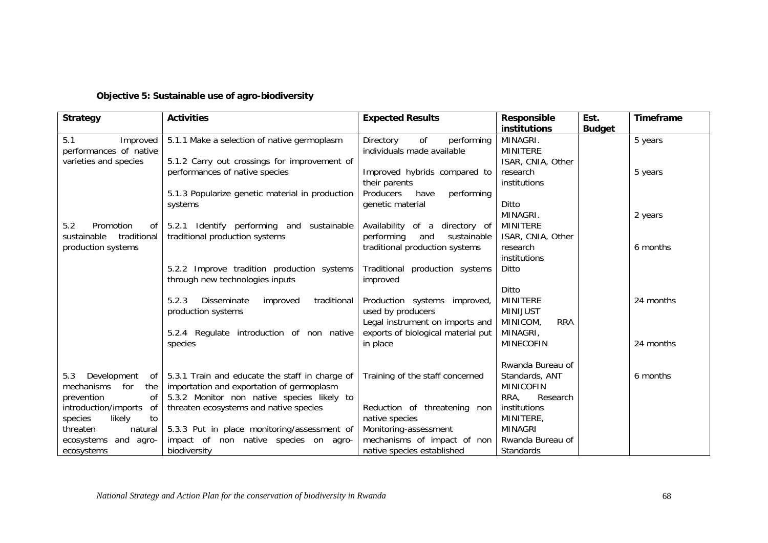**Objective 5: Sustainable use of agro-biodiversity**

| Strategy | Activities | Expected Results | Responsible institutions | Est. Budget | Timeframe |
|---|---|---|---|---|---|
| 5.1 Improved performances of native varieties and species | 5.1.1 Make a selection of native germoplasm | Directory of performing individuals made available | MINAGRI. MINITERE ISAR, CNIA, Other research institutions | | 5 years |
| | 5.1.2 Carry out crossings for improvement of performances of native species | Improved hybrids compared to their parents | | | 5 years |
| | 5.1.3 Popularize genetic material in production systems | Producers have performing genetic material | Ditto | | |
| 5.2 Promotion of sustainable traditional production systems | 5.2.1 Identify performing and sustainable traditional production systems | Availability of a directory of performing and sustainable traditional production systems | MINAGRI. MINITERE ISAR, CNIA, Other research institutions | | 2 years |
| | 5.2.2 Improve tradition production systems through new technologies inputs | Traditional production systems improved | Ditto | | 6 months |
| | 5.2.3 Disseminate improved traditional production systems | Production systems improved, used by producers | Ditto | | |
| | 5.2.4 Regulate introduction of non native species | Legal instrument on imports and exports of biological material put in place | MINITERE MINIJUST MINICOM, RRA MINAGRI, MINECOFIN | | 24 months |
| 5.3 Development of mechanisms for the prevention of introduction/imports of species likely to threaten natural ecosystems and agro-ecosystems | 5.3.1 Train and educate the staff in charge of importation and exportation of germoplasm | Training of the staff concerned | Rwanda Bureau of Standards, ANT MINICOFIN RRA, Research institutions | | 24 months |
| | 5.3.2 Monitor non native species likely to threaten ecosystems and native species | Reduction of threatening non native species | | | 6 months |
| | 5.3.3 Put in place monitoring/assessment of impact of non native species on agro-biodiversity | Monitoring-assessment mechanisms of impact of non native species established | MINITERE, MINAGRI Rwanda Bureau of Standards | | |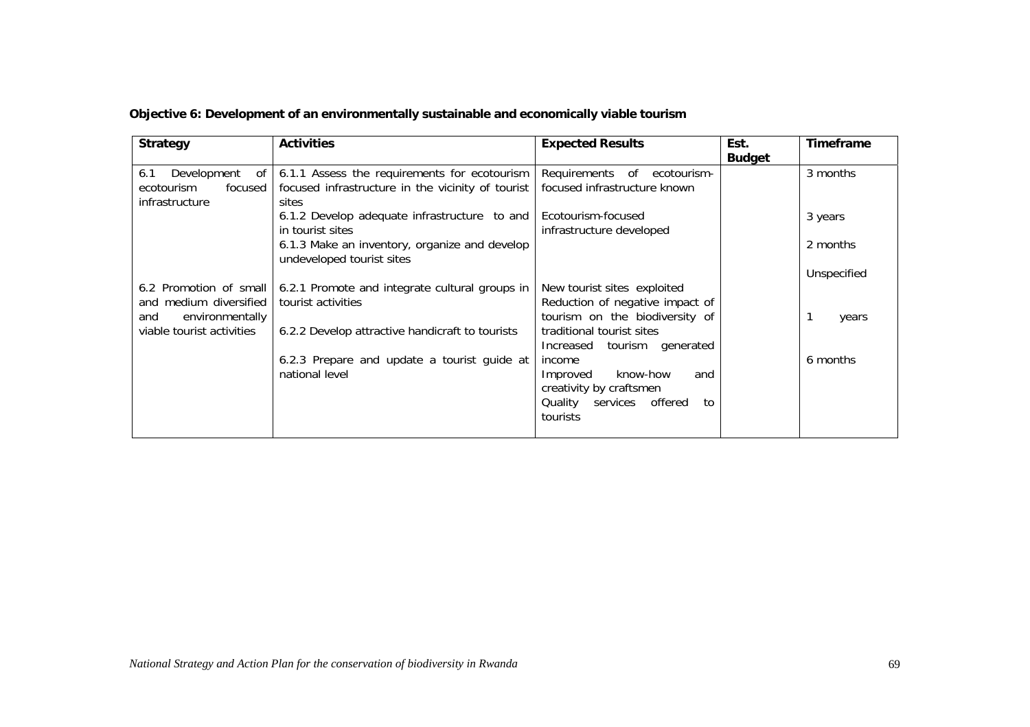**Objective 6: Development of an environmentally sustainable and economically viable tourism**

| Strategy | Activities | Expected Results | Est. Budget | Timeframe |
|---|---|---|---|---|
| 6.1 Development of ecotourism focused infrastructure | 6.1.1 Assess the requirements for ecotourism focused infrastructure in the vicinity of tourist sites | Requirements of ecotourism-focused infrastructure known | | 3 months |
| | 6.1.2 Develop adequate infrastructure to and in tourist sites | Ecotourism-focused infrastructure developed | | 3 years |
| | 6.1.3 Make an inventory, organize and develop undeveloped tourist sites | | | 2 months |
| | | | | Unspecified |
| 6.2 Promotion of small and medium diversified and environmentally viable tourist activities | 6.2.1 Promote and integrate cultural groups in tourist activities | New tourist sites exploited<br>Reduction of negative impact of tourism on the biodiversity of traditional tourist sites | | 1 years |
| | 6.2.2 Develop attractive handicraft to tourists | Increased tourism generated income | | |
| | 6.2.3 Prepare and update a tourist guide at national level | Improved know-how and creativity by craftsmen<br>Quality services offered to tourists | | 6 months |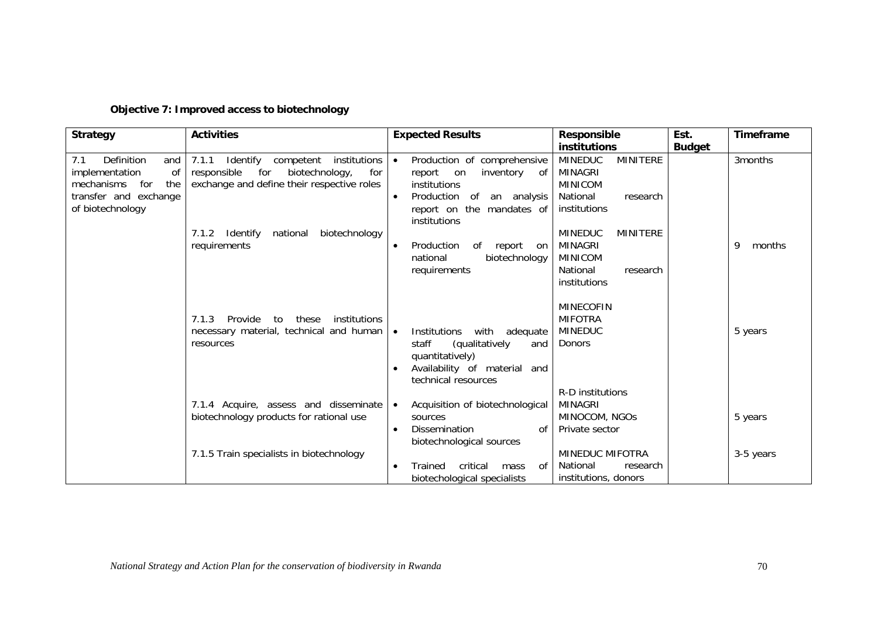**Objective 7: Improved access to biotechnology**

| Strategy | Activities | Expected Results | Responsible institutions | Est. Budget | Timeframe |
|---|---|---|---|---|---|
| 7.1 Definition and implementation of mechanisms for the transfer and exchange of biotechnology | 7.1.1 Identify competent institutions responsible for biotechnology, for exchange and define their respective roles | • Production of comprehensive report on inventory of institutions<br>• Production of an analysis report on the mandates of institutions | MINEDUC MINITERE<br>MINAGRI<br>MINICOM<br>National research institutions | | 3months |
| | 7.1.2 Identify national biotechnology requirements | • Production of report on national biotechnology requirements | MINEDUC MINITERE<br>MINAGRI<br>MINICOM<br>National research institutions | | 9 months |
| | 7.1.3 Provide to these institutions necessary material, technical and human resources | • Institutions with adequate staff (qualitatively and quantitatively)<br>• Availability of material and technical resources | MINECOFIN<br>MIFOTRA<br>MINEDUC<br>Donors | | 5 years |
| | 7.1.4 Acquire, assess and disseminate biotechnology products for rational use | • Acquisition of biotechnological sources<br>• Dissemination of biotechnological sources | R-D institutions<br>MINAGRI<br>MINOCOM, NGOs<br>Private sector | | 5 years |
| | 7.1.5 Train specialists in biotechnology | • Trained critical mass of biotechological specialists | MINEDUC MIFOTRA<br>National research institutions, donors | | 3-5 years |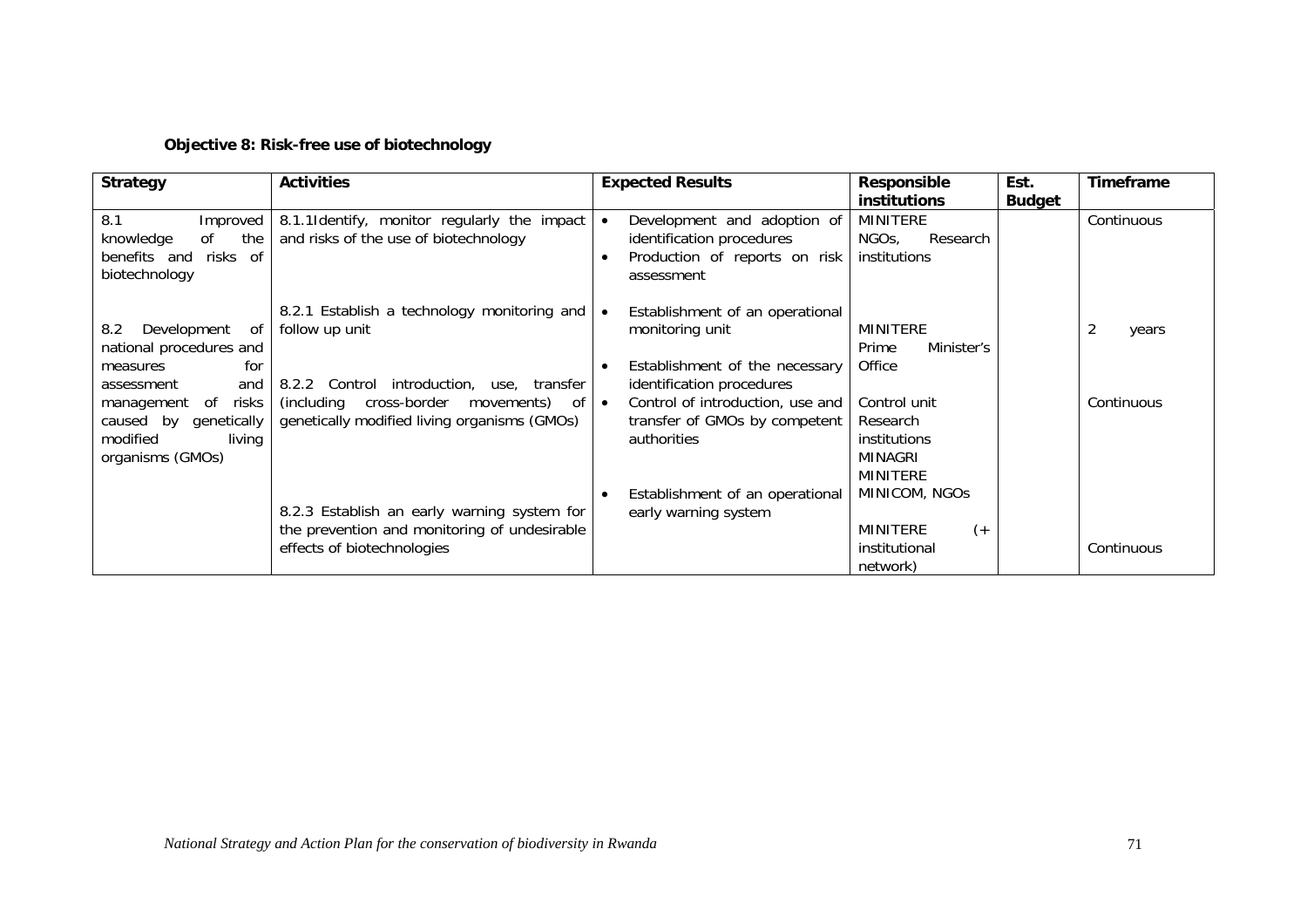**Objective 8: Risk-free use of biotechnology**

| Strategy | Activities | Expected Results | Responsible institutions | Est. Budget | Timeframe |
|---|---|---|---|---|---|
| 8.1 Improved knowledge of the benefits and risks of biotechnology | 8.1.1Identify, monitor regularly the impact and risks of the use of biotechnology | • Development and adoption of identification procedures<br>• Production of reports on risk assessment | MINITERE<br>NGOs, Research institutions | | Continuous |
| 8.2 Development of national procedures and measures for assessment and management of risks caused by genetically modified living organisms (GMOs) | 8.2.1 Establish a technology monitoring and follow up unit | • Establishment of an operational monitoring unit<br>• Establishment of the necessary identification procedures | MINITERE<br>Prime Minister's Office | | 2 years |
| | 8.2.2 Control introduction, use, transfer (including cross-border movements) of genetically modified living organisms (GMOs) | • Control of introduction, use and transfer of GMOs by competent authorities | Control unit<br>Research institutions<br>MINAGRI<br>MINITERE<br>MINICOM, NGOs | | Continuous |
| | 8.2.3 Establish an early warning system for the prevention and monitoring of undesirable effects of biotechnologies | • Establishment of an operational early warning system | MINITERE (+ institutional network) | | Continuous |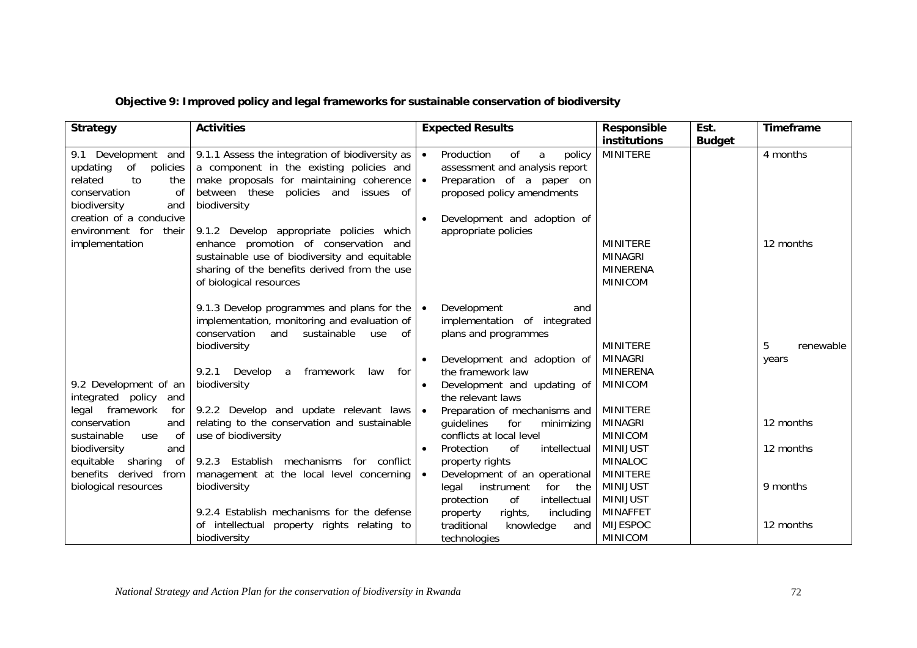**Objective 9: Improved policy and legal frameworks for sustainable conservation of biodiversity**

| Strategy | Activities | Expected Results | Responsible institutions | Est. Budget | Timeframe |
|---|---|---|---|---|---|
| 9.1 Development and updating of policies related to the conservation of biodiversity and creation of a conducive environment for their implementation | 9.1.1 Assess the integration of biodiversity as a component in the existing policies and make proposals for maintaining coherence between these policies and issues of biodiversity | • Production of a policy assessment and analysis report<br>• Preparation of a paper on proposed policy amendments | MINITERE | | 4 months |
| | 9.1.2 Develop appropriate policies which enhance promotion of conservation and sustainable use of biodiversity and equitable sharing of the benefits derived from the use of biological resources | • Development and adoption of appropriate policies | MINITERE<br>MINAGRI<br>MINERENA<br>MINICOM | | 12 months |
| | 9.1.3 Develop programmes and plans for the implementation, monitoring and evaluation of conservation and sustainable use of biodiversity | • Development and implementation of integrated plans and programmes | MINITERE<br>MINAGRI<br>MINERENA<br>MINICOM | | 5 renewable years |
| 9.2 Development of an integrated policy and legal framework for conservation and sustainable use of biodiversity and equitable sharing of benefits derived from biological resources | 9.2.1 Develop a framework law for biodiversity | • Development and adoption of the framework law | MINITERE<br>MINAGRI<br>MINICOM | | 12 months |
| | 9.2.2 Develop and update relevant laws relating to the conservation and sustainable use of biodiversity | • Development and updating of the relevant laws | MINIJUST | | 12 months |
| | 9.2.3 Establish mechanisms for conflict management at the local level concerning biodiversity | • Preparation of mechanisms and guidelines for minimizing conflicts at local level | MINALOC<br>MINITERE<br>MINIJUST | | 9 months |
| | 9.2.4 Establish mechanisms for the defense of intellectual property rights relating to biodiversity | • Protection of intellectual property rights<br>• Development of an operational legal instrument for the protection of intellectual property rights, including traditional knowledge and technologies | MINIJUST<br>MINAFFET<br>MIJESPOC<br>MINICOM | | 12 months |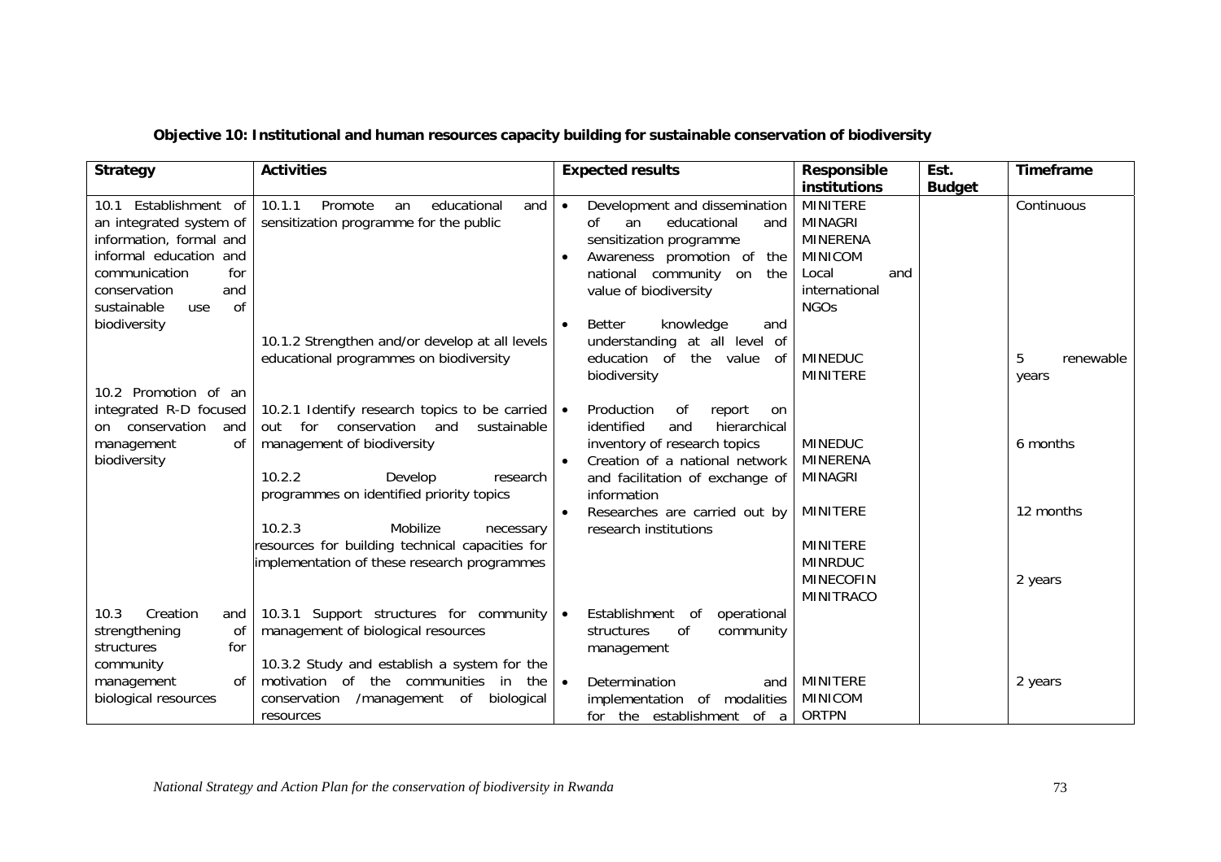**Objective 10: Institutional and human resources capacity building for sustainable conservation of biodiversity**

| Strategy | Activities | Expected results | Responsible institutions | Est. Budget | Timeframe |
|---|---|---|---|---|---|
| 10.1 Establishment of an integrated system of information, formal and informal education and communication for conservation and sustainable use of biodiversity | 10.1.1 Promote an educational and sensitization programme for the public | • Development and dissemination of an educational and sensitization programme<br>• Awareness promotion of the national community on the value of biodiversity | MINITERE<br>MINAGRI<br>MINERENA<br>MINICOM<br>Local and international NGOs | | Continuous |
| | 10.1.2 Strengthen and/or develop at all levels educational programmes on biodiversity | • Better knowledge and understanding at all level of education of the value of biodiversity | MINEDUC<br>MINITERE | | 5 renewable years |
| 10.2 Promotion of an integrated R-D focused on conservation and management of biodiversity | 10.2.1 Identify research topics to be carried out for conservation and sustainable management of biodiversity | • Production of report on identified and hierarchical inventory of research topics<br>• Creation of a national network and facilitation of exchange of information | MINEDUC<br>MINERENA<br>MINAGRI | | 6 months |
| | 10.2.2 Develop research programmes on identified priority topics | • Researches are carried out by research institutions | MINITERE | | 12 months |
| | 10.2.3 Mobilize necessary resources for building technical capacities for implementation of these research programmes | | MINITERE<br>MINRDUC<br>MINECOFIN<br>MINITRACO | | 2 years |
| 10.3 Creation and strengthening of structures for community management of biological resources | 10.3.1 Support structures for community management of biological resources | • Establishment of operational structures of community management | | | |
| | 10.3.2 Study and establish a system for the motivation of the communities in the conservation /management of biological resources | • Determination and implementation of modalities for the establishment of a | MINITERE<br>MINICOM<br>ORTPN | | 2 years |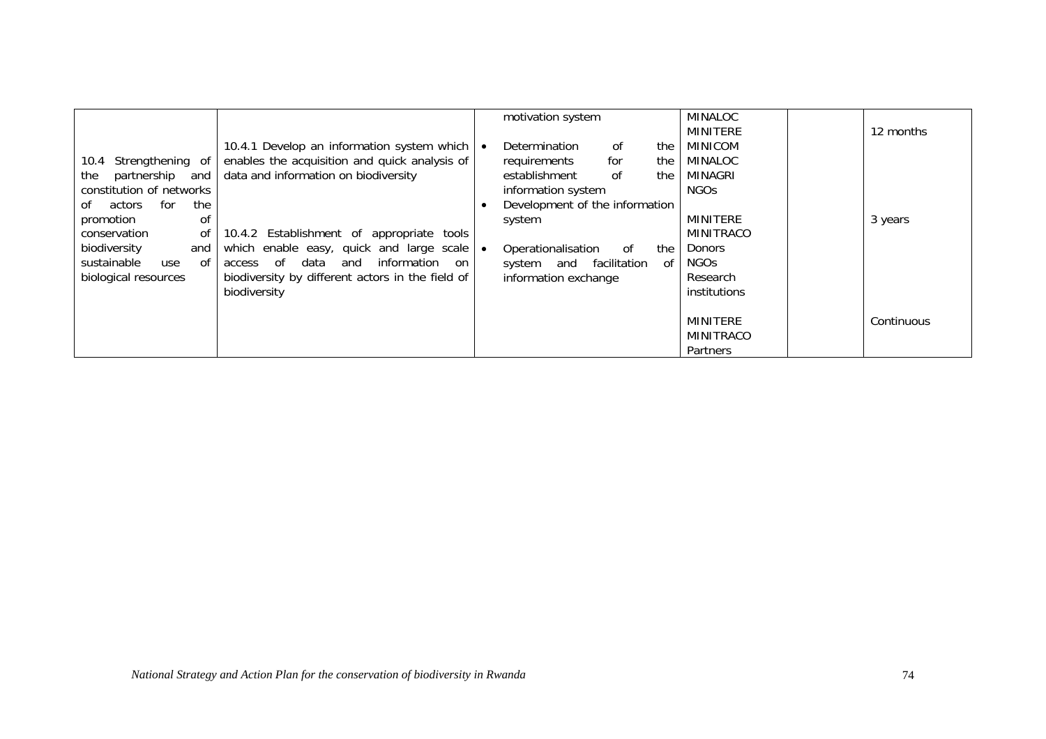| | | | | | |
|---|---|---|---|---|---|
| 10.4 Strengthening of the partnership and constitution of networks of actors for the promotion of conservation of biodiversity and sustainable use of biological resources | 10.4.1 Develop an information system which enables the acquisition and quick analysis of data and information on biodiversity<br><br>10.4.2 Establishment of appropriate tools which enable easy, quick and large scale access of data and information on biodiversity by different actors in the field of biodiversity | motivation system<br><br>• Determination of the requirements for the establishment of the information system<br>• Development of the information system<br><br>• Operationalisation of the system and facilitation of information exchange | MINALOC<br>MINITERE<br>MINICOM<br>MINALOC<br>MINAGRI<br>NGOs<br><br>MINITERE<br>MINITRACO<br>Donors<br>NGOs<br>Research institutions<br><br>MINITERE<br>MINITRACO<br>Partners | | 12 months<br><br>3 years<br><br>Continuous |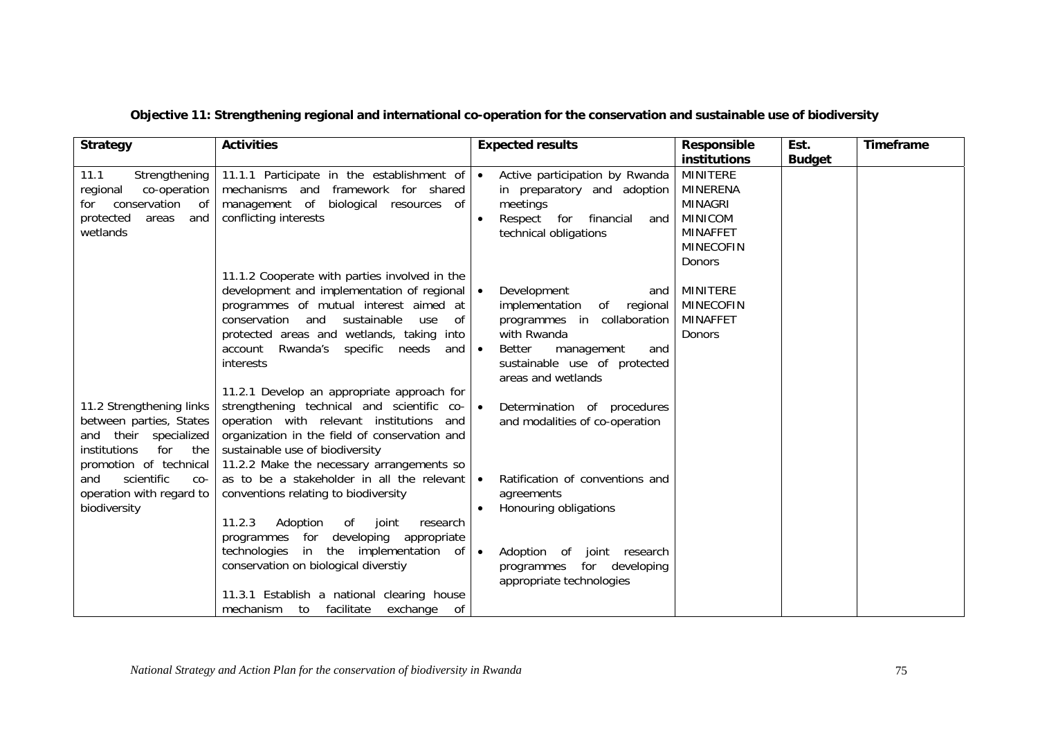**Objective 11: Strengthening regional and international co-operation for the conservation and sustainable use of biodiversity**

| Strategy | Activities | Expected results | Responsible institutions | Est. Budget | Timeframe |
|---|---|---|---|---|---|
| 11.1 Strengthening regional co-operation for conservation of protected areas and wetlands | 11.1.1 Participate in the establishment of mechanisms and framework for shared management of biological resources of conflicting interests | • Active participation by Rwanda in preparatory and adoption meetings<br>• Respect for financial and technical obligations | MINITERE<br>MINERENA<br>MINAGRI<br>MINICOM<br>MINAFFET<br>MINECOFIN<br>Donors | | |
| | 11.1.2 Cooperate with parties involved in the development and implementation of regional programmes of mutual interest aimed at conservation and sustainable use of protected areas and wetlands, taking into account Rwanda's specific needs and interests | • Development and implementation of regional programmes in collaboration with Rwanda<br>• Better management and sustainable use of protected areas and wetlands | MINITERE<br>MINECOFIN<br>MINAFFET<br>Donors | | |
| 11.2 Strengthening links between parties, States and their specialized institutions for the promotion of technical and scientific co-operation with regard to biodiversity | 11.2.1 Develop an appropriate approach for strengthening technical and scientific co-operation with relevant institutions and organization in the field of conservation and sustainable use of biodiversity | • Determination of procedures and modalities of co-operation | | | |
| | 11.2.2 Make the necessary arrangements so as to be a stakeholder in all the relevant conventions relating to biodiversity | • Ratification of conventions and agreements<br>• Honouring obligations | | | |
| | 11.2.3 Adoption of joint research programmes for developing appropriate technologies in the implementation of conservation on biological diverstiy | • Adoption of joint research programmes for developing appropriate technologies | | | |
| | 11.3.1 Establish a national clearing house mechanism to facilitate exchange of | | | | |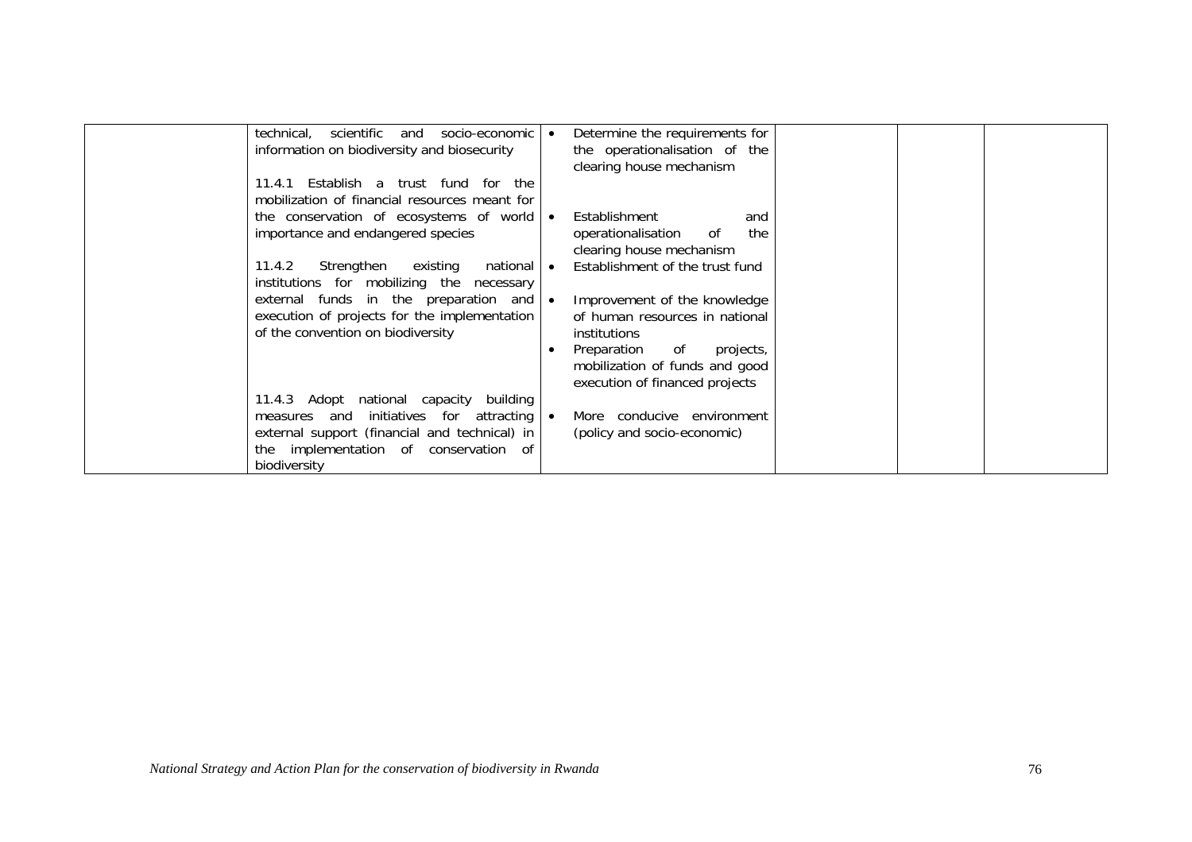| | | | | | |
|---|---|---|---|---|---|
| | technical, scientific and socio-economic information on biodiversity and biosecurity | • Determine the requirements for the operationalisation of the clearing house mechanism | | | |
| | 11.4.1 Establish a trust fund for the mobilization of financial resources meant for the conservation of ecosystems of world importance and endangered species | • Establishment and operationalisation of the clearing house mechanism<br>• Establishment of the trust fund | | | |
| | 11.4.2 Strengthen existing national institutions for mobilizing the necessary external funds in the preparation and execution of projects for the implementation of the convention on biodiversity | • Improvement of the knowledge of human resources in national institutions<br>• Preparation of projects, mobilization of funds and good execution of financed projects | | | |
| | 11.4.3 Adopt national capacity building measures and initiatives for attracting external support (financial and technical) in the implementation of conservation of biodiversity | • More conducive environment (policy and socio-economic) | | | |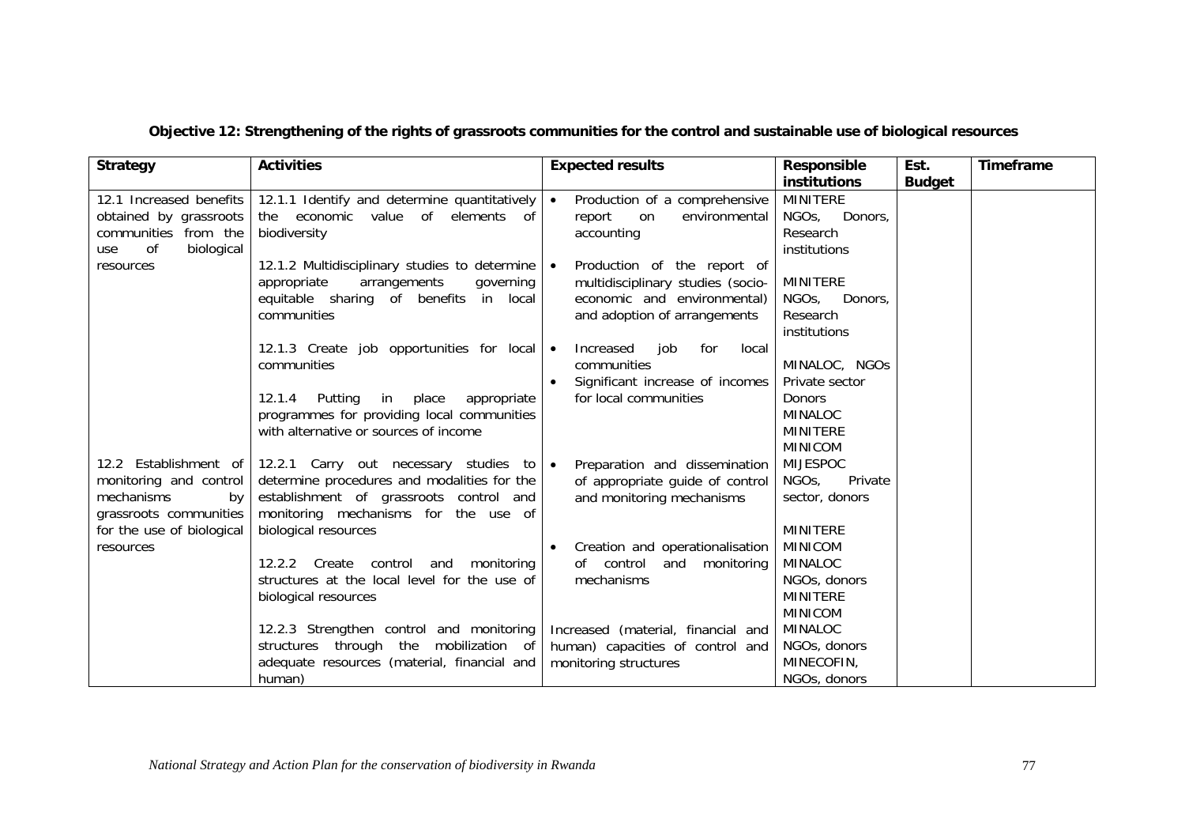**Objective 12: Strengthening of the rights of grassroots communities for the control and sustainable use of biological resources**

| Strategy | Activities | Expected results | Responsible institutions | Est. Budget | Timeframe |
|---|---|---|---|---|---|
| 12.1 Increased benefits obtained by grassroots communities from the use of biological resources | 12.1.1 Identify and determine quantitatively the economic value of elements of biodiversity | • Production of a comprehensive report on environmental accounting | MINITERE NGOs, Donors, Research institutions | | |
| | 12.1.2 Multidisciplinary studies to determine appropriate arrangements governing equitable sharing of benefits in local communities | • Production of the report of multidisciplinary studies (socio-economic and environmental) and adoption of arrangements | MINITERE NGOs, Donors, Research institutions | | |
| | 12.1.3 Create job opportunities for local communities | • Increased job for local communities<br>• Significant increase of incomes for local communities | MINALOC, NGOs Private sector Donors | | |
| | 12.1.4 Putting in place appropriate programmes for providing local communities with alternative or sources of income | | MINALOC MINITERE MINICOM MIJESPOC NGOs, Private sector, donors | | |
| 12.2 Establishment of monitoring and control mechanisms by grassroots communities for the use of biological resources | 12.2.1 Carry out necessary studies to determine procedures and modalities for the establishment of grassroots control and monitoring mechanisms for the use of biological resources | • Preparation and dissemination of appropriate guide of control and monitoring mechanisms | MINITERE MINICOM MINALOC NGOs, donors | | |
| | 12.2.2 Create control and monitoring structures at the local level for the use of biological resources | • Creation and operationalisation of control and monitoring mechanisms | MINITERE MINICOM MINALOC NGOs, donors | | |
| | 12.2.3 Strengthen control and monitoring structures through the mobilization of adequate resources (material, financial and human) | Increased (material, financial and human) capacities of control and monitoring structures | MINECOFIN, NGOs, donors | | |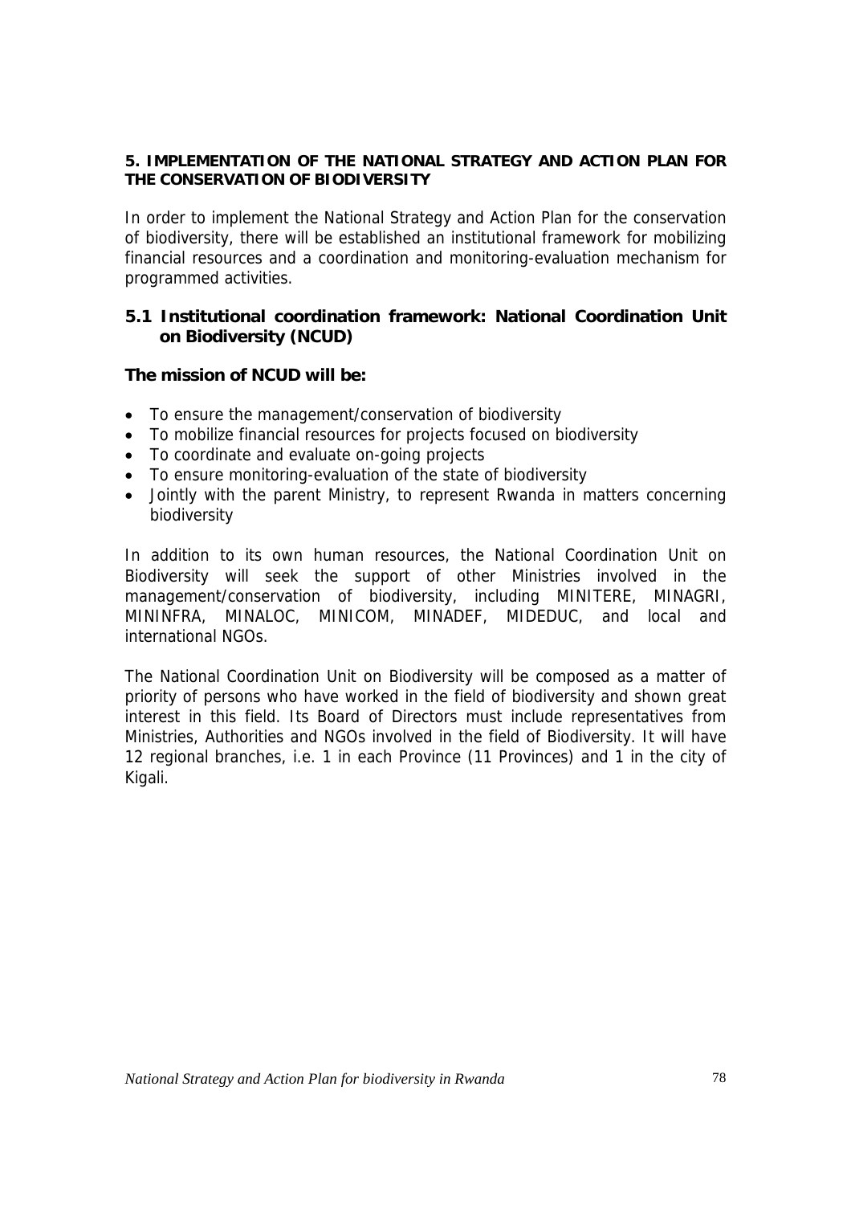## 5. IMPLEMENTATION OF THE NATIONAL STRATEGY AND ACTION PLAN FOR THE CONSERVATION OF BIODIVERSITY

In order to implement the National Strategy and Action Plan for the conservation of biodiversity, there will be established an institutional framework for mobilizing financial resources and a coordination and monitoring-evaluation mechanism for programmed activities.

### 5.1 Institutional coordination framework: National Coordination Unit on Biodiversity (NCUD)

**The mission of NCUD will be:**

- To ensure the management/conservation of biodiversity
- To mobilize financial resources for projects focused on biodiversity
- To coordinate and evaluate on-going projects
- To ensure monitoring-evaluation of the state of biodiversity
- Jointly with the parent Ministry, to represent Rwanda in matters concerning biodiversity

In addition to its own human resources, the National Coordination Unit on Biodiversity will seek the support of other Ministries involved in the management/conservation of biodiversity, including MINITERE, MINAGRI, MININFRA, MINALOC, MINICOM, MINADEF, MIDEDUC, and local and international NGOs.

The National Coordination Unit on Biodiversity will be composed as a matter of priority of persons who have worked in the field of biodiversity and shown great interest in this field. Its Board of Directors must include representatives from Ministries, Authorities and NGOs involved in the field of Biodiversity. It will have 12 regional branches, i.e. 1 in each Province (11 Provinces) and 1 in the city of Kigali.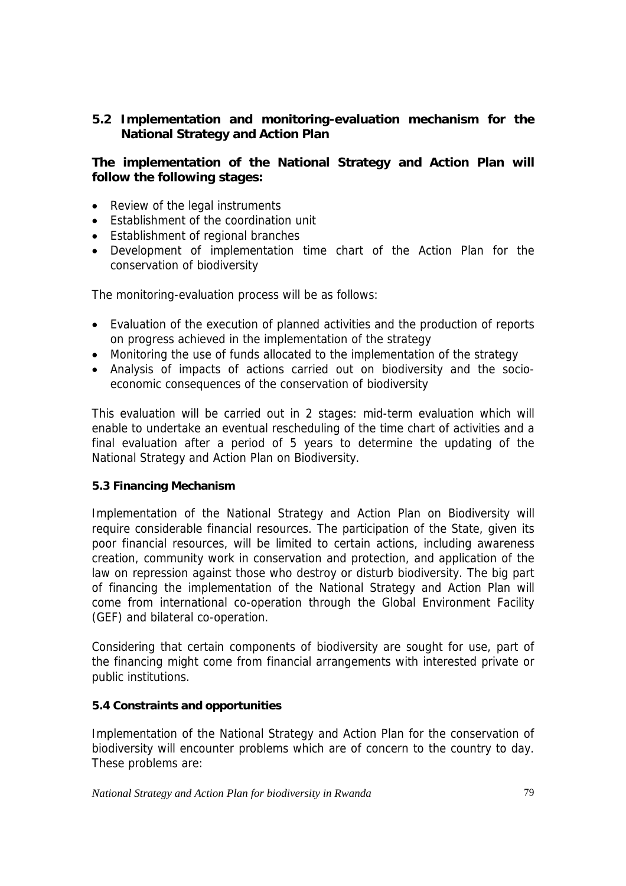## 5.2 Implementation and monitoring-evaluation mechanism for the National Strategy and Action Plan

**The implementation of the National Strategy and Action Plan will follow the following stages:**

- Review of the legal instruments
- Establishment of the coordination unit
- Establishment of regional branches
- Development of implementation time chart of the Action Plan for the conservation of biodiversity

The monitoring-evaluation process will be as follows:

- Evaluation of the execution of planned activities and the production of reports on progress achieved in the implementation of the strategy
- Monitoring the use of funds allocated to the implementation of the strategy
- Analysis of impacts of actions carried out on biodiversity and the socio-economic consequences of the conservation of biodiversity

This evaluation will be carried out in 2 stages: mid-term evaluation which will enable to undertake an eventual rescheduling of the time chart of activities and a final evaluation after a period of 5 years to determine the updating of the National Strategy and Action Plan on Biodiversity.

### 5.3 Financing Mechanism

Implementation of the National Strategy and Action Plan on Biodiversity will require considerable financial resources. The participation of the State, given its poor financial resources, will be limited to certain actions, including awareness creation, community work in conservation and protection, and application of the law on repression against those who destroy or disturb biodiversity. The big part of financing the implementation of the National Strategy and Action Plan will come from international co-operation through the Global Environment Facility (GEF) and bilateral co-operation.

Considering that certain components of biodiversity are sought for use, part of the financing might come from financial arrangements with interested private or public institutions.

### 5.4 Constraints and opportunities

Implementation of the National Strategy and Action Plan for the conservation of biodiversity will encounter problems which are of concern to the country to day. These problems are: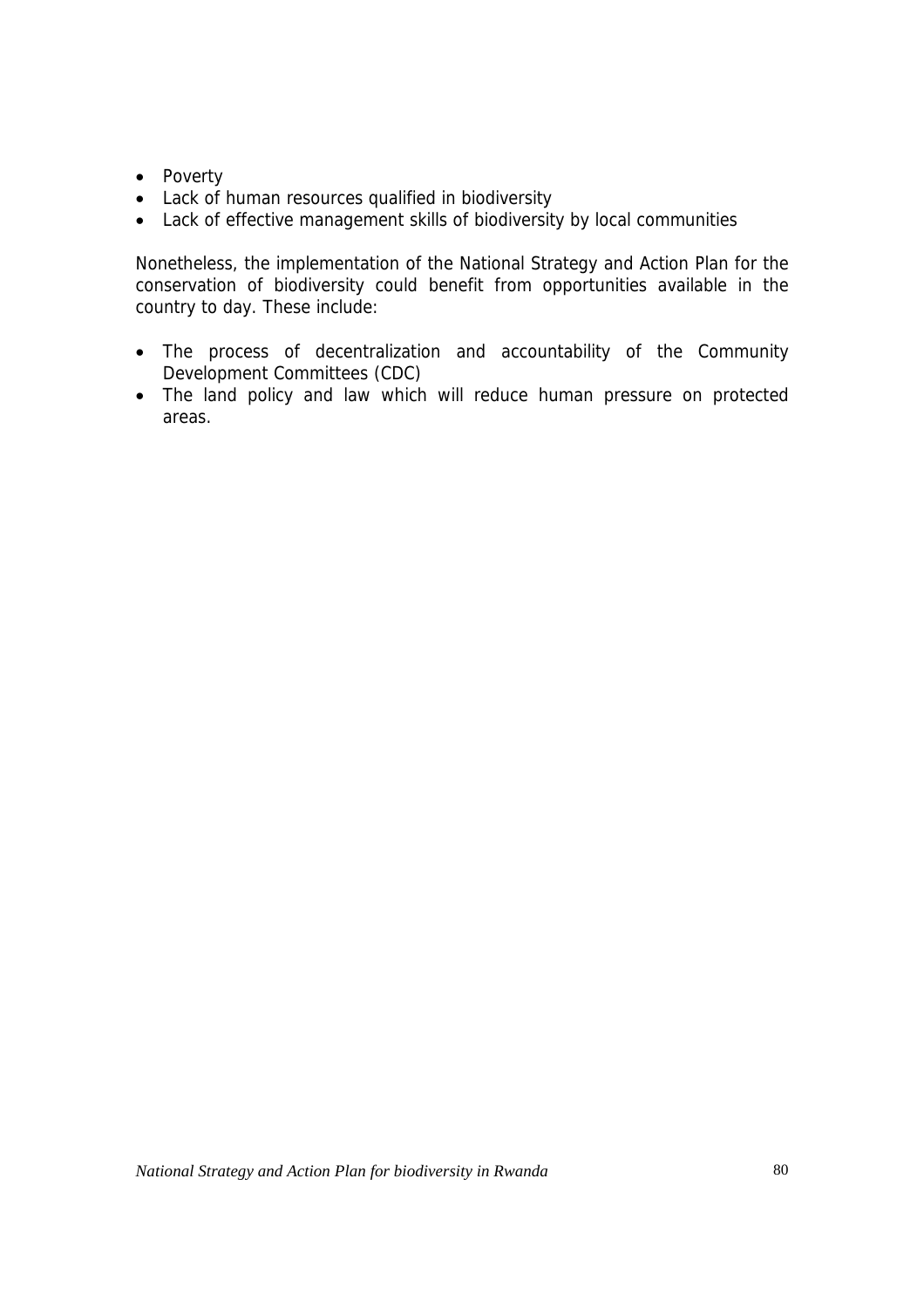- Poverty
- Lack of human resources qualified in biodiversity
- Lack of effective management skills of biodiversity by local communities

Nonetheless, the implementation of the National Strategy and Action Plan for the conservation of biodiversity could benefit from opportunities available in the country to day. These include:

- The process of decentralization and accountability of the Community Development Committees (CDC)
- The land policy and law which will reduce human pressure on protected areas.